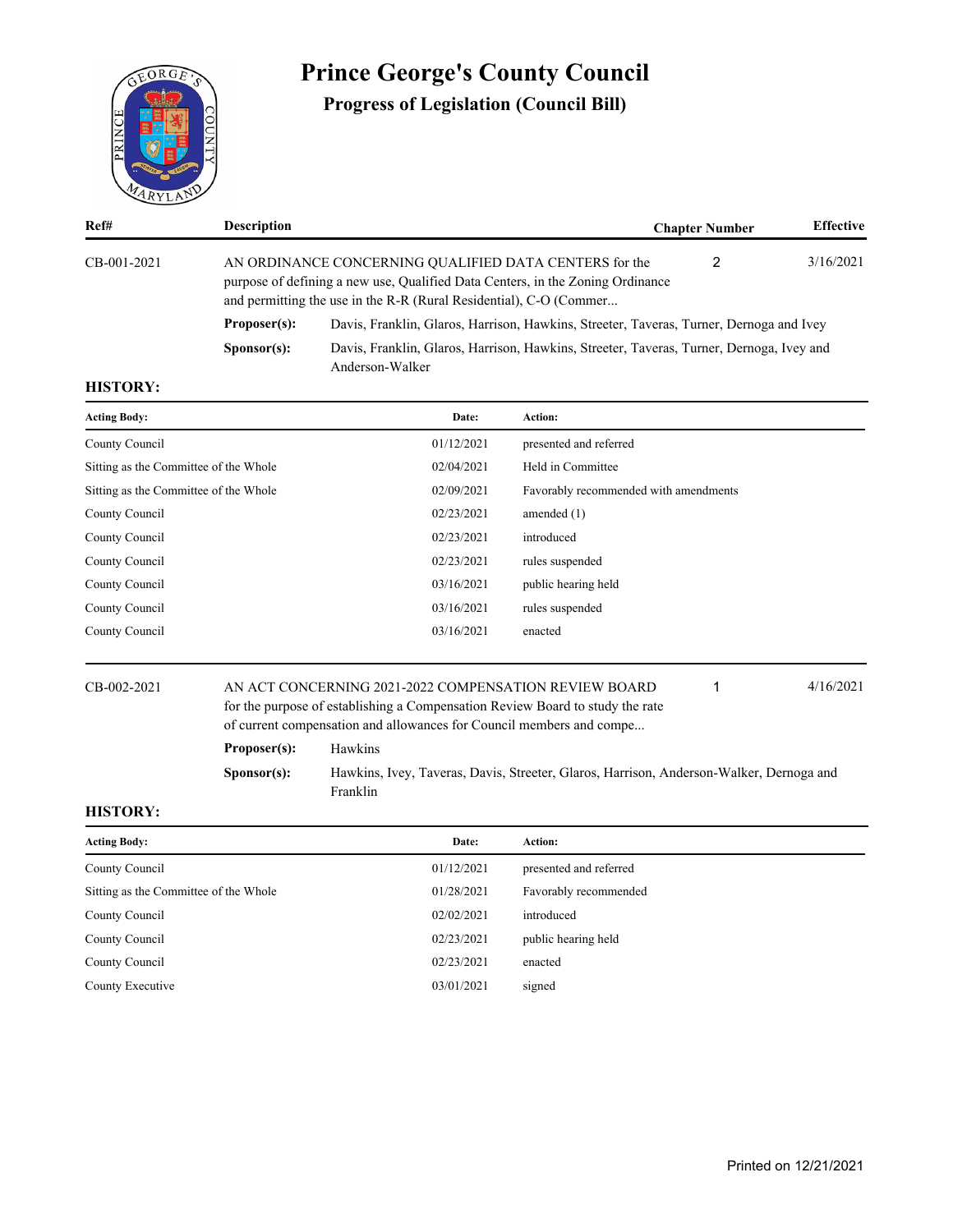# Prince George's County Council

## Progress of Legislation (Council Bill)

| Ref# | Description | Chapter Number | Effective |
|---|---|---|---|
| CB-001-2021 | AN ORDINANCE CONCERNING QUALIFIED DATA CENTERS for the purpose of defining a new use, Qualified Data Centers, in the Zoning Ordinance and permitting the use in the R-R (Rural Residential), C-O (Commer... | 2 | 3/16/2021 |

**Proposer(s):** Davis, Franklin, Glaros, Harrison, Hawkins, Streeter, Taveras, Turner, Dernoga and Ivey

**Sponsor(s):** Davis, Franklin, Glaros, Harrison, Hawkins, Streeter, Taveras, Turner, Dernoga, Ivey and Anderson-Walker

**HISTORY:**

| Acting Body: | Date: | Action: |
|---|---|---|
| County Council | 01/12/2021 | presented and referred |
| Sitting as the Committee of the Whole | 02/04/2021 | Held in Committee |
| Sitting as the Committee of the Whole | 02/09/2021 | Favorably recommended with amendments |
| County Council | 02/23/2021 | amended (1) |
| County Council | 02/23/2021 | introduced |
| County Council | 02/23/2021 | rules suspended |
| County Council | 03/16/2021 | public hearing held |
| County Council | 03/16/2021 | rules suspended |
| County Council | 03/16/2021 | enacted |

| Ref# | Description | Chapter Number | Effective |
|---|---|---|---|
| CB-002-2021 | AN ACT CONCERNING 2021-2022 COMPENSATION REVIEW BOARD for the purpose of establishing a Compensation Review Board to study the rate of current compensation and allowances for Council members and compe... | 1 | 4/16/2021 |

**Proposer(s):** Hawkins

**Sponsor(s):** Hawkins, Ivey, Taveras, Davis, Streeter, Glaros, Harrison, Anderson-Walker, Dernoga and Franklin

**HISTORY:**

| Acting Body: | Date: | Action: |
|---|---|---|
| County Council | 01/12/2021 | presented and referred |
| Sitting as the Committee of the Whole | 01/28/2021 | Favorably recommended |
| County Council | 02/02/2021 | introduced |
| County Council | 02/23/2021 | public hearing held |
| County Council | 02/23/2021 | enacted |
| County Executive | 03/01/2021 | signed |

Printed on 12/21/2021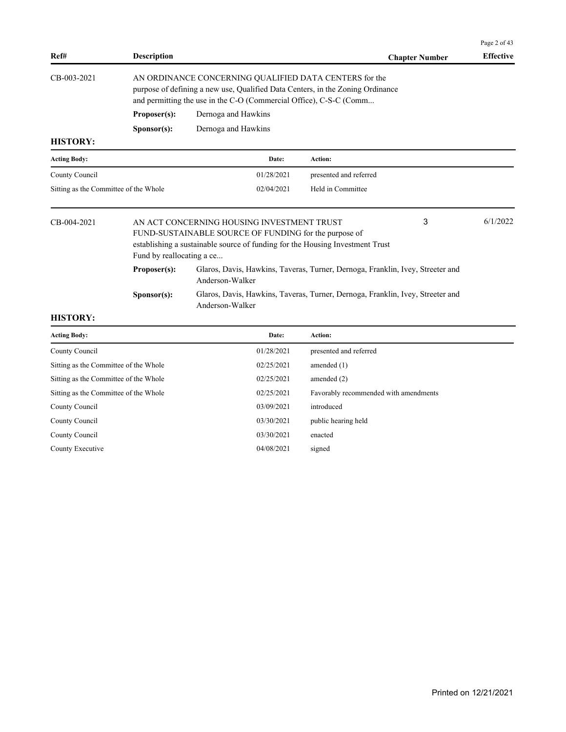| Ref# | Description | Chapter Number | Effective |
|---|---|---|---|

**CB-003-2021**

AN ORDINANCE CONCERNING QUALIFIED DATA CENTERS for the purpose of defining a new use, Qualified Data Centers, in the Zoning Ordinance and permitting the use in the C-O (Commercial Office), C-S-C (Comm...

**Proposer(s):** Dernoga and Hawkins

**Sponsor(s):** Dernoga and Hawkins

**HISTORY:**

| Acting Body: | Date: | Action: |
|---|---|---|
| County Council | 01/28/2021 | presented and referred |
| Sitting as the Committee of the Whole | 02/04/2021 | Held in Committee |

**CB-004-2021** — Chapter Number: 3 — Effective: 6/1/2022

AN ACT CONCERNING HOUSING INVESTMENT TRUST FUND-SUSTAINABLE SOURCE OF FUNDING for the purpose of establishing a sustainable source of funding for the Housing Investment Trust Fund by reallocating a ce...

**Proposer(s):** Glaros, Davis, Hawkins, Taveras, Turner, Dernoga, Franklin, Ivey, Streeter and Anderson-Walker

**Sponsor(s):** Glaros, Davis, Hawkins, Taveras, Turner, Dernoga, Franklin, Ivey, Streeter and Anderson-Walker

**HISTORY:**

| Acting Body: | Date: | Action: |
|---|---|---|
| County Council | 01/28/2021 | presented and referred |
| Sitting as the Committee of the Whole | 02/25/2021 | amended (1) |
| Sitting as the Committee of the Whole | 02/25/2021 | amended (2) |
| Sitting as the Committee of the Whole | 02/25/2021 | Favorably recommended with amendments |
| County Council | 03/09/2021 | introduced |
| County Council | 03/30/2021 | public hearing held |
| County Council | 03/30/2021 | enacted |
| County Executive | 04/08/2021 | signed |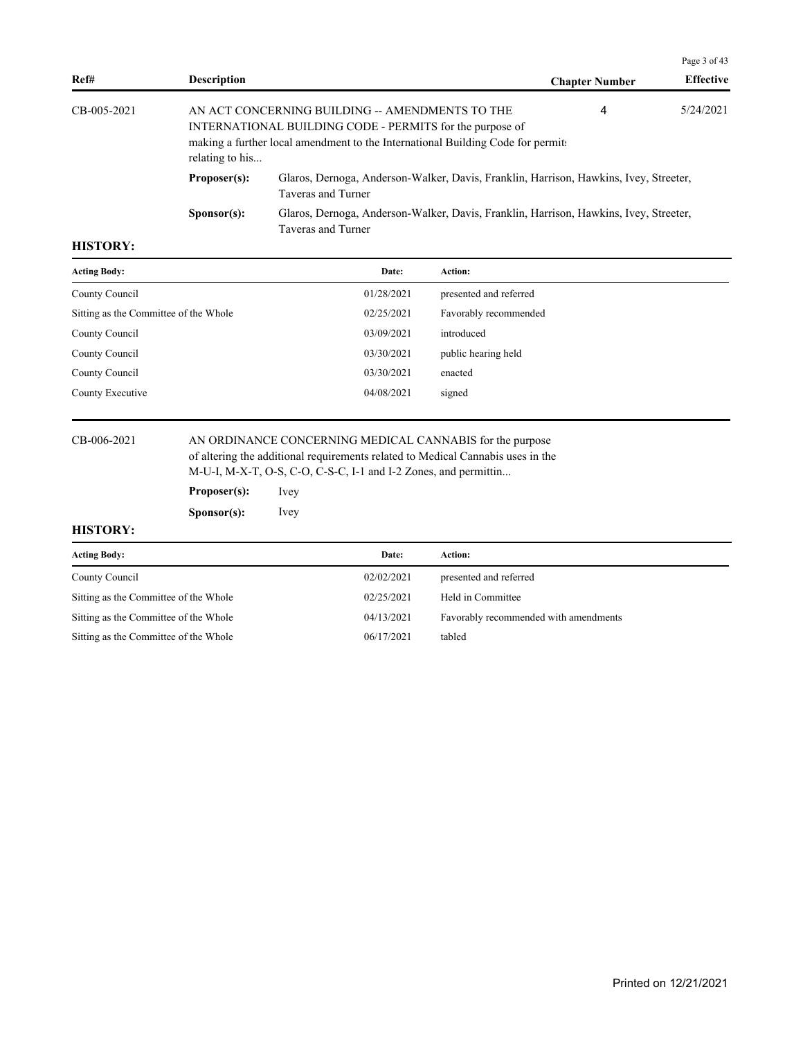| Ref# | Description | Chapter Number | Effective |
|---|---|---|---|
| CB-005-2021 | AN ACT CONCERNING BUILDING -- AMENDMENTS TO THE INTERNATIONAL BUILDING CODE - PERMITS for the purpose of making a further local amendment to the International Building Code for permits relating to his... | 4 | 5/24/2021 |

**Proposer(s):** Glaros, Dernoga, Anderson-Walker, Davis, Franklin, Harrison, Hawkins, Ivey, Streeter, Taveras and Turner

**Sponsor(s):** Glaros, Dernoga, Anderson-Walker, Davis, Franklin, Harrison, Hawkins, Ivey, Streeter, Taveras and Turner

**HISTORY:**

| Acting Body: | Date: | Action: |
|---|---|---|
| County Council | 01/28/2021 | presented and referred |
| Sitting as the Committee of the Whole | 02/25/2021 | Favorably recommended |
| County Council | 03/09/2021 | introduced |
| County Council | 03/30/2021 | public hearing held |
| County Council | 03/30/2021 | enacted |
| County Executive | 04/08/2021 | signed |

---

| Ref# | Description | Chapter Number | Effective |
|---|---|---|---|
| CB-006-2021 | AN ORDINANCE CONCERNING MEDICAL CANNABIS for the purpose of altering the additional requirements related to Medical Cannabis uses in the M-U-I, M-X-T, O-S, C-O, C-S-C, I-1 and I-2 Zones, and permittin... | | |

**Proposer(s):** Ivey

**Sponsor(s):** Ivey

**HISTORY:**

| Acting Body: | Date: | Action: |
|---|---|---|
| County Council | 02/02/2021 | presented and referred |
| Sitting as the Committee of the Whole | 02/25/2021 | Held in Committee |
| Sitting as the Committee of the Whole | 04/13/2021 | Favorably recommended with amendments |
| Sitting as the Committee of the Whole | 06/17/2021 | tabled |

Printed on 12/21/2021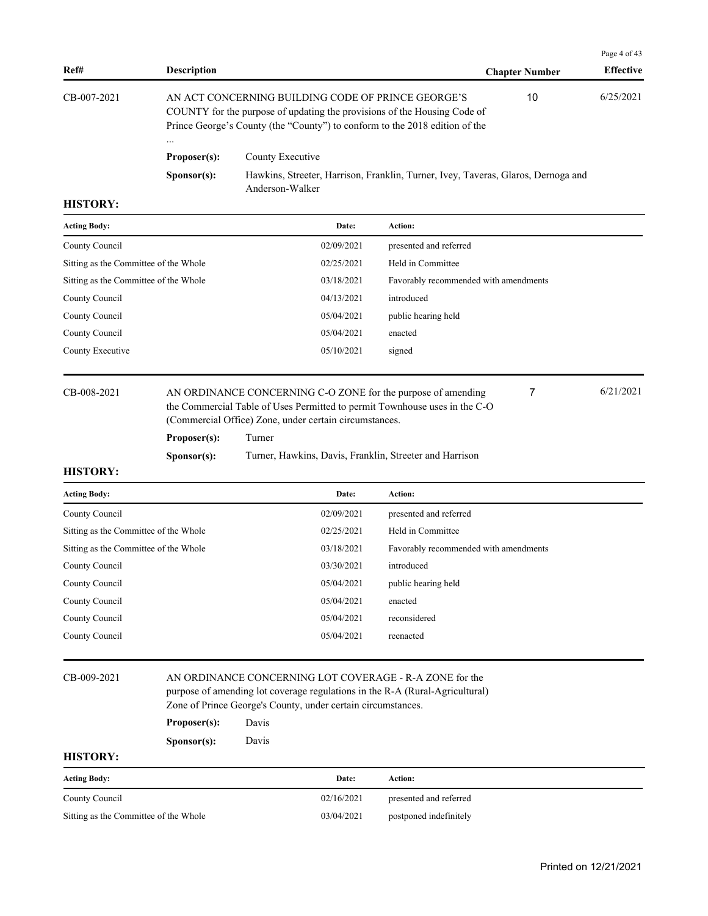| Ref# | Description | Chapter Number | Effective |
|---|---|---|---|
| CB-007-2021 | AN ACT CONCERNING BUILDING CODE OF PRINCE GEORGE'S COUNTY for the purpose of updating the provisions of the Housing Code of Prince George's County (the "County") to conform to the 2018 edition of the ... | 10 | 6/25/2021 |

**Proposer(s):** County Executive

**Sponsor(s):** Hawkins, Streeter, Harrison, Franklin, Turner, Ivey, Taveras, Glaros, Dernoga and Anderson-Walker

**HISTORY:**

| Acting Body: | Date: | Action: |
|---|---|---|
| County Council | 02/09/2021 | presented and referred |
| Sitting as the Committee of the Whole | 02/25/2021 | Held in Committee |
| Sitting as the Committee of the Whole | 03/18/2021 | Favorably recommended with amendments |
| County Council | 04/13/2021 | introduced |
| County Council | 05/04/2021 | public hearing held |
| County Council | 05/04/2021 | enacted |
| County Executive | 05/10/2021 | signed |

| Ref# | Description | Chapter Number | Effective |
|---|---|---|---|
| CB-008-2021 | AN ORDINANCE CONCERNING C-O ZONE for the purpose of amending the Commercial Table of Uses Permitted to permit Townhouse uses in the C-O (Commercial Office) Zone, under certain circumstances. | 7 | 6/21/2021 |

**Proposer(s):** Turner

**Sponsor(s):** Turner, Hawkins, Davis, Franklin, Streeter and Harrison

**HISTORY:**

| Acting Body: | Date: | Action: |
|---|---|---|
| County Council | 02/09/2021 | presented and referred |
| Sitting as the Committee of the Whole | 02/25/2021 | Held in Committee |
| Sitting as the Committee of the Whole | 03/18/2021 | Favorably recommended with amendments |
| County Council | 03/30/2021 | introduced |
| County Council | 05/04/2021 | public hearing held |
| County Council | 05/04/2021 | enacted |
| County Council | 05/04/2021 | reconsidered |
| County Council | 05/04/2021 | reenacted |

| Ref# | Description | Chapter Number | Effective |
|---|---|---|---|
| CB-009-2021 | AN ORDINANCE CONCERNING LOT COVERAGE - R-A ZONE for the purpose of amending lot coverage regulations in the R-A (Rural-Agricultural) Zone of Prince George's County, under certain circumstances. | | |

**Proposer(s):** Davis

**Sponsor(s):** Davis

**HISTORY:**

| Acting Body: | Date: | Action: |
|---|---|---|
| County Council | 02/16/2021 | presented and referred |
| Sitting as the Committee of the Whole | 03/04/2021 | postponed indefinitely |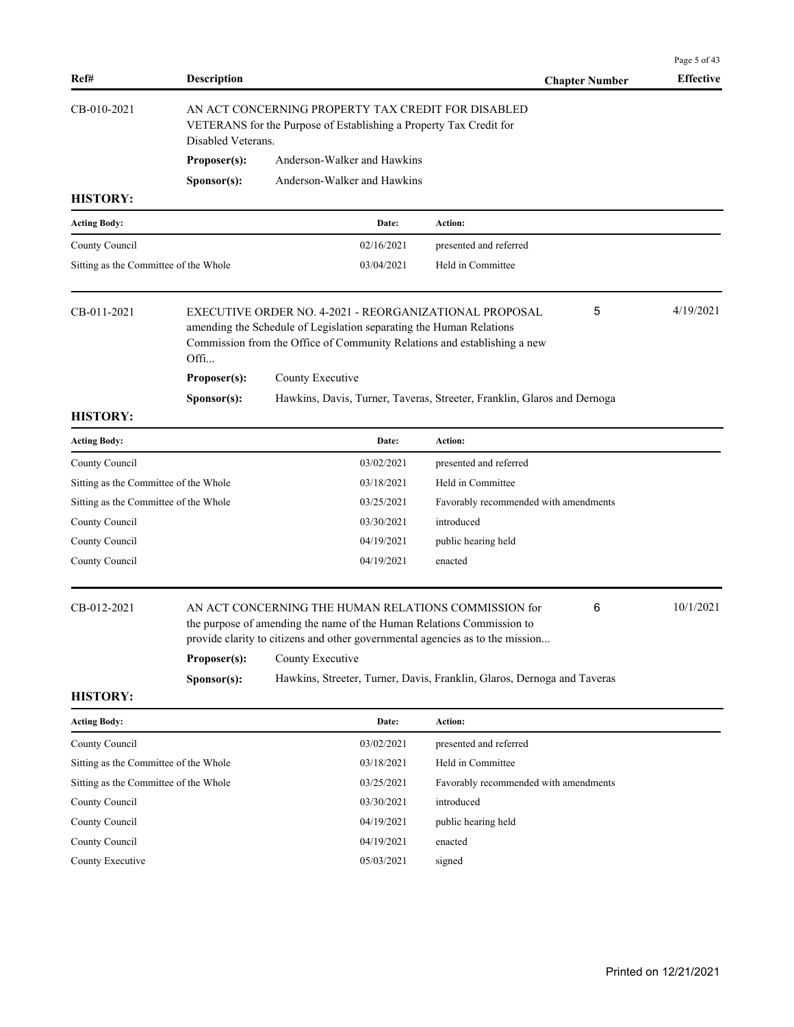| Ref# | Description | Chapter Number | Effective |
|---|---|---|---|

**CB-010-2021** — AN ACT CONCERNING PROPERTY TAX CREDIT FOR DISABLED VETERANS for the Purpose of Establishing a Property Tax Credit for Disabled Veterans.

**Proposer(s):** Anderson-Walker and Hawkins

**Sponsor(s):** Anderson-Walker and Hawkins

**HISTORY:**

| Acting Body: | Date: | Action: |
|---|---|---|
| County Council | 02/16/2021 | presented and referred |
| Sitting as the Committee of the Whole | 03/04/2021 | Held in Committee |

**CB-011-2021** — EXECUTIVE ORDER NO. 4-2021 - REORGANIZATIONAL PROPOSAL amending the Schedule of Legislation separating the Human Relations Commission from the Office of Community Relations and establishing a new Offi...

Chapter Number: 5 — Effective: 4/19/2021

**Proposer(s):** County Executive

**Sponsor(s):** Hawkins, Davis, Turner, Taveras, Streeter, Franklin, Glaros and Dernoga

**HISTORY:**

| Acting Body: | Date: | Action: |
|---|---|---|
| County Council | 03/02/2021 | presented and referred |
| Sitting as the Committee of the Whole | 03/18/2021 | Held in Committee |
| Sitting as the Committee of the Whole | 03/25/2021 | Favorably recommended with amendments |
| County Council | 03/30/2021 | introduced |
| County Council | 04/19/2021 | public hearing held |
| County Council | 04/19/2021 | enacted |

**CB-012-2021** — AN ACT CONCERNING THE HUMAN RELATIONS COMMISSION for the purpose of amending the name of the Human Relations Commission to provide clarity to citizens and other governmental agencies as to the mission...

Chapter Number: 6 — Effective: 10/1/2021

**Proposer(s):** County Executive

**Sponsor(s):** Hawkins, Streeter, Turner, Davis, Franklin, Glaros, Dernoga and Taveras

**HISTORY:**

| Acting Body: | Date: | Action: |
|---|---|---|
| County Council | 03/02/2021 | presented and referred |
| Sitting as the Committee of the Whole | 03/18/2021 | Held in Committee |
| Sitting as the Committee of the Whole | 03/25/2021 | Favorably recommended with amendments |
| County Council | 03/30/2021 | introduced |
| County Council | 04/19/2021 | public hearing held |
| County Council | 04/19/2021 | enacted |
| County Executive | 05/03/2021 | signed |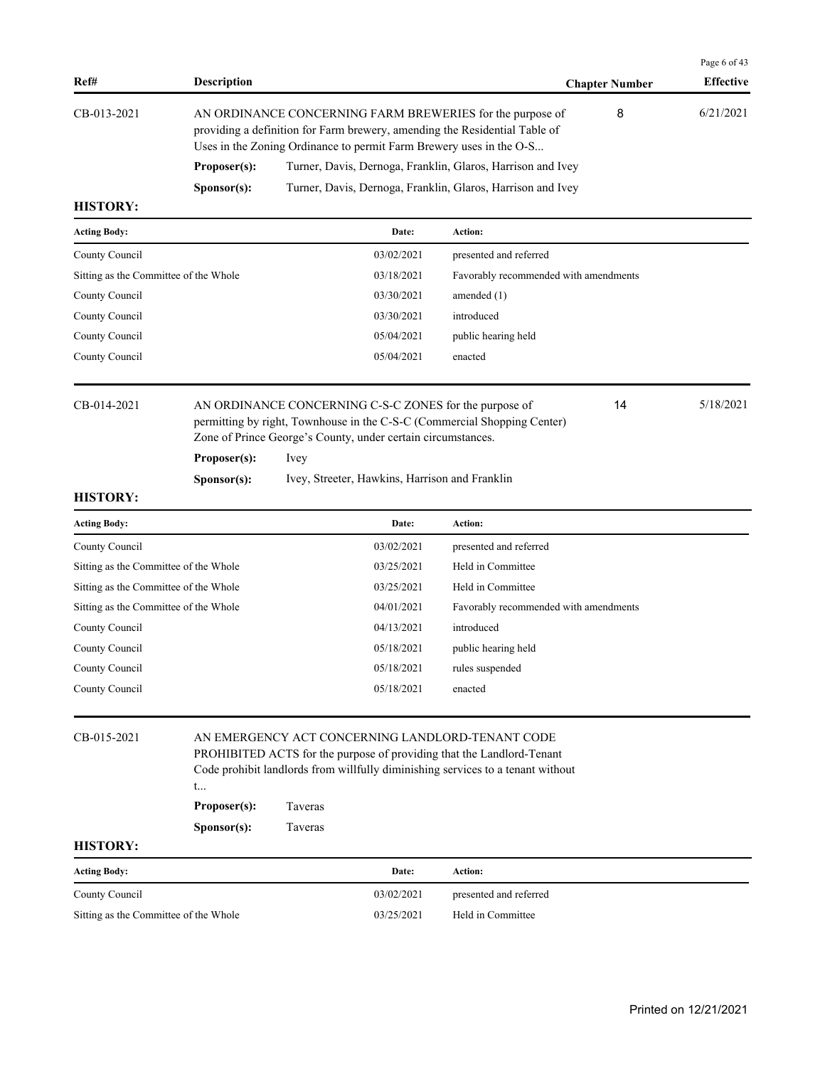| Ref# | Description | Chapter Number | Effective |
|---|---|---|---|
| CB-013-2021 | AN ORDINANCE CONCERNING FARM BREWERIES for the purpose of providing a definition for Farm brewery, amending the Residential Table of Uses in the Zoning Ordinance to permit Farm Brewery uses in the O-S... | 8 | 6/21/2021 |

**Proposer(s):** Turner, Davis, Dernoga, Franklin, Glaros, Harrison and Ivey

**Sponsor(s):** Turner, Davis, Dernoga, Franklin, Glaros, Harrison and Ivey

**HISTORY:**

| Acting Body: | Date: | Action: |
|---|---|---|
| County Council | 03/02/2021 | presented and referred |
| Sitting as the Committee of the Whole | 03/18/2021 | Favorably recommended with amendments |
| County Council | 03/30/2021 | amended (1) |
| County Council | 03/30/2021 | introduced |
| County Council | 05/04/2021 | public hearing held |
| County Council | 05/04/2021 | enacted |

| Ref# | Description | Chapter Number | Effective |
|---|---|---|---|
| CB-014-2021 | AN ORDINANCE CONCERNING C-S-C ZONES for the purpose of permitting by right, Townhouse in the C-S-C (Commercial Shopping Center) Zone of Prince George's County, under certain circumstances. | 14 | 5/18/2021 |

**Proposer(s):** Ivey

**Sponsor(s):** Ivey, Streeter, Hawkins, Harrison and Franklin

**HISTORY:**

| Acting Body: | Date: | Action: |
|---|---|---|
| County Council | 03/02/2021 | presented and referred |
| Sitting as the Committee of the Whole | 03/25/2021 | Held in Committee |
| Sitting as the Committee of the Whole | 03/25/2021 | Held in Committee |
| Sitting as the Committee of the Whole | 04/01/2021 | Favorably recommended with amendments |
| County Council | 04/13/2021 | introduced |
| County Council | 05/18/2021 | public hearing held |
| County Council | 05/18/2021 | rules suspended |
| County Council | 05/18/2021 | enacted |

| Ref# | Description | Chapter Number | Effective |
|---|---|---|---|
| CB-015-2021 | AN EMERGENCY ACT CONCERNING LANDLORD-TENANT CODE PROHIBITED ACTS for the purpose of providing that the Landlord-Tenant Code prohibit landlords from willfully diminishing services to a tenant without t... | | |

**Proposer(s):** Taveras

**Sponsor(s):** Taveras

**HISTORY:**

| Acting Body: | Date: | Action: |
|---|---|---|
| County Council | 03/02/2021 | presented and referred |
| Sitting as the Committee of the Whole | 03/25/2021 | Held in Committee |

Printed on 12/21/2021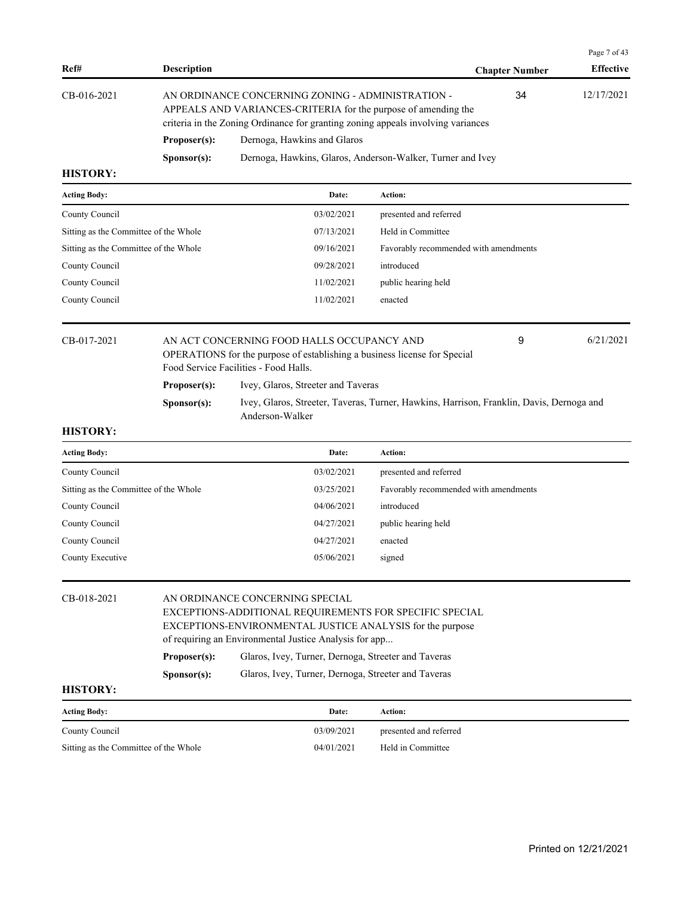| Ref# | Description | Chapter Number | Effective |
|---|---|---|---|
| CB-016-2021 | AN ORDINANCE CONCERNING ZONING - ADMINISTRATION - APPEALS AND VARIANCES-CRITERIA for the purpose of amending the criteria in the Zoning Ordinance for granting zoning appeals involving variances | 34 | 12/17/2021 |

**Proposer(s):** Dernoga, Hawkins and Glaros

**Sponsor(s):** Dernoga, Hawkins, Glaros, Anderson-Walker, Turner and Ivey

**HISTORY:**

| Acting Body: | Date: | Action: |
|---|---|---|
| County Council | 03/02/2021 | presented and referred |
| Sitting as the Committee of the Whole | 07/13/2021 | Held in Committee |
| Sitting as the Committee of the Whole | 09/16/2021 | Favorably recommended with amendments |
| County Council | 09/28/2021 | introduced |
| County Council | 11/02/2021 | public hearing held |
| County Council | 11/02/2021 | enacted |

| Ref# | Description | Chapter Number | Effective |
|---|---|---|---|
| CB-017-2021 | AN ACT CONCERNING FOOD HALLS OCCUPANCY AND OPERATIONS for the purpose of establishing a business license for Special Food Service Facilities - Food Halls. | 9 | 6/21/2021 |

**Proposer(s):** Ivey, Glaros, Streeter and Taveras

**Sponsor(s):** Ivey, Glaros, Streeter, Taveras, Turner, Hawkins, Harrison, Franklin, Davis, Dernoga and Anderson-Walker

**HISTORY:**

| Acting Body: | Date: | Action: |
|---|---|---|
| County Council | 03/02/2021 | presented and referred |
| Sitting as the Committee of the Whole | 03/25/2021 | Favorably recommended with amendments |
| County Council | 04/06/2021 | introduced |
| County Council | 04/27/2021 | public hearing held |
| County Council | 04/27/2021 | enacted |
| County Executive | 05/06/2021 | signed |

| Ref# | Description | Chapter Number | Effective |
|---|---|---|---|
| CB-018-2021 | AN ORDINANCE CONCERNING SPECIAL EXCEPTIONS-ADDITIONAL REQUIREMENTS FOR SPECIFIC SPECIAL EXCEPTIONS-ENVIRONMENTAL JUSTICE ANALYSIS for the purpose of requiring an Environmental Justice Analysis for app... | | |

**Proposer(s):** Glaros, Ivey, Turner, Dernoga, Streeter and Taveras

**Sponsor(s):** Glaros, Ivey, Turner, Dernoga, Streeter and Taveras

**HISTORY:**

| Acting Body: | Date: | Action: |
|---|---|---|
| County Council | 03/09/2021 | presented and referred |
| Sitting as the Committee of the Whole | 04/01/2021 | Held in Committee |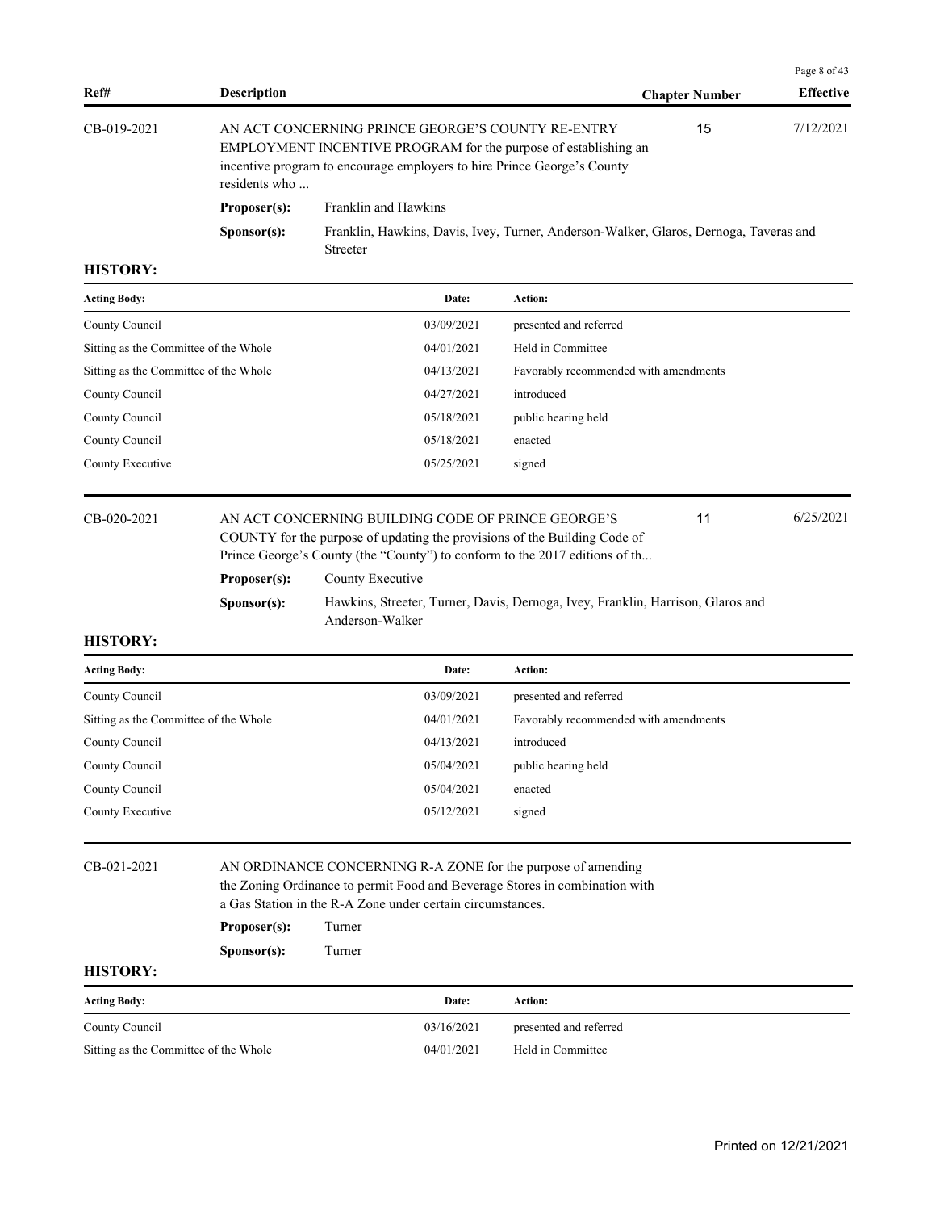| Ref# | Description | Chapter Number | Effective |
|---|---|---|---|
| CB-019-2021 | AN ACT CONCERNING PRINCE GEORGE'S COUNTY RE-ENTRY EMPLOYMENT INCENTIVE PROGRAM for the purpose of establishing an incentive program to encourage employers to hire Prince George's County residents who ... | 15 | 7/12/2021 |

**Proposer(s):** Franklin and Hawkins

**Sponsor(s):** Franklin, Hawkins, Davis, Ivey, Turner, Anderson-Walker, Glaros, Dernoga, Taveras and Streeter

**HISTORY:**

| Acting Body: | Date: | Action: |
|---|---|---|
| County Council | 03/09/2021 | presented and referred |
| Sitting as the Committee of the Whole | 04/01/2021 | Held in Committee |
| Sitting as the Committee of the Whole | 04/13/2021 | Favorably recommended with amendments |
| County Council | 04/27/2021 | introduced |
| County Council | 05/18/2021 | public hearing held |
| County Council | 05/18/2021 | enacted |
| County Executive | 05/25/2021 | signed |

| Ref# | Description | Chapter Number | Effective |
|---|---|---|---|
| CB-020-2021 | AN ACT CONCERNING BUILDING CODE OF PRINCE GEORGE'S COUNTY for the purpose of updating the provisions of the Building Code of Prince George's County (the "County") to conform to the 2017 editions of th... | 11 | 6/25/2021 |

**Proposer(s):** County Executive

**Sponsor(s):** Hawkins, Streeter, Turner, Davis, Dernoga, Ivey, Franklin, Harrison, Glaros and Anderson-Walker

**HISTORY:**

| Acting Body: | Date: | Action: |
|---|---|---|
| County Council | 03/09/2021 | presented and referred |
| Sitting as the Committee of the Whole | 04/01/2021 | Favorably recommended with amendments |
| County Council | 04/13/2021 | introduced |
| County Council | 05/04/2021 | public hearing held |
| County Council | 05/04/2021 | enacted |
| County Executive | 05/12/2021 | signed |

| Ref# | Description | Chapter Number | Effective |
|---|---|---|---|
| CB-021-2021 | AN ORDINANCE CONCERNING R-A ZONE for the purpose of amending the Zoning Ordinance to permit Food and Beverage Stores in combination with a Gas Station in the R-A Zone under certain circumstances. | | |

**Proposer(s):** Turner

**Sponsor(s):** Turner

**HISTORY:**

| Acting Body: | Date: | Action: |
|---|---|---|
| County Council | 03/16/2021 | presented and referred |
| Sitting as the Committee of the Whole | 04/01/2021 | Held in Committee |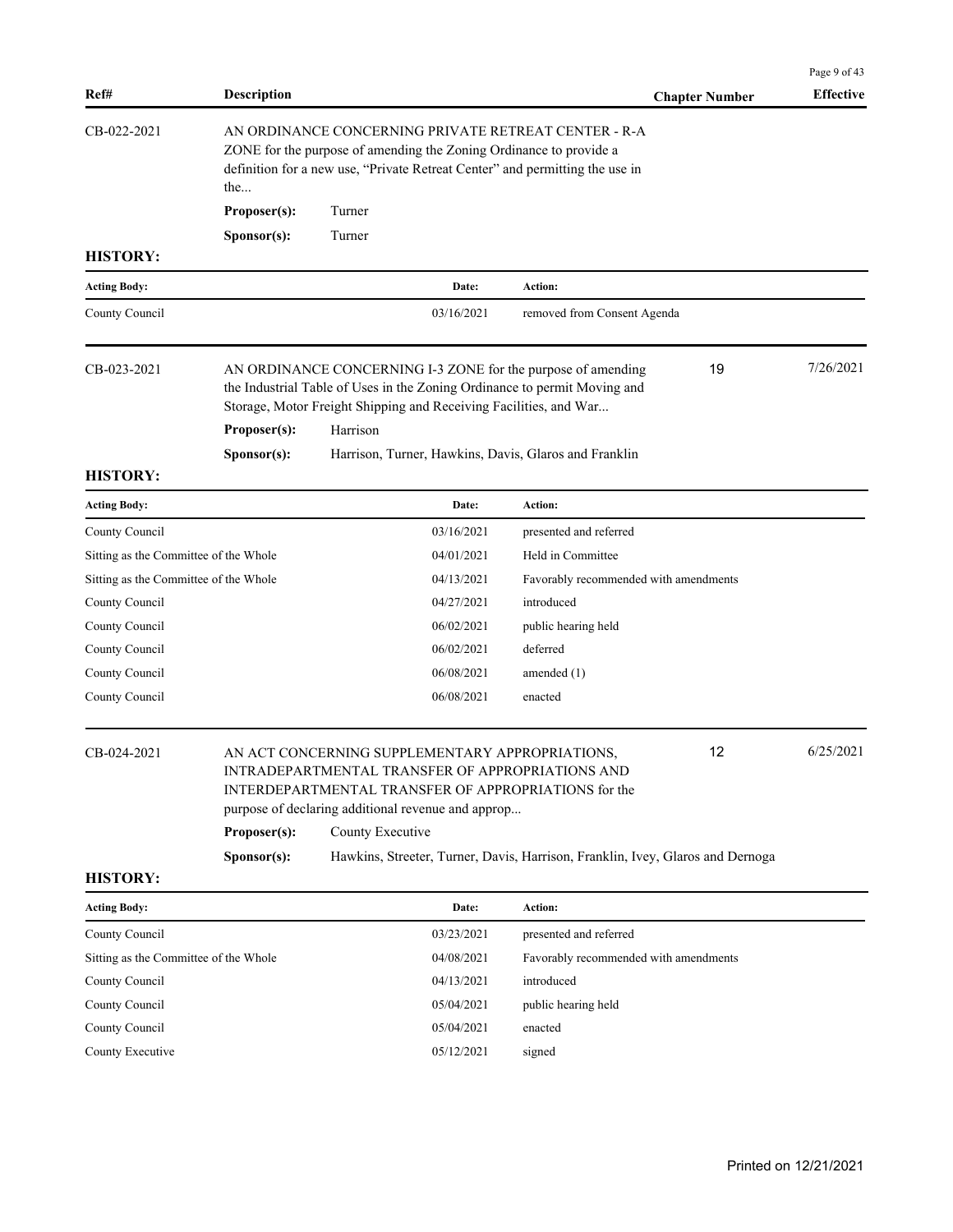| Ref# | Description | Chapter Number | Effective |
|---|---|---|---|
| CB-022-2021 | AN ORDINANCE CONCERNING PRIVATE RETREAT CENTER - R-A ZONE for the purpose of amending the Zoning Ordinance to provide a definition for a new use, "Private Retreat Center" and permitting the use in the... | | |

**Proposer(s):** Turner

**Sponsor(s):** Turner

**HISTORY:**

| Acting Body: | Date: | Action: |
|---|---|---|
| County Council | 03/16/2021 | removed from Consent Agenda |

| Ref# | Description | Chapter Number | Effective |
|---|---|---|---|
| CB-023-2021 | AN ORDINANCE CONCERNING I-3 ZONE for the purpose of amending the Industrial Table of Uses in the Zoning Ordinance to permit Moving and Storage, Motor Freight Shipping and Receiving Facilities, and War... | 19 | 7/26/2021 |

**Proposer(s):** Harrison

**Sponsor(s):** Harrison, Turner, Hawkins, Davis, Glaros and Franklin

**HISTORY:**

| Acting Body: | Date: | Action: |
|---|---|---|
| County Council | 03/16/2021 | presented and referred |
| Sitting as the Committee of the Whole | 04/01/2021 | Held in Committee |
| Sitting as the Committee of the Whole | 04/13/2021 | Favorably recommended with amendments |
| County Council | 04/27/2021 | introduced |
| County Council | 06/02/2021 | public hearing held |
| County Council | 06/02/2021 | deferred |
| County Council | 06/08/2021 | amended (1) |
| County Council | 06/08/2021 | enacted |

| Ref# | Description | Chapter Number | Effective |
|---|---|---|---|
| CB-024-2021 | AN ACT CONCERNING SUPPLEMENTARY APPROPRIATIONS, INTRADEPARTMENTAL TRANSFER OF APPROPRIATIONS AND INTERDEPARTMENTAL TRANSFER OF APPROPRIATIONS for the purpose of declaring additional revenue and approp... | 12 | 6/25/2021 |

**Proposer(s):** County Executive

**Sponsor(s):** Hawkins, Streeter, Turner, Davis, Harrison, Franklin, Ivey, Glaros and Dernoga

**HISTORY:**

| Acting Body: | Date: | Action: |
|---|---|---|
| County Council | 03/23/2021 | presented and referred |
| Sitting as the Committee of the Whole | 04/08/2021 | Favorably recommended with amendments |
| County Council | 04/13/2021 | introduced |
| County Council | 05/04/2021 | public hearing held |
| County Council | 05/04/2021 | enacted |
| County Executive | 05/12/2021 | signed |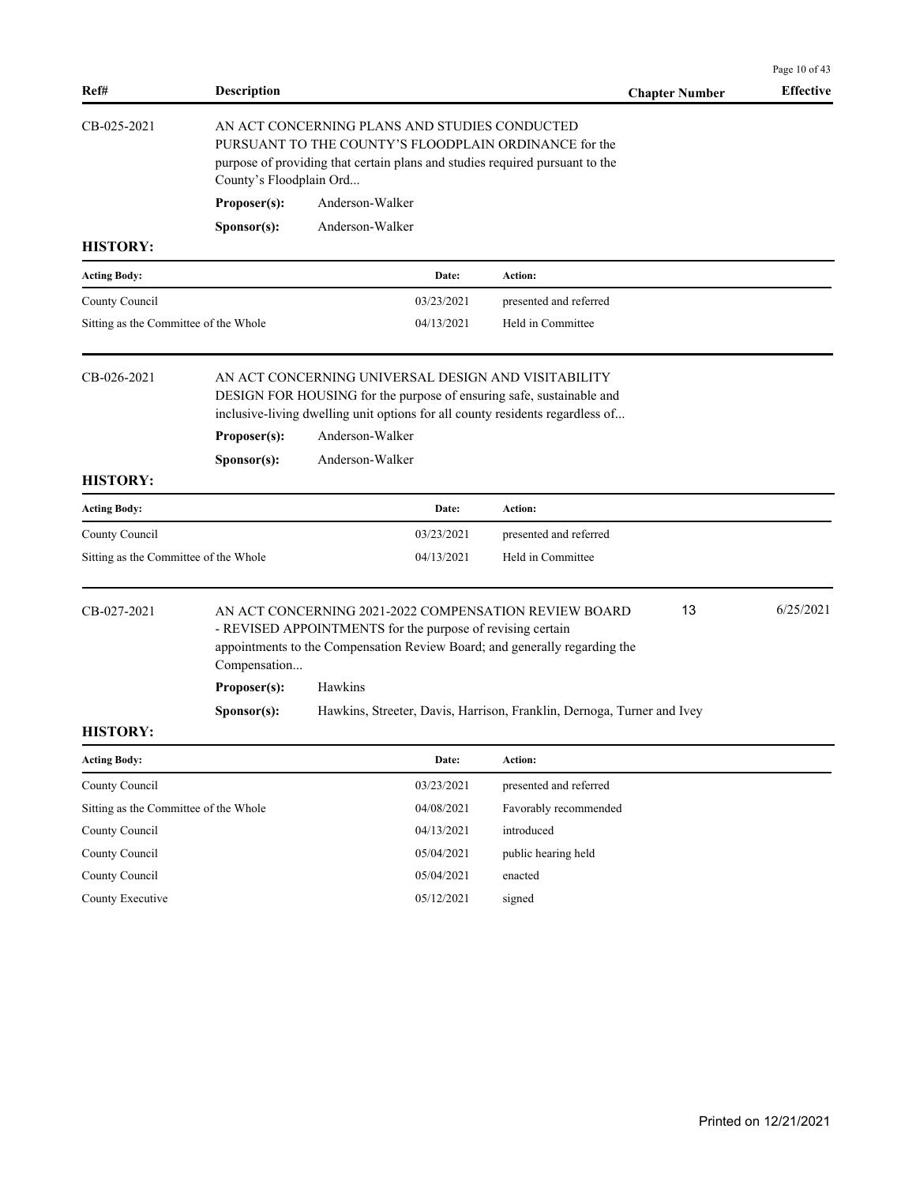| Ref# | Description | Chapter Number | Effective |
|---|---|---|---|

CB-025-2021

AN ACT CONCERNING PLANS AND STUDIES CONDUCTED PURSUANT TO THE COUNTY'S FLOODPLAIN ORDINANCE for the purpose of providing that certain plans and studies required pursuant to the County's Floodplain Ord...

**Proposer(s):** Anderson-Walker

**Sponsor(s):** Anderson-Walker

**HISTORY:**

| Acting Body: | Date: | Action: |
|---|---|---|
| County Council | 03/23/2021 | presented and referred |
| Sitting as the Committee of the Whole | 04/13/2021 | Held in Committee |

CB-026-2021

AN ACT CONCERNING UNIVERSAL DESIGN AND VISITABILITY DESIGN FOR HOUSING for the purpose of ensuring safe, sustainable and inclusive-living dwelling unit options for all county residents regardless of...

**Proposer(s):** Anderson-Walker

**Sponsor(s):** Anderson-Walker

**HISTORY:**

| Acting Body: | Date: | Action: |
|---|---|---|
| County Council | 03/23/2021 | presented and referred |
| Sitting as the Committee of the Whole | 04/13/2021 | Held in Committee |

CB-027-2021 — Chapter Number: 13 — Effective: 6/25/2021

AN ACT CONCERNING 2021-2022 COMPENSATION REVIEW BOARD - REVISED APPOINTMENTS for the purpose of revising certain appointments to the Compensation Review Board; and generally regarding the Compensation...

**Proposer(s):** Hawkins

**Sponsor(s):** Hawkins, Streeter, Davis, Harrison, Franklin, Dernoga, Turner and Ivey

**HISTORY:**

| Acting Body: | Date: | Action: |
|---|---|---|
| County Council | 03/23/2021 | presented and referred |
| Sitting as the Committee of the Whole | 04/08/2021 | Favorably recommended |
| County Council | 04/13/2021 | introduced |
| County Council | 05/04/2021 | public hearing held |
| County Council | 05/04/2021 | enacted |
| County Executive | 05/12/2021 | signed |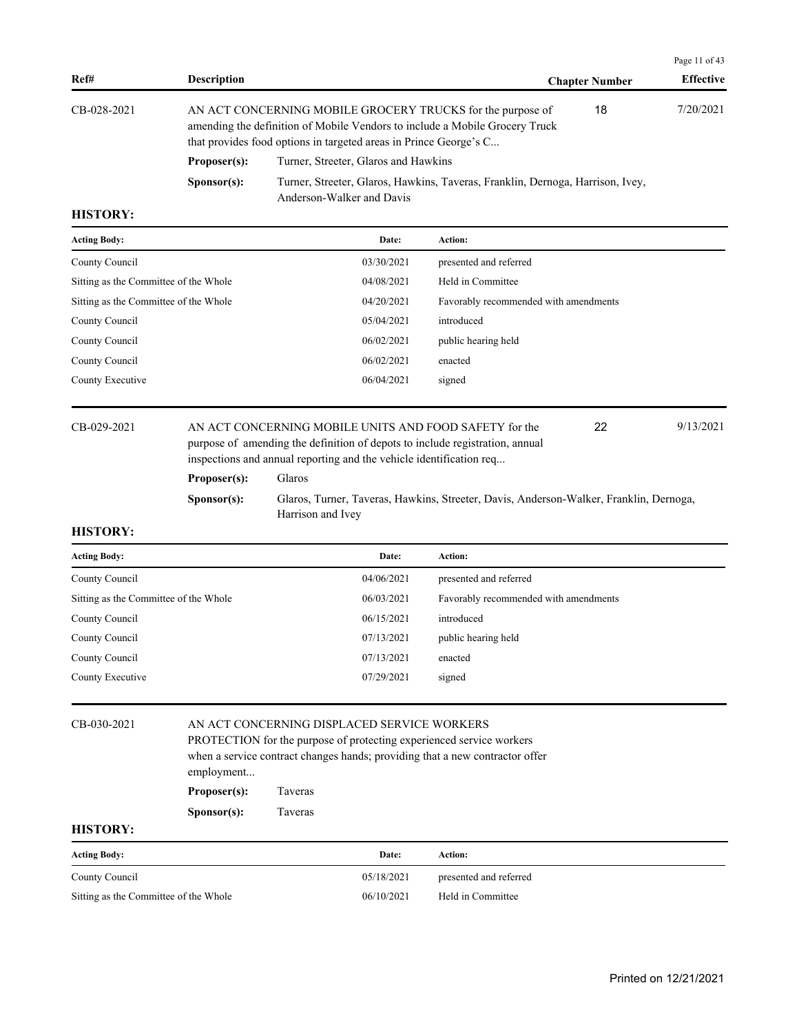| Ref# | Description | Chapter Number | Effective |
|---|---|---|---|
| CB-028-2021 | AN ACT CONCERNING MOBILE GROCERY TRUCKS for the purpose of amending the definition of Mobile Vendors to include a Mobile Grocery Truck that provides food options in targeted areas in Prince George's C... | 18 | 7/20/2021 |

**Proposer(s):** Turner, Streeter, Glaros and Hawkins

**Sponsor(s):** Turner, Streeter, Glaros, Hawkins, Taveras, Franklin, Dernoga, Harrison, Ivey, Anderson-Walker and Davis

**HISTORY:**

| Acting Body: | Date: | Action: |
|---|---|---|
| County Council | 03/30/2021 | presented and referred |
| Sitting as the Committee of the Whole | 04/08/2021 | Held in Committee |
| Sitting as the Committee of the Whole | 04/20/2021 | Favorably recommended with amendments |
| County Council | 05/04/2021 | introduced |
| County Council | 06/02/2021 | public hearing held |
| County Council | 06/02/2021 | enacted |
| County Executive | 06/04/2021 | signed |

| Ref# | Description | Chapter Number | Effective |
|---|---|---|---|
| CB-029-2021 | AN ACT CONCERNING MOBILE UNITS AND FOOD SAFETY for the purpose of amending the definition of depots to include registration, annual inspections and annual reporting and the vehicle identification req... | 22 | 9/13/2021 |

**Proposer(s):** Glaros

**Sponsor(s):** Glaros, Turner, Taveras, Hawkins, Streeter, Davis, Anderson-Walker, Franklin, Dernoga, Harrison and Ivey

**HISTORY:**

| Acting Body: | Date: | Action: |
|---|---|---|
| County Council | 04/06/2021 | presented and referred |
| Sitting as the Committee of the Whole | 06/03/2021 | Favorably recommended with amendments |
| County Council | 06/15/2021 | introduced |
| County Council | 07/13/2021 | public hearing held |
| County Council | 07/13/2021 | enacted |
| County Executive | 07/29/2021 | signed |

| Ref# | Description | Chapter Number | Effective |
|---|---|---|---|
| CB-030-2021 | AN ACT CONCERNING DISPLACED SERVICE WORKERS PROTECTION for the purpose of protecting experienced service workers when a service contract changes hands; providing that a new contractor offer employment... | | |

**Proposer(s):** Taveras

**Sponsor(s):** Taveras

**HISTORY:**

| Acting Body: | Date: | Action: |
|---|---|---|
| County Council | 05/18/2021 | presented and referred |
| Sitting as the Committee of the Whole | 06/10/2021 | Held in Committee |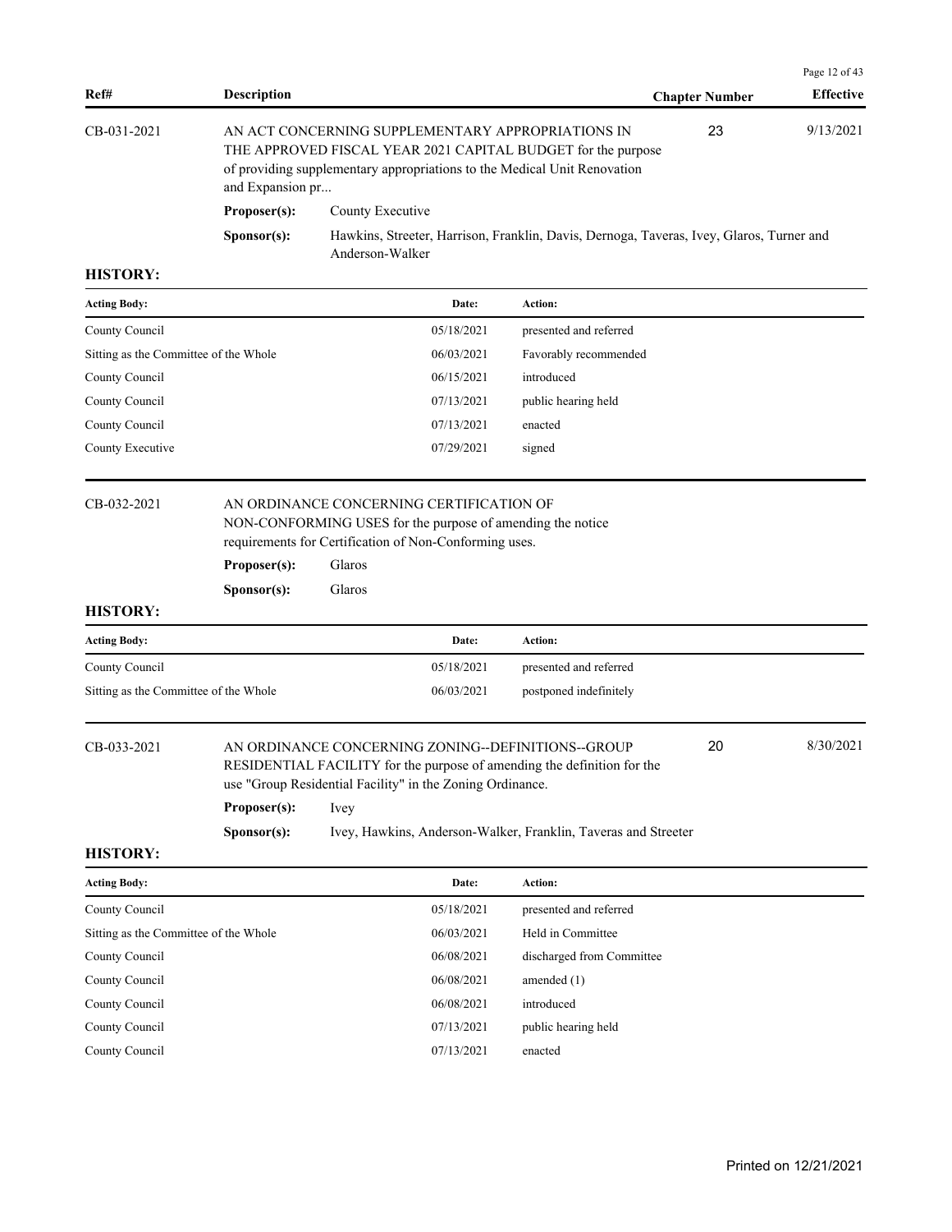| Ref# | Description | Chapter Number | Effective |
|---|---|---|---|
| CB-031-2021 | AN ACT CONCERNING SUPPLEMENTARY APPROPRIATIONS IN THE APPROVED FISCAL YEAR 2021 CAPITAL BUDGET for the purpose of providing supplementary appropriations to the Medical Unit Renovation and Expansion pr... | 23 | 9/13/2021 |

**Proposer(s):** County Executive

**Sponsor(s):** Hawkins, Streeter, Harrison, Franklin, Davis, Dernoga, Taveras, Ivey, Glaros, Turner and Anderson-Walker

**HISTORY:**

| Acting Body: | Date: | Action: |
|---|---|---|
| County Council | 05/18/2021 | presented and referred |
| Sitting as the Committee of the Whole | 06/03/2021 | Favorably recommended |
| County Council | 06/15/2021 | introduced |
| County Council | 07/13/2021 | public hearing held |
| County Council | 07/13/2021 | enacted |
| County Executive | 07/29/2021 | signed |

---

| Ref# | Description | Chapter Number | Effective |
|---|---|---|---|
| CB-032-2021 | AN ORDINANCE CONCERNING CERTIFICATION OF NON-CONFORMING USES for the purpose of amending the notice requirements for Certification of Non-Conforming uses. | | |

**Proposer(s):** Glaros

**Sponsor(s):** Glaros

**HISTORY:**

| Acting Body: | Date: | Action: |
|---|---|---|
| County Council | 05/18/2021 | presented and referred |
| Sitting as the Committee of the Whole | 06/03/2021 | postponed indefinitely |

---

| Ref# | Description | Chapter Number | Effective |
|---|---|---|---|
| CB-033-2021 | AN ORDINANCE CONCERNING ZONING--DEFINITIONS--GROUP RESIDENTIAL FACILITY for the purpose of amending the definition for the use "Group Residential Facility" in the Zoning Ordinance. | 20 | 8/30/2021 |

**Proposer(s):** Ivey

**Sponsor(s):** Ivey, Hawkins, Anderson-Walker, Franklin, Taveras and Streeter

**HISTORY:**

| Acting Body: | Date: | Action: |
|---|---|---|
| County Council | 05/18/2021 | presented and referred |
| Sitting as the Committee of the Whole | 06/03/2021 | Held in Committee |
| County Council | 06/08/2021 | discharged from Committee |
| County Council | 06/08/2021 | amended (1) |
| County Council | 06/08/2021 | introduced |
| County Council | 07/13/2021 | public hearing held |
| County Council | 07/13/2021 | enacted |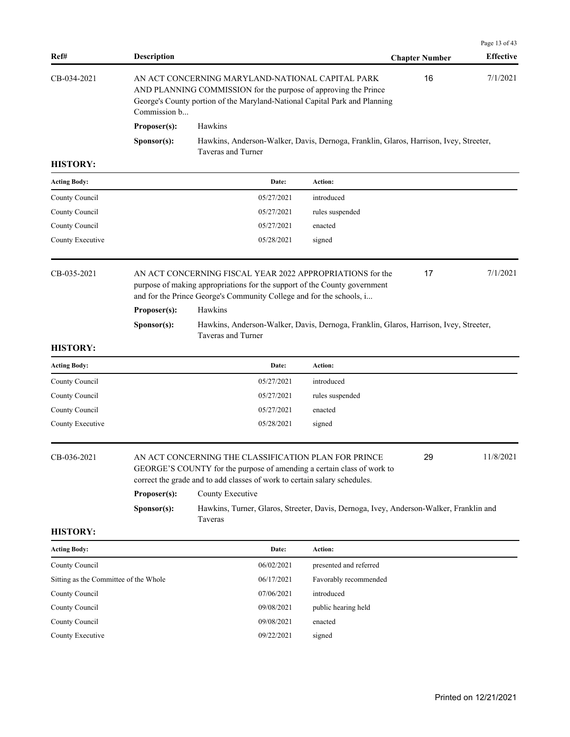| Ref# | Description | Chapter Number | Effective |
|---|---|---|---|
| CB-034-2021 | AN ACT CONCERNING MARYLAND-NATIONAL CAPITAL PARK AND PLANNING COMMISSION for the purpose of approving the Prince George's County portion of the Maryland-National Capital Park and Planning Commission b... | 16 | 7/1/2021 |

**Proposer(s):** Hawkins

**Sponsor(s):** Hawkins, Anderson-Walker, Davis, Dernoga, Franklin, Glaros, Harrison, Ivey, Streeter, Taveras and Turner

**HISTORY:**

| Acting Body: | Date: | Action: |
|---|---|---|
| County Council | 05/27/2021 | introduced |
| County Council | 05/27/2021 | rules suspended |
| County Council | 05/27/2021 | enacted |
| County Executive | 05/28/2021 | signed |

| Ref# | Description | Chapter Number | Effective |
|---|---|---|---|
| CB-035-2021 | AN ACT CONCERNING FISCAL YEAR 2022 APPROPRIATIONS for the purpose of making appropriations for the support of the County government and for the Prince George's Community College and for the schools, i... | 17 | 7/1/2021 |

**Proposer(s):** Hawkins

**Sponsor(s):** Hawkins, Anderson-Walker, Davis, Dernoga, Franklin, Glaros, Harrison, Ivey, Streeter, Taveras and Turner

**HISTORY:**

| Acting Body: | Date: | Action: |
|---|---|---|
| County Council | 05/27/2021 | introduced |
| County Council | 05/27/2021 | rules suspended |
| County Council | 05/27/2021 | enacted |
| County Executive | 05/28/2021 | signed |

| Ref# | Description | Chapter Number | Effective |
|---|---|---|---|
| CB-036-2021 | AN ACT CONCERNING THE CLASSIFICATION PLAN FOR PRINCE GEORGE'S COUNTY for the purpose of amending a certain class of work to correct the grade and to add classes of work to certain salary schedules. | 29 | 11/8/2021 |

**Proposer(s):** County Executive

**Sponsor(s):** Hawkins, Turner, Glaros, Streeter, Davis, Dernoga, Ivey, Anderson-Walker, Franklin and Taveras

**HISTORY:**

| Acting Body: | Date: | Action: |
|---|---|---|
| County Council | 06/02/2021 | presented and referred |
| Sitting as the Committee of the Whole | 06/17/2021 | Favorably recommended |
| County Council | 07/06/2021 | introduced |
| County Council | 09/08/2021 | public hearing held |
| County Council | 09/08/2021 | enacted |
| County Executive | 09/22/2021 | signed |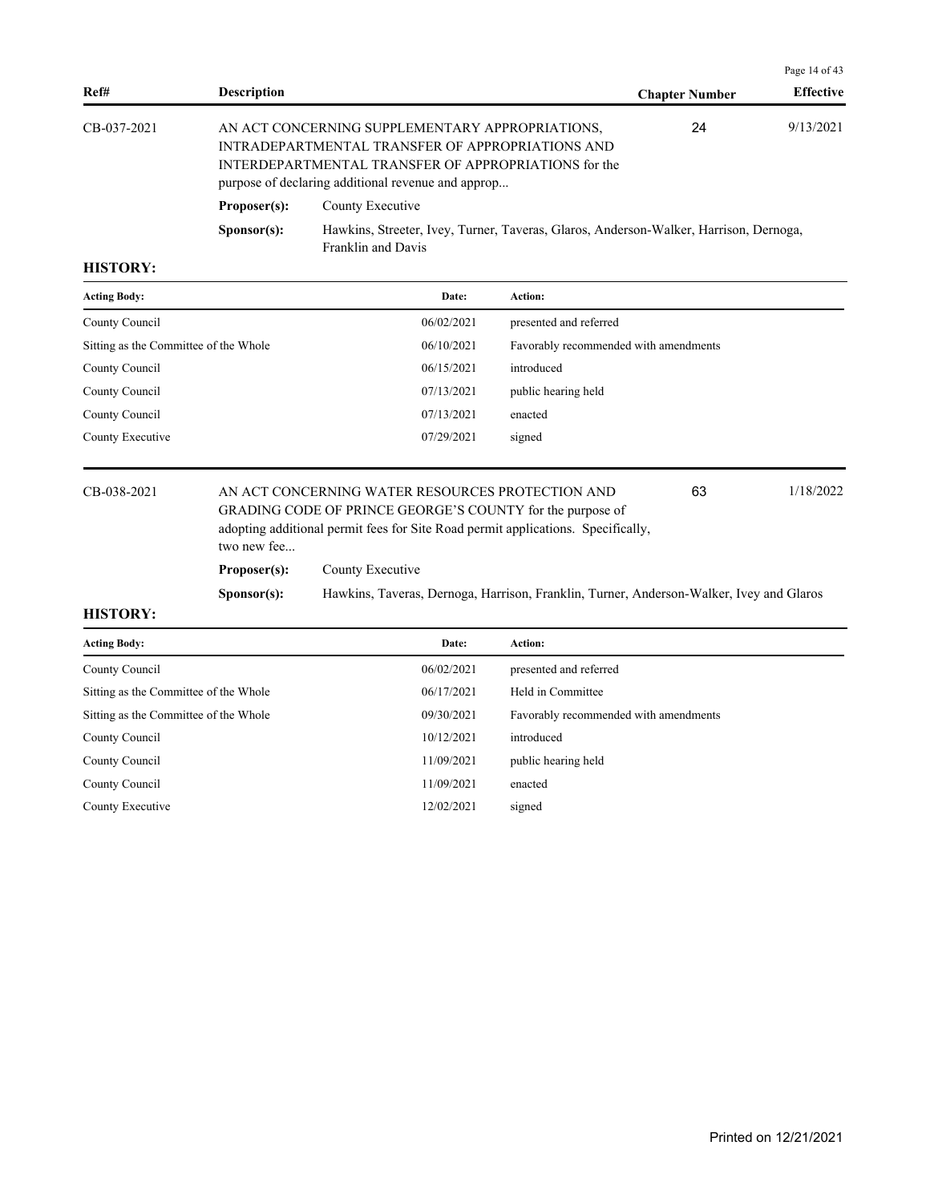| Ref# | Description | Chapter Number | Effective |
|---|---|---|---|
| CB-037-2021 | AN ACT CONCERNING SUPPLEMENTARY APPROPRIATIONS, INTRADEPARTMENTAL TRANSFER OF APPROPRIATIONS AND INTERDEPARTMENTAL TRANSFER OF APPROPRIATIONS for the purpose of declaring additional revenue and approp... | 24 | 9/13/2021 |

**Proposer(s):** County Executive

**Sponsor(s):** Hawkins, Streeter, Ivey, Turner, Taveras, Glaros, Anderson-Walker, Harrison, Dernoga, Franklin and Davis

**HISTORY:**

| Acting Body: | Date: | Action: |
|---|---|---|
| County Council | 06/02/2021 | presented and referred |
| Sitting as the Committee of the Whole | 06/10/2021 | Favorably recommended with amendments |
| County Council | 06/15/2021 | introduced |
| County Council | 07/13/2021 | public hearing held |
| County Council | 07/13/2021 | enacted |
| County Executive | 07/29/2021 | signed |

| Ref# | Description | Chapter Number | Effective |
|---|---|---|---|
| CB-038-2021 | AN ACT CONCERNING WATER RESOURCES PROTECTION AND GRADING CODE OF PRINCE GEORGE'S COUNTY for the purpose of adopting additional permit fees for Site Road permit applications. Specifically, two new fee... | 63 | 1/18/2022 |

**Proposer(s):** County Executive

**Sponsor(s):** Hawkins, Taveras, Dernoga, Harrison, Franklin, Turner, Anderson-Walker, Ivey and Glaros

**HISTORY:**

| Acting Body: | Date: | Action: |
|---|---|---|
| County Council | 06/02/2021 | presented and referred |
| Sitting as the Committee of the Whole | 06/17/2021 | Held in Committee |
| Sitting as the Committee of the Whole | 09/30/2021 | Favorably recommended with amendments |
| County Council | 10/12/2021 | introduced |
| County Council | 11/09/2021 | public hearing held |
| County Council | 11/09/2021 | enacted |
| County Executive | 12/02/2021 | signed |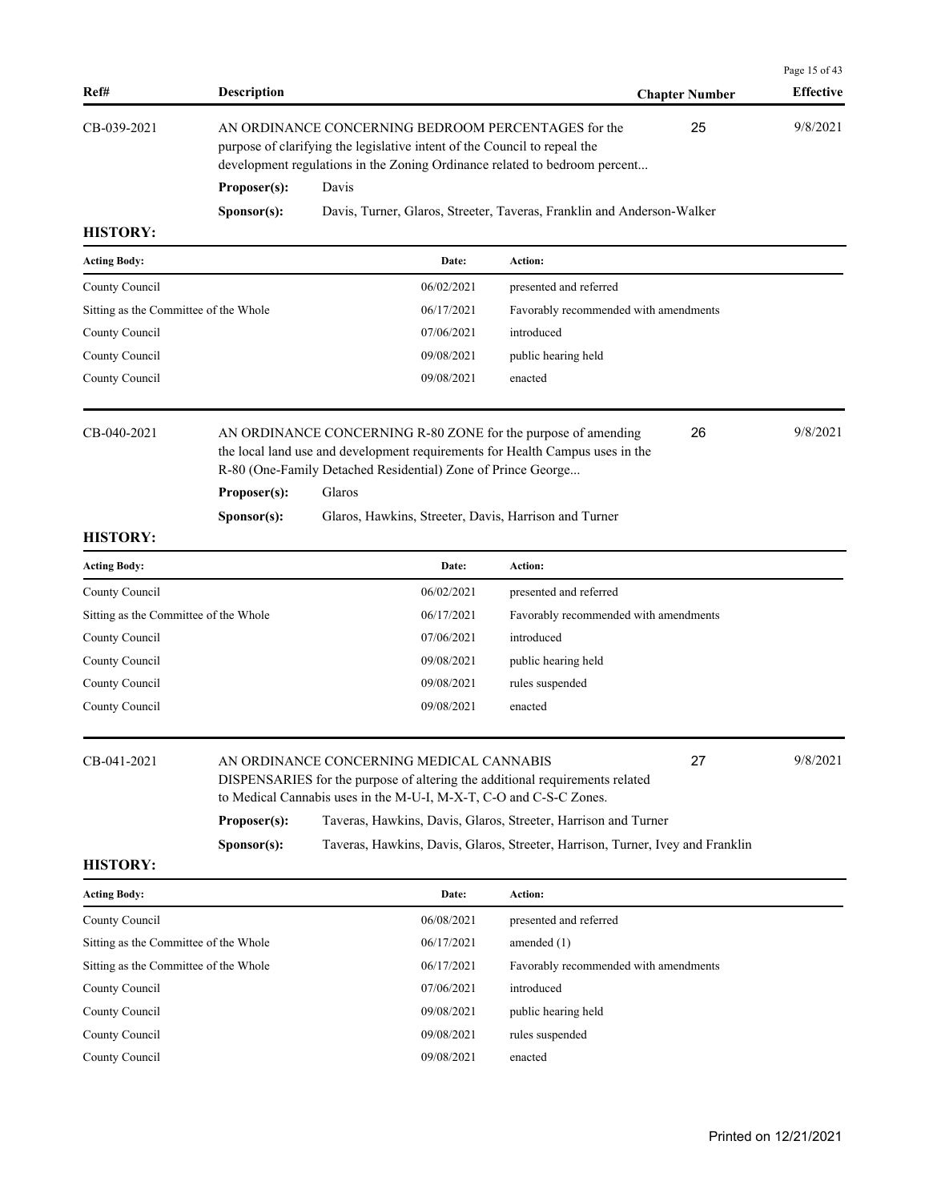| Ref# | Description | | Chapter Number | Effective |
|---|---|---|---|---|
| CB-039-2021 | AN ORDINANCE CONCERNING BEDROOM PERCENTAGES for the purpose of clarifying the legislative intent of the Council to repeal the development regulations in the Zoning Ordinance related to bedroom percent... | | 25 | 9/8/2021 |
| | **Proposer(s):** | Davis | | |
| | **Sponsor(s):** | Davis, Turner, Glaros, Streeter, Taveras, Franklin and Anderson-Walker | | |

**HISTORY:**

| Acting Body: | Date: | Action: |
|---|---|---|
| County Council | 06/02/2021 | presented and referred |
| Sitting as the Committee of the Whole | 06/17/2021 | Favorably recommended with amendments |
| County Council | 07/06/2021 | introduced |
| County Council | 09/08/2021 | public hearing held |
| County Council | 09/08/2021 | enacted |

| Ref# | Description | | Chapter Number | Effective |
|---|---|---|---|---|
| CB-040-2021 | AN ORDINANCE CONCERNING R-80 ZONE for the purpose of amending the local land use and development requirements for Health Campus uses in the R-80 (One-Family Detached Residential) Zone of Prince George... | | 26 | 9/8/2021 |
| | **Proposer(s):** | Glaros | | |
| | **Sponsor(s):** | Glaros, Hawkins, Streeter, Davis, Harrison and Turner | | |

**HISTORY:**

| Acting Body: | Date: | Action: |
|---|---|---|
| County Council | 06/02/2021 | presented and referred |
| Sitting as the Committee of the Whole | 06/17/2021 | Favorably recommended with amendments |
| County Council | 07/06/2021 | introduced |
| County Council | 09/08/2021 | public hearing held |
| County Council | 09/08/2021 | rules suspended |
| County Council | 09/08/2021 | enacted |

| Ref# | Description | | Chapter Number | Effective |
|---|---|---|---|---|
| CB-041-2021 | AN ORDINANCE CONCERNING MEDICAL CANNABIS DISPENSARIES for the purpose of altering the additional requirements related to Medical Cannabis uses in the M-U-I, M-X-T, C-O and C-S-C Zones. | | 27 | 9/8/2021 |
| | **Proposer(s):** | Taveras, Hawkins, Davis, Glaros, Streeter, Harrison and Turner | | |
| | **Sponsor(s):** | Taveras, Hawkins, Davis, Glaros, Streeter, Harrison, Turner, Ivey and Franklin | | |

**HISTORY:**

| Acting Body: | Date: | Action: |
|---|---|---|
| County Council | 06/08/2021 | presented and referred |
| Sitting as the Committee of the Whole | 06/17/2021 | amended (1) |
| Sitting as the Committee of the Whole | 06/17/2021 | Favorably recommended with amendments |
| County Council | 07/06/2021 | introduced |
| County Council | 09/08/2021 | public hearing held |
| County Council | 09/08/2021 | rules suspended |
| County Council | 09/08/2021 | enacted |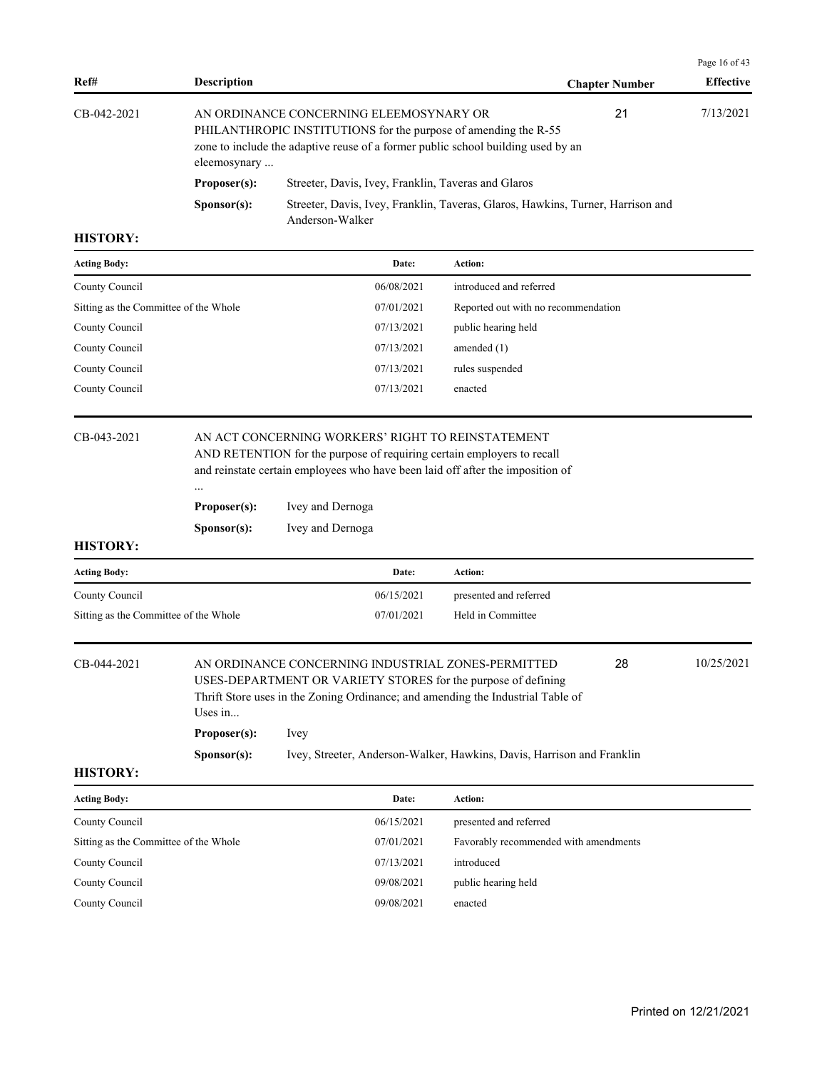| Ref# | Description | Chapter Number | Effective |
|---|---|---|---|
| CB-042-2021 | AN ORDINANCE CONCERNING ELEEMOSYNARY OR PHILANTHROPIC INSTITUTIONS for the purpose of amending the R-55 zone to include the adaptive reuse of a former public school building used by an eleemosynary ... | 21 | 7/13/2021 |

**Proposer(s):** Streeter, Davis, Ivey, Franklin, Taveras and Glaros

**Sponsor(s):** Streeter, Davis, Ivey, Franklin, Taveras, Glaros, Hawkins, Turner, Harrison and Anderson-Walker

**HISTORY:**

| Acting Body: | Date: | Action: |
|---|---|---|
| County Council | 06/08/2021 | introduced and referred |
| Sitting as the Committee of the Whole | 07/01/2021 | Reported out with no recommendation |
| County Council | 07/13/2021 | public hearing held |
| County Council | 07/13/2021 | amended (1) |
| County Council | 07/13/2021 | rules suspended |
| County Council | 07/13/2021 | enacted |

| Ref# | Description | Chapter Number | Effective |
|---|---|---|---|
| CB-043-2021 | AN ACT CONCERNING WORKERS' RIGHT TO REINSTATEMENT AND RETENTION for the purpose of requiring certain employers to recall and reinstate certain employees who have been laid off after the imposition of ... | | |

**Proposer(s):** Ivey and Dernoga

**Sponsor(s):** Ivey and Dernoga

**HISTORY:**

| Acting Body: | Date: | Action: |
|---|---|---|
| County Council | 06/15/2021 | presented and referred |
| Sitting as the Committee of the Whole | 07/01/2021 | Held in Committee |

| Ref# | Description | Chapter Number | Effective |
|---|---|---|---|
| CB-044-2021 | AN ORDINANCE CONCERNING INDUSTRIAL ZONES-PERMITTED USES-DEPARTMENT OR VARIETY STORES for the purpose of defining Thrift Store uses in the Zoning Ordinance; and amending the Industrial Table of Uses in... | 28 | 10/25/2021 |

**Proposer(s):** Ivey

**Sponsor(s):** Ivey, Streeter, Anderson-Walker, Hawkins, Davis, Harrison and Franklin

**HISTORY:**

| Acting Body: | Date: | Action: |
|---|---|---|
| County Council | 06/15/2021 | presented and referred |
| Sitting as the Committee of the Whole | 07/01/2021 | Favorably recommended with amendments |
| County Council | 07/13/2021 | introduced |
| County Council | 09/08/2021 | public hearing held |
| County Council | 09/08/2021 | enacted |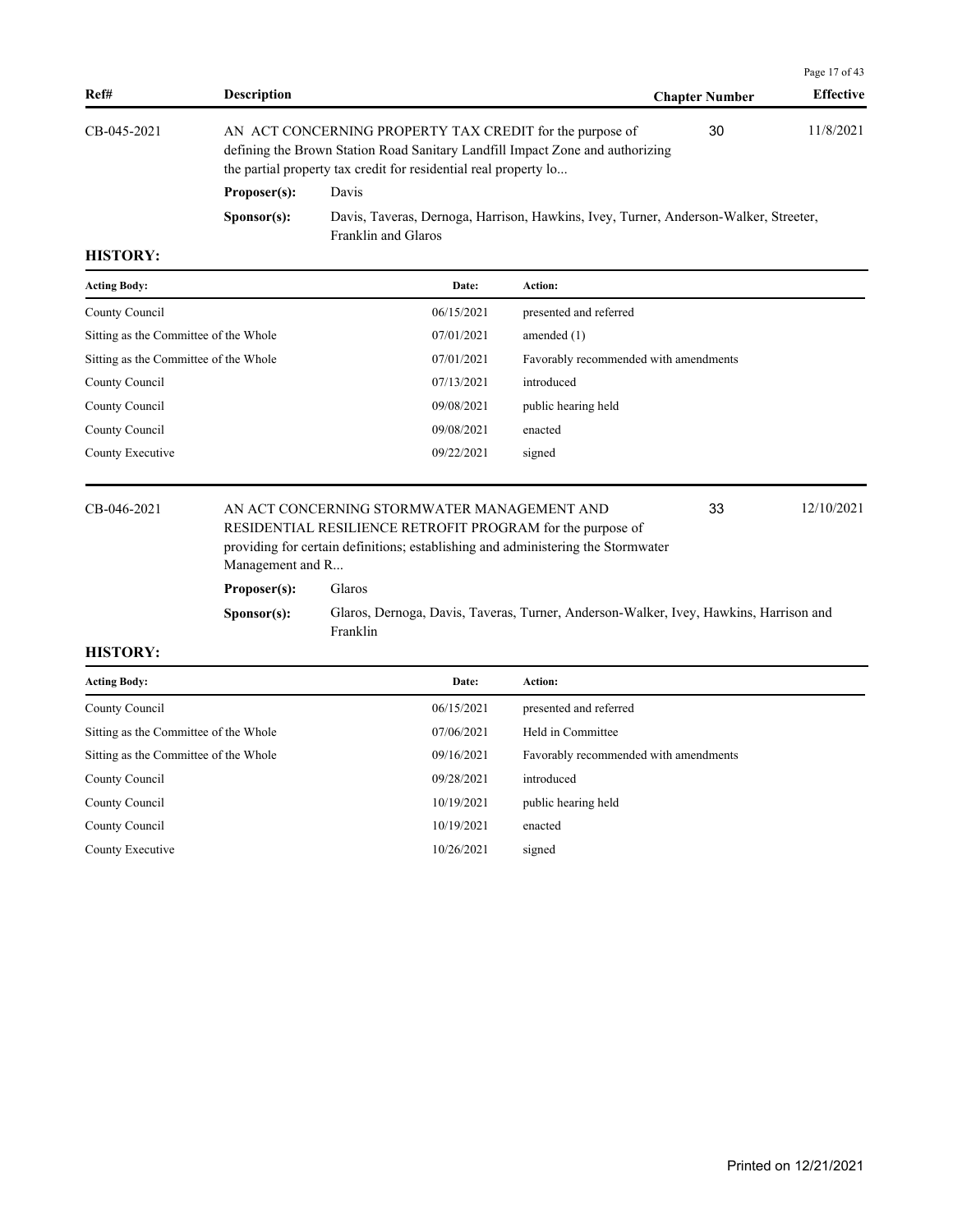| Ref# | Description | Chapter Number | Effective |
|---|---|---|---|
| CB-045-2021 | AN ACT CONCERNING PROPERTY TAX CREDIT for the purpose of defining the Brown Station Road Sanitary Landfill Impact Zone and authorizing the partial property tax credit for residential real property lo... | 30 | 11/8/2021 |

**Proposer(s):** Davis

**Sponsor(s):** Davis, Taveras, Dernoga, Harrison, Hawkins, Ivey, Turner, Anderson-Walker, Streeter, Franklin and Glaros

**HISTORY:**

| Acting Body: | Date: | Action: |
|---|---|---|
| County Council | 06/15/2021 | presented and referred |
| Sitting as the Committee of the Whole | 07/01/2021 | amended (1) |
| Sitting as the Committee of the Whole | 07/01/2021 | Favorably recommended with amendments |
| County Council | 07/13/2021 | introduced |
| County Council | 09/08/2021 | public hearing held |
| County Council | 09/08/2021 | enacted |
| County Executive | 09/22/2021 | signed |

| Ref# | Description | Chapter Number | Effective |
|---|---|---|---|
| CB-046-2021 | AN ACT CONCERNING STORMWATER MANAGEMENT AND RESIDENTIAL RESILIENCE RETROFIT PROGRAM for the purpose of providing for certain definitions; establishing and administering the Stormwater Management and R... | 33 | 12/10/2021 |

**Proposer(s):** Glaros

**Sponsor(s):** Glaros, Dernoga, Davis, Taveras, Turner, Anderson-Walker, Ivey, Hawkins, Harrison and Franklin

**HISTORY:**

| Acting Body: | Date: | Action: |
|---|---|---|
| County Council | 06/15/2021 | presented and referred |
| Sitting as the Committee of the Whole | 07/06/2021 | Held in Committee |
| Sitting as the Committee of the Whole | 09/16/2021 | Favorably recommended with amendments |
| County Council | 09/28/2021 | introduced |
| County Council | 10/19/2021 | public hearing held |
| County Council | 10/19/2021 | enacted |
| County Executive | 10/26/2021 | signed |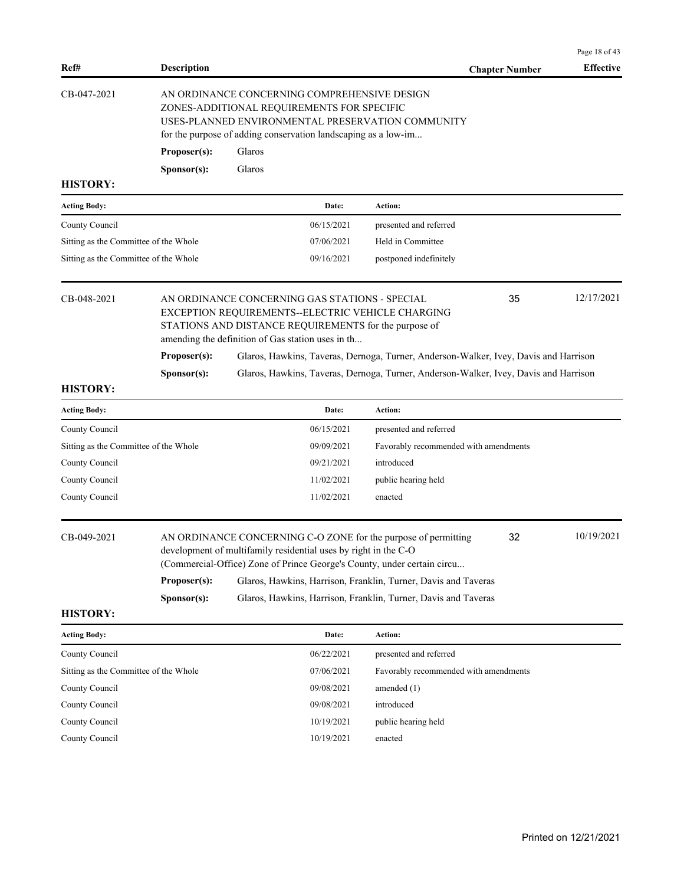| Ref# | Description | Chapter Number | Effective |
|---|---|---|---|

**CB-047-2021**

AN ORDINANCE CONCERNING COMPREHENSIVE DESIGN ZONES-ADDITIONAL REQUIREMENTS FOR SPECIFIC USES-PLANNED ENVIRONMENTAL PRESERVATION COMMUNITY for the purpose of adding conservation landscaping as a low-im...

**Proposer(s):** Glaros

**Sponsor(s):** Glaros

**HISTORY:**

| Acting Body: | Date: | Action: |
|---|---|---|
| County Council | 06/15/2021 | presented and referred |
| Sitting as the Committee of the Whole | 07/06/2021 | Held in Committee |
| Sitting as the Committee of the Whole | 09/16/2021 | postponed indefinitely |

**CB-048-2021** — Chapter Number: 35 — Effective: 12/17/2021

AN ORDINANCE CONCERNING GAS STATIONS - SPECIAL EXCEPTION REQUIREMENTS--ELECTRIC VEHICLE CHARGING STATIONS AND DISTANCE REQUIREMENTS for the purpose of amending the definition of Gas station uses in th...

**Proposer(s):** Glaros, Hawkins, Taveras, Dernoga, Turner, Anderson-Walker, Ivey, Davis and Harrison

**Sponsor(s):** Glaros, Hawkins, Taveras, Dernoga, Turner, Anderson-Walker, Ivey, Davis and Harrison

**HISTORY:**

| Acting Body: | Date: | Action: |
|---|---|---|
| County Council | 06/15/2021 | presented and referred |
| Sitting as the Committee of the Whole | 09/09/2021 | Favorably recommended with amendments |
| County Council | 09/21/2021 | introduced |
| County Council | 11/02/2021 | public hearing held |
| County Council | 11/02/2021 | enacted |

**CB-049-2021** — Chapter Number: 32 — Effective: 10/19/2021

AN ORDINANCE CONCERNING C-O ZONE for the purpose of permitting development of multifamily residential uses by right in the C-O (Commercial-Office) Zone of Prince George's County, under certain circu...

**Proposer(s):** Glaros, Hawkins, Harrison, Franklin, Turner, Davis and Taveras

**Sponsor(s):** Glaros, Hawkins, Harrison, Franklin, Turner, Davis and Taveras

**HISTORY:**

| Acting Body: | Date: | Action: |
|---|---|---|
| County Council | 06/22/2021 | presented and referred |
| Sitting as the Committee of the Whole | 07/06/2021 | Favorably recommended with amendments |
| County Council | 09/08/2021 | amended (1) |
| County Council | 09/08/2021 | introduced |
| County Council | 10/19/2021 | public hearing held |
| County Council | 10/19/2021 | enacted |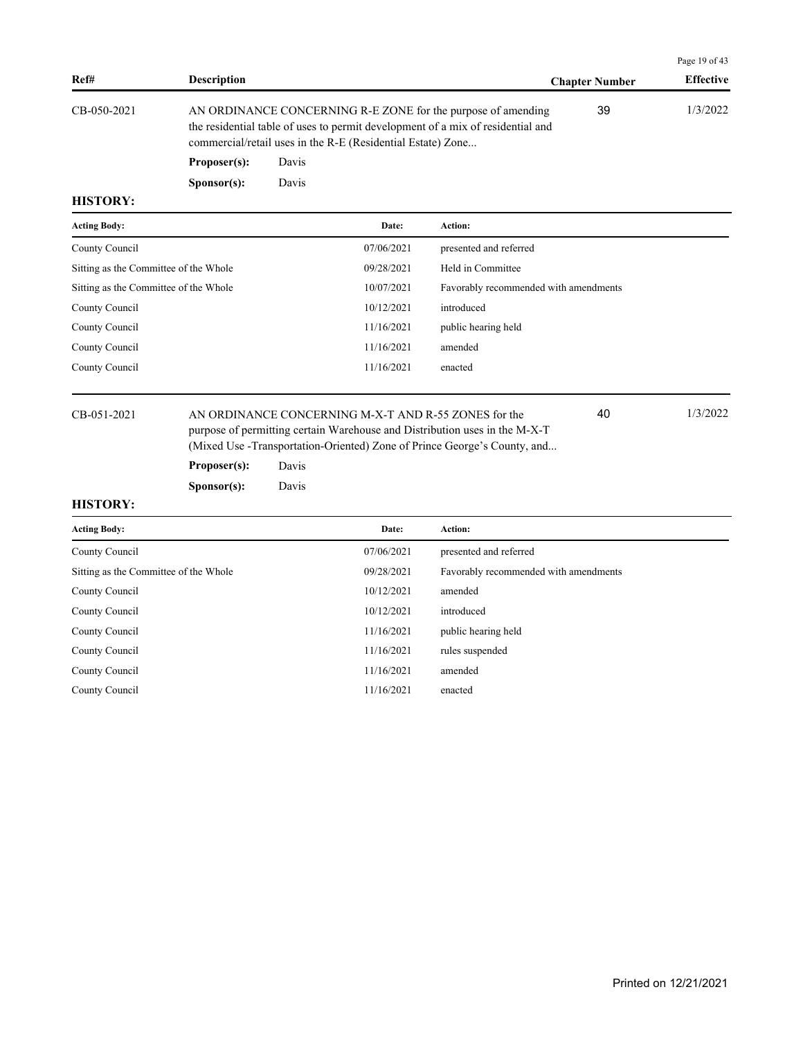| Ref# | Description | Chapter Number | Effective |
|---|---|---|---|
| CB-050-2021 | AN ORDINANCE CONCERNING R-E ZONE for the purpose of amending the residential table of uses to permit development of a mix of residential and commercial/retail uses in the R-E (Residential Estate) Zone... | 39 | 1/3/2022 |

**Proposer(s):** Davis

**Sponsor(s):** Davis

**HISTORY:**

| Acting Body: | Date: | Action: |
|---|---|---|
| County Council | 07/06/2021 | presented and referred |
| Sitting as the Committee of the Whole | 09/28/2021 | Held in Committee |
| Sitting as the Committee of the Whole | 10/07/2021 | Favorably recommended with amendments |
| County Council | 10/12/2021 | introduced |
| County Council | 11/16/2021 | public hearing held |
| County Council | 11/16/2021 | amended |
| County Council | 11/16/2021 | enacted |

| Ref# | Description | Chapter Number | Effective |
|---|---|---|---|
| CB-051-2021 | AN ORDINANCE CONCERNING M-X-T AND R-55 ZONES for the purpose of permitting certain Warehouse and Distribution uses in the M-X-T (Mixed Use -Transportation-Oriented) Zone of Prince George's County, and... | 40 | 1/3/2022 |

**Proposer(s):** Davis

**Sponsor(s):** Davis

**HISTORY:**

| Acting Body: | Date: | Action: |
|---|---|---|
| County Council | 07/06/2021 | presented and referred |
| Sitting as the Committee of the Whole | 09/28/2021 | Favorably recommended with amendments |
| County Council | 10/12/2021 | amended |
| County Council | 10/12/2021 | introduced |
| County Council | 11/16/2021 | public hearing held |
| County Council | 11/16/2021 | rules suspended |
| County Council | 11/16/2021 | amended |
| County Council | 11/16/2021 | enacted |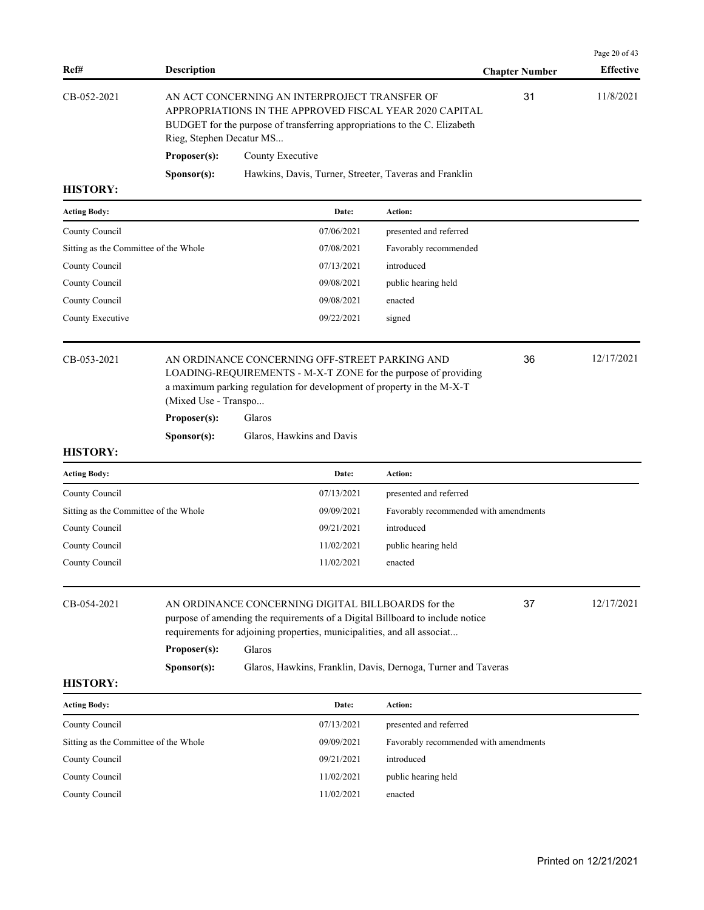| Ref# | Description | Chapter Number | Effective |
|---|---|---|---|
| CB-052-2021 | AN ACT CONCERNING AN INTERPROJECT TRANSFER OF APPROPRIATIONS IN THE APPROVED FISCAL YEAR 2020 CAPITAL BUDGET for the purpose of transferring appropriations to the C. Elizabeth Rieg, Stephen Decatur MS... | 31 | 11/8/2021 |

**Proposer(s):** County Executive

**Sponsor(s):** Hawkins, Davis, Turner, Streeter, Taveras and Franklin

**HISTORY:**

| Acting Body: | Date: | Action: |
|---|---|---|
| County Council | 07/06/2021 | presented and referred |
| Sitting as the Committee of the Whole | 07/08/2021 | Favorably recommended |
| County Council | 07/13/2021 | introduced |
| County Council | 09/08/2021 | public hearing held |
| County Council | 09/08/2021 | enacted |
| County Executive | 09/22/2021 | signed |

| Ref# | Description | Chapter Number | Effective |
|---|---|---|---|
| CB-053-2021 | AN ORDINANCE CONCERNING OFF-STREET PARKING AND LOADING-REQUIREMENTS - M-X-T ZONE for the purpose of providing a maximum parking regulation for development of property in the M-X-T (Mixed Use - Transpo... | 36 | 12/17/2021 |

**Proposer(s):** Glaros

**Sponsor(s):** Glaros, Hawkins and Davis

**HISTORY:**

| Acting Body: | Date: | Action: |
|---|---|---|
| County Council | 07/13/2021 | presented and referred |
| Sitting as the Committee of the Whole | 09/09/2021 | Favorably recommended with amendments |
| County Council | 09/21/2021 | introduced |
| County Council | 11/02/2021 | public hearing held |
| County Council | 11/02/2021 | enacted |

| Ref# | Description | Chapter Number | Effective |
|---|---|---|---|
| CB-054-2021 | AN ORDINANCE CONCERNING DIGITAL BILLBOARDS for the purpose of amending the requirements of a Digital Billboard to include notice requirements for adjoining properties, municipalities, and all associat... | 37 | 12/17/2021 |

**Proposer(s):** Glaros

**Sponsor(s):** Glaros, Hawkins, Franklin, Davis, Dernoga, Turner and Taveras

**HISTORY:**

| Acting Body: | Date: | Action: |
|---|---|---|
| County Council | 07/13/2021 | presented and referred |
| Sitting as the Committee of the Whole | 09/09/2021 | Favorably recommended with amendments |
| County Council | 09/21/2021 | introduced |
| County Council | 11/02/2021 | public hearing held |
| County Council | 11/02/2021 | enacted |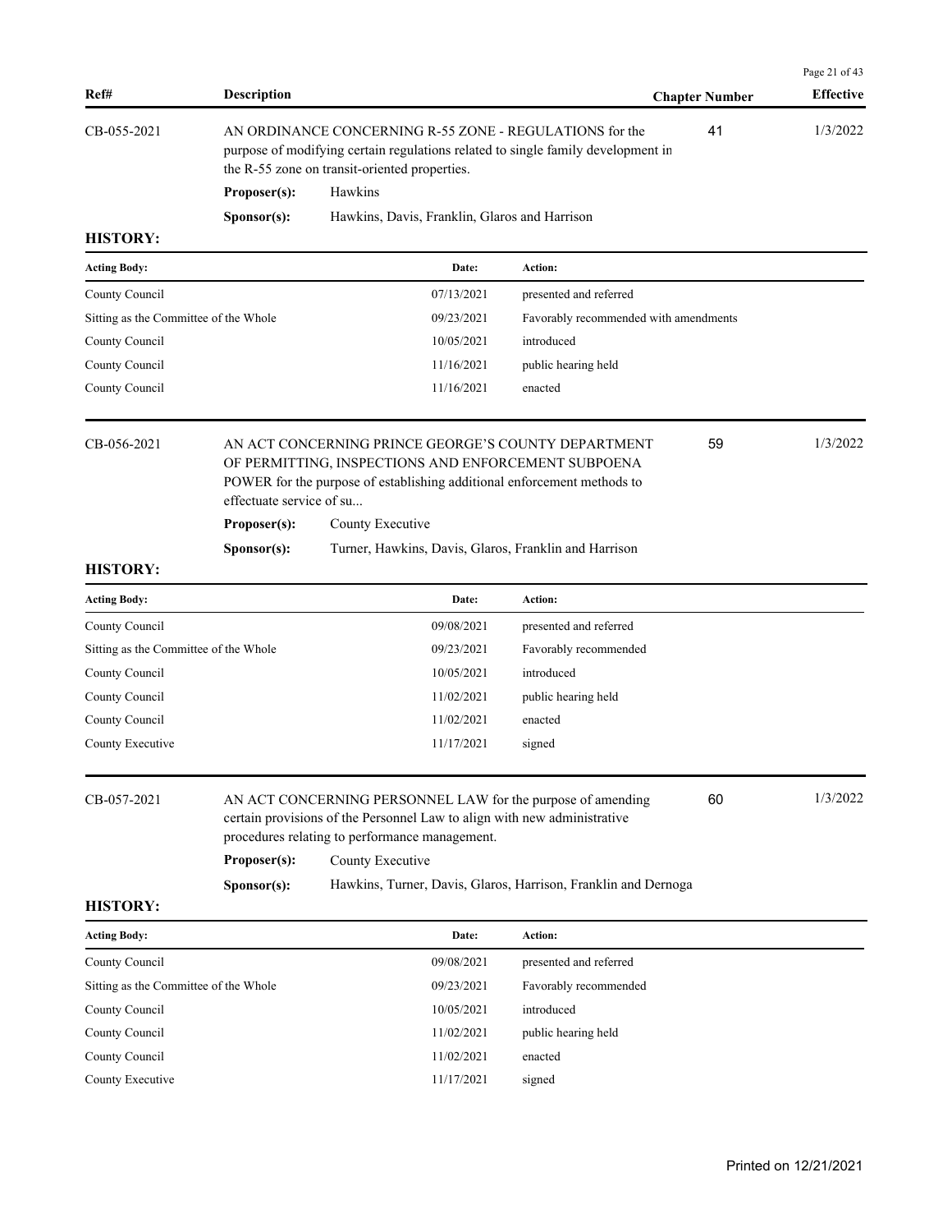| Ref# | Description | Chapter Number | Effective |
|---|---|---|---|
| CB-055-2021 | AN ORDINANCE CONCERNING R-55 ZONE - REGULATIONS for the purpose of modifying certain regulations related to single family development in the R-55 zone on transit-oriented properties. | 41 | 1/3/2022 |

**Proposer(s):** Hawkins

**Sponsor(s):** Hawkins, Davis, Franklin, Glaros and Harrison

**HISTORY:**

| Acting Body: | Date: | Action: |
|---|---|---|
| County Council | 07/13/2021 | presented and referred |
| Sitting as the Committee of the Whole | 09/23/2021 | Favorably recommended with amendments |
| County Council | 10/05/2021 | introduced |
| County Council | 11/16/2021 | public hearing held |
| County Council | 11/16/2021 | enacted |

| Ref# | Description | Chapter Number | Effective |
|---|---|---|---|
| CB-056-2021 | AN ACT CONCERNING PRINCE GEORGE'S COUNTY DEPARTMENT OF PERMITTING, INSPECTIONS AND ENFORCEMENT SUBPOENA POWER for the purpose of establishing additional enforcement methods to effectuate service of su... | 59 | 1/3/2022 |

**Proposer(s):** County Executive

**Sponsor(s):** Turner, Hawkins, Davis, Glaros, Franklin and Harrison

**HISTORY:**

| Acting Body: | Date: | Action: |
|---|---|---|
| County Council | 09/08/2021 | presented and referred |
| Sitting as the Committee of the Whole | 09/23/2021 | Favorably recommended |
| County Council | 10/05/2021 | introduced |
| County Council | 11/02/2021 | public hearing held |
| County Council | 11/02/2021 | enacted |
| County Executive | 11/17/2021 | signed |

| Ref# | Description | Chapter Number | Effective |
|---|---|---|---|
| CB-057-2021 | AN ACT CONCERNING PERSONNEL LAW for the purpose of amending certain provisions of the Personnel Law to align with new administrative procedures relating to performance management. | 60 | 1/3/2022 |

**Proposer(s):** County Executive

**Sponsor(s):** Hawkins, Turner, Davis, Glaros, Harrison, Franklin and Dernoga

**HISTORY:**

| Acting Body: | Date: | Action: |
|---|---|---|
| County Council | 09/08/2021 | presented and referred |
| Sitting as the Committee of the Whole | 09/23/2021 | Favorably recommended |
| County Council | 10/05/2021 | introduced |
| County Council | 11/02/2021 | public hearing held |
| County Council | 11/02/2021 | enacted |
| County Executive | 11/17/2021 | signed |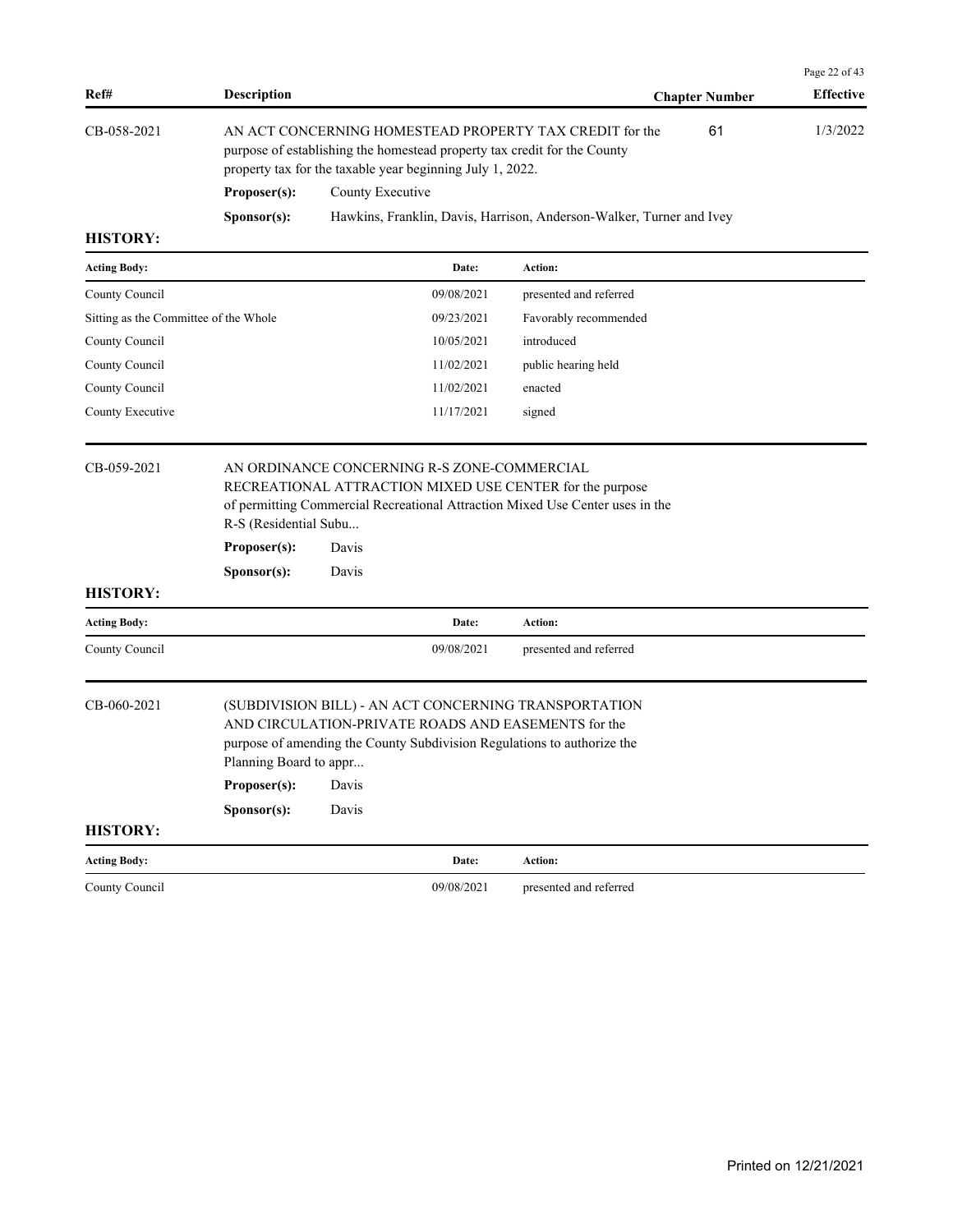| Ref# | Description | Chapter Number | Effective |
|---|---|---|---|
| CB-058-2021 | AN ACT CONCERNING HOMESTEAD PROPERTY TAX CREDIT for the purpose of establishing the homestead property tax credit for the County property tax for the taxable year beginning July 1, 2022. | 61 | 1/3/2022 |

**Proposer(s):** County Executive

**Sponsor(s):** Hawkins, Franklin, Davis, Harrison, Anderson-Walker, Turner and Ivey

**HISTORY:**

| Acting Body: | Date: | Action: |
|---|---|---|
| County Council | 09/08/2021 | presented and referred |
| Sitting as the Committee of the Whole | 09/23/2021 | Favorably recommended |
| County Council | 10/05/2021 | introduced |
| County Council | 11/02/2021 | public hearing held |
| County Council | 11/02/2021 | enacted |
| County Executive | 11/17/2021 | signed |

---

| Ref# | Description |
|---|---|
| CB-059-2021 | AN ORDINANCE CONCERNING R-S ZONE-COMMERCIAL RECREATIONAL ATTRACTION MIXED USE CENTER for the purpose of permitting Commercial Recreational Attraction Mixed Use Center uses in the R-S (Residential Subu... |

**Proposer(s):** Davis

**Sponsor(s):** Davis

**HISTORY:**

| Acting Body: | Date: | Action: |
|---|---|---|
| County Council | 09/08/2021 | presented and referred |

---

| Ref# | Description |
|---|---|
| CB-060-2021 | (SUBDIVISION BILL) - AN ACT CONCERNING TRANSPORTATION AND CIRCULATION-PRIVATE ROADS AND EASEMENTS for the purpose of amending the County Subdivision Regulations to authorize the Planning Board to appr... |

**Proposer(s):** Davis

**Sponsor(s):** Davis

**HISTORY:**

| Acting Body: | Date: | Action: |
|---|---|---|
| County Council | 09/08/2021 | presented and referred |

Printed on 12/21/2021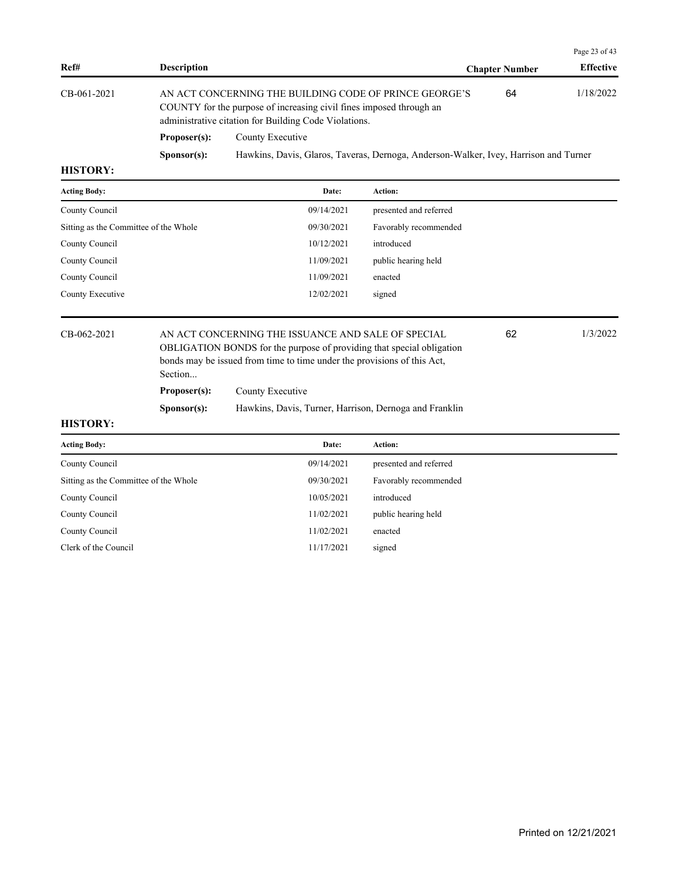| Ref# | Description | Chapter Number | Effective |
|---|---|---|---|
| CB-061-2021 | AN ACT CONCERNING THE BUILDING CODE OF PRINCE GEORGE'S COUNTY for the purpose of increasing civil fines imposed through an administrative citation for Building Code Violations. | 64 | 1/18/2022 |

**Proposer(s):** County Executive

**Sponsor(s):** Hawkins, Davis, Glaros, Taveras, Dernoga, Anderson-Walker, Ivey, Harrison and Turner

**HISTORY:**

| Acting Body: | Date: | Action: |
|---|---|---|
| County Council | 09/14/2021 | presented and referred |
| Sitting as the Committee of the Whole | 09/30/2021 | Favorably recommended |
| County Council | 10/12/2021 | introduced |
| County Council | 11/09/2021 | public hearing held |
| County Council | 11/09/2021 | enacted |
| County Executive | 12/02/2021 | signed |

| Ref# | Description | Chapter Number | Effective |
|---|---|---|---|
| CB-062-2021 | AN ACT CONCERNING THE ISSUANCE AND SALE OF SPECIAL OBLIGATION BONDS for the purpose of providing that special obligation bonds may be issued from time to time under the provisions of this Act, Section... | 62 | 1/3/2022 |

**Proposer(s):** County Executive

**Sponsor(s):** Hawkins, Davis, Turner, Harrison, Dernoga and Franklin

**HISTORY:**

| Acting Body: | Date: | Action: |
|---|---|---|
| County Council | 09/14/2021 | presented and referred |
| Sitting as the Committee of the Whole | 09/30/2021 | Favorably recommended |
| County Council | 10/05/2021 | introduced |
| County Council | 11/02/2021 | public hearing held |
| County Council | 11/02/2021 | enacted |
| Clerk of the Council | 11/17/2021 | signed |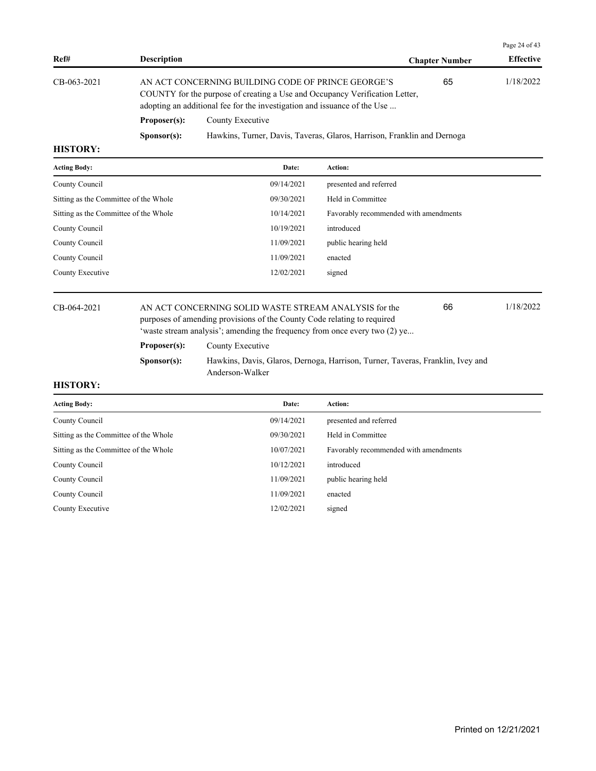| Ref# | Description | Chapter Number | Effective |
|---|---|---|---|
| CB-063-2021 | AN ACT CONCERNING BUILDING CODE OF PRINCE GEORGE'S COUNTY for the purpose of creating a Use and Occupancy Verification Letter, adopting an additional fee for the investigation and issuance of the Use ... | 65 | 1/18/2022 |

**Proposer(s):** County Executive

**Sponsor(s):** Hawkins, Turner, Davis, Taveras, Glaros, Harrison, Franklin and Dernoga

**HISTORY:**

| Acting Body: | Date: | Action: |
|---|---|---|
| County Council | 09/14/2021 | presented and referred |
| Sitting as the Committee of the Whole | 09/30/2021 | Held in Committee |
| Sitting as the Committee of the Whole | 10/14/2021 | Favorably recommended with amendments |
| County Council | 10/19/2021 | introduced |
| County Council | 11/09/2021 | public hearing held |
| County Council | 11/09/2021 | enacted |
| County Executive | 12/02/2021 | signed |

| Ref# | Description | Chapter Number | Effective |
|---|---|---|---|
| CB-064-2021 | AN ACT CONCERNING SOLID WASTE STREAM ANALYSIS for the purposes of amending provisions of the County Code relating to required 'waste stream analysis'; amending the frequency from once every two (2) ye... | 66 | 1/18/2022 |

**Proposer(s):** County Executive

**Sponsor(s):** Hawkins, Davis, Glaros, Dernoga, Harrison, Turner, Taveras, Franklin, Ivey and Anderson-Walker

**HISTORY:**

| Acting Body: | Date: | Action: |
|---|---|---|
| County Council | 09/14/2021 | presented and referred |
| Sitting as the Committee of the Whole | 09/30/2021 | Held in Committee |
| Sitting as the Committee of the Whole | 10/07/2021 | Favorably recommended with amendments |
| County Council | 10/12/2021 | introduced |
| County Council | 11/09/2021 | public hearing held |
| County Council | 11/09/2021 | enacted |
| County Executive | 12/02/2021 | signed |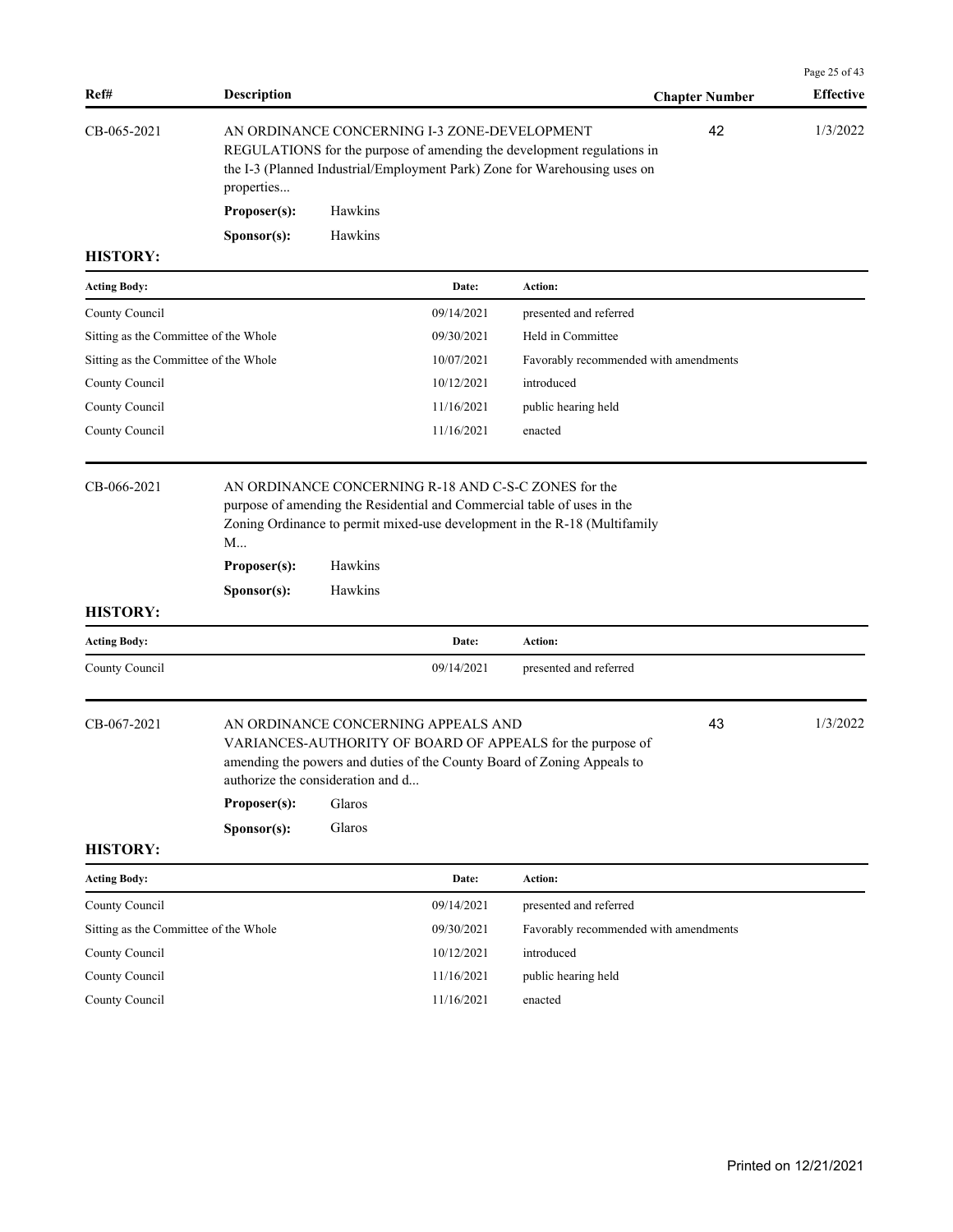| Ref# | Description | Chapter Number | Effective |
|---|---|---|---|
| CB-065-2021 | AN ORDINANCE CONCERNING I-3 ZONE-DEVELOPMENT REGULATIONS for the purpose of amending the development regulations in the I-3 (Planned Industrial/Employment Park) Zone for Warehousing uses on properties... | 42 | 1/3/2022 |

**Proposer(s):** Hawkins

**Sponsor(s):** Hawkins

**HISTORY:**

| Acting Body: | Date: | Action: |
|---|---|---|
| County Council | 09/14/2021 | presented and referred |
| Sitting as the Committee of the Whole | 09/30/2021 | Held in Committee |
| Sitting as the Committee of the Whole | 10/07/2021 | Favorably recommended with amendments |
| County Council | 10/12/2021 | introduced |
| County Council | 11/16/2021 | public hearing held |
| County Council | 11/16/2021 | enacted |

| Ref# | Description | Chapter Number | Effective |
|---|---|---|---|
| CB-066-2021 | AN ORDINANCE CONCERNING R-18 AND C-S-C ZONES for the purpose of amending the Residential and Commercial table of uses in the Zoning Ordinance to permit mixed-use development in the R-18 (Multifamily M... | | |

**Proposer(s):** Hawkins

**Sponsor(s):** Hawkins

**HISTORY:**

| Acting Body: | Date: | Action: |
|---|---|---|
| County Council | 09/14/2021 | presented and referred |

| Ref# | Description | Chapter Number | Effective |
|---|---|---|---|
| CB-067-2021 | AN ORDINANCE CONCERNING APPEALS AND VARIANCES-AUTHORITY OF BOARD OF APPEALS for the purpose of amending the powers and duties of the County Board of Zoning Appeals to authorize the consideration and d... | 43 | 1/3/2022 |

**Proposer(s):** Glaros

**Sponsor(s):** Glaros

**HISTORY:**

| Acting Body: | Date: | Action: |
|---|---|---|
| County Council | 09/14/2021 | presented and referred |
| Sitting as the Committee of the Whole | 09/30/2021 | Favorably recommended with amendments |
| County Council | 10/12/2021 | introduced |
| County Council | 11/16/2021 | public hearing held |
| County Council | 11/16/2021 | enacted |

Printed on 12/21/2021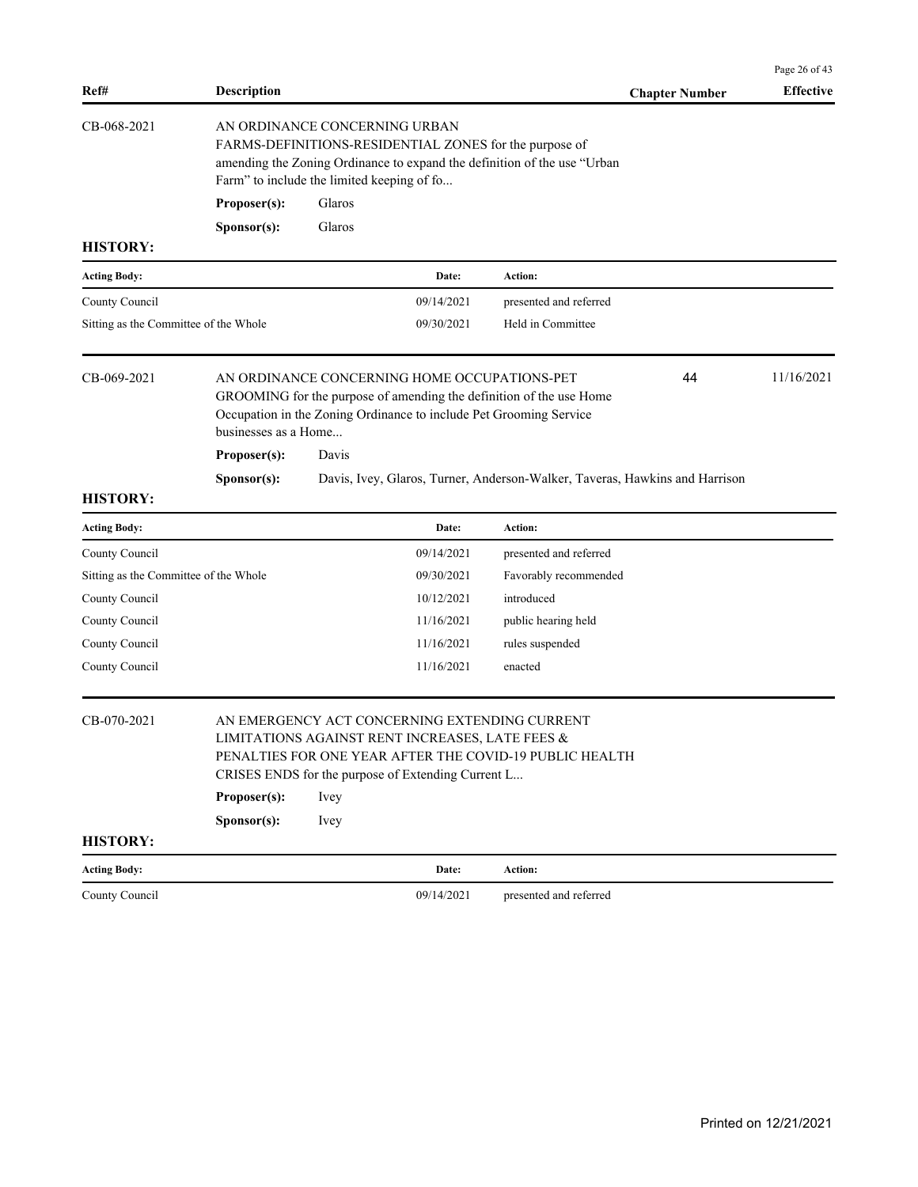| Ref# | Description | Chapter Number | Effective |
|---|---|---|---|

**CB-068-2021** — AN ORDINANCE CONCERNING URBAN FARMS-DEFINITIONS-RESIDENTIAL ZONES for the purpose of amending the Zoning Ordinance to expand the definition of the use "Urban Farm" to include the limited keeping of fo...

**Proposer(s):** Glaros

**Sponsor(s):** Glaros

**HISTORY:**

| Acting Body: | Date: | Action: |
|---|---|---|
| County Council | 09/14/2021 | presented and referred |
| Sitting as the Committee of the Whole | 09/30/2021 | Held in Committee |

**CB-069-2021** — AN ORDINANCE CONCERNING HOME OCCUPATIONS-PET GROOMING for the purpose of amending the definition of the use Home Occupation in the Zoning Ordinance to include Pet Grooming Service businesses as a Home... — Chapter Number: 44 — Effective: 11/16/2021

**Proposer(s):** Davis

**Sponsor(s):** Davis, Ivey, Glaros, Turner, Anderson-Walker, Taveras, Hawkins and Harrison

**HISTORY:**

| Acting Body: | Date: | Action: |
|---|---|---|
| County Council | 09/14/2021 | presented and referred |
| Sitting as the Committee of the Whole | 09/30/2021 | Favorably recommended |
| County Council | 10/12/2021 | introduced |
| County Council | 11/16/2021 | public hearing held |
| County Council | 11/16/2021 | rules suspended |
| County Council | 11/16/2021 | enacted |

**CB-070-2021** — AN EMERGENCY ACT CONCERNING EXTENDING CURRENT LIMITATIONS AGAINST RENT INCREASES, LATE FEES & PENALTIES FOR ONE YEAR AFTER THE COVID-19 PUBLIC HEALTH CRISES ENDS for the purpose of Extending Current L...

**Proposer(s):** Ivey

**Sponsor(s):** Ivey

**HISTORY:**

| Acting Body: | Date: | Action: |
|---|---|---|
| County Council | 09/14/2021 | presented and referred |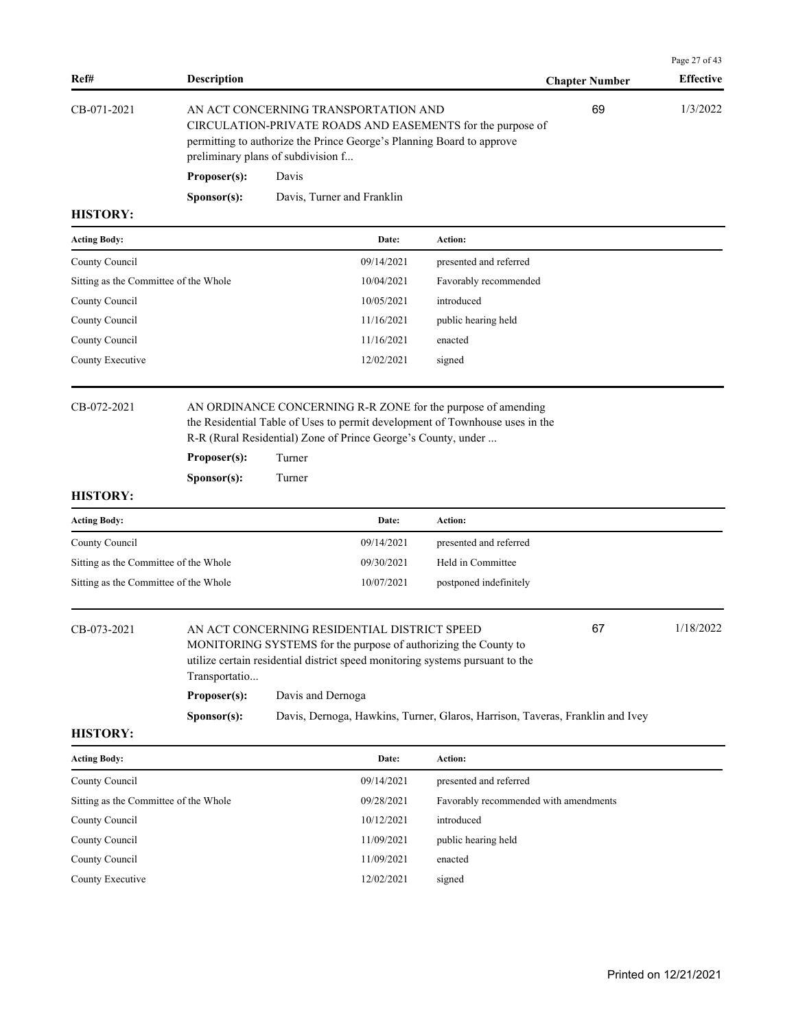| Ref# | Description | Chapter Number | Effective |
|---|---|---|---|
| CB-071-2021 | AN ACT CONCERNING TRANSPORTATION AND CIRCULATION-PRIVATE ROADS AND EASEMENTS for the purpose of permitting to authorize the Prince George's Planning Board to approve preliminary plans of subdivision f... | 69 | 1/3/2022 |

**Proposer(s):** Davis

**Sponsor(s):** Davis, Turner and Franklin

**HISTORY:**

| Acting Body: | Date: | Action: |
|---|---|---|
| County Council | 09/14/2021 | presented and referred |
| Sitting as the Committee of the Whole | 10/04/2021 | Favorably recommended |
| County Council | 10/05/2021 | introduced |
| County Council | 11/16/2021 | public hearing held |
| County Council | 11/16/2021 | enacted |
| County Executive | 12/02/2021 | signed |

| Ref# | Description | Chapter Number | Effective |
|---|---|---|---|
| CB-072-2021 | AN ORDINANCE CONCERNING R-R ZONE for the purpose of amending the Residential Table of Uses to permit development of Townhouse uses in the R-R (Rural Residential) Zone of Prince George's County, under ... | | |

**Proposer(s):** Turner

**Sponsor(s):** Turner

**HISTORY:**

| Acting Body: | Date: | Action: |
|---|---|---|
| County Council | 09/14/2021 | presented and referred |
| Sitting as the Committee of the Whole | 09/30/2021 | Held in Committee |
| Sitting as the Committee of the Whole | 10/07/2021 | postponed indefinitely |

| Ref# | Description | Chapter Number | Effective |
|---|---|---|---|
| CB-073-2021 | AN ACT CONCERNING RESIDENTIAL DISTRICT SPEED MONITORING SYSTEMS for the purpose of authorizing the County to utilize certain residential district speed monitoring systems pursuant to the Transportatio... | 67 | 1/18/2022 |

**Proposer(s):** Davis and Dernoga

**Sponsor(s):** Davis, Dernoga, Hawkins, Turner, Glaros, Harrison, Taveras, Franklin and Ivey

**HISTORY:**

| Acting Body: | Date: | Action: |
|---|---|---|
| County Council | 09/14/2021 | presented and referred |
| Sitting as the Committee of the Whole | 09/28/2021 | Favorably recommended with amendments |
| County Council | 10/12/2021 | introduced |
| County Council | 11/09/2021 | public hearing held |
| County Council | 11/09/2021 | enacted |
| County Executive | 12/02/2021 | signed |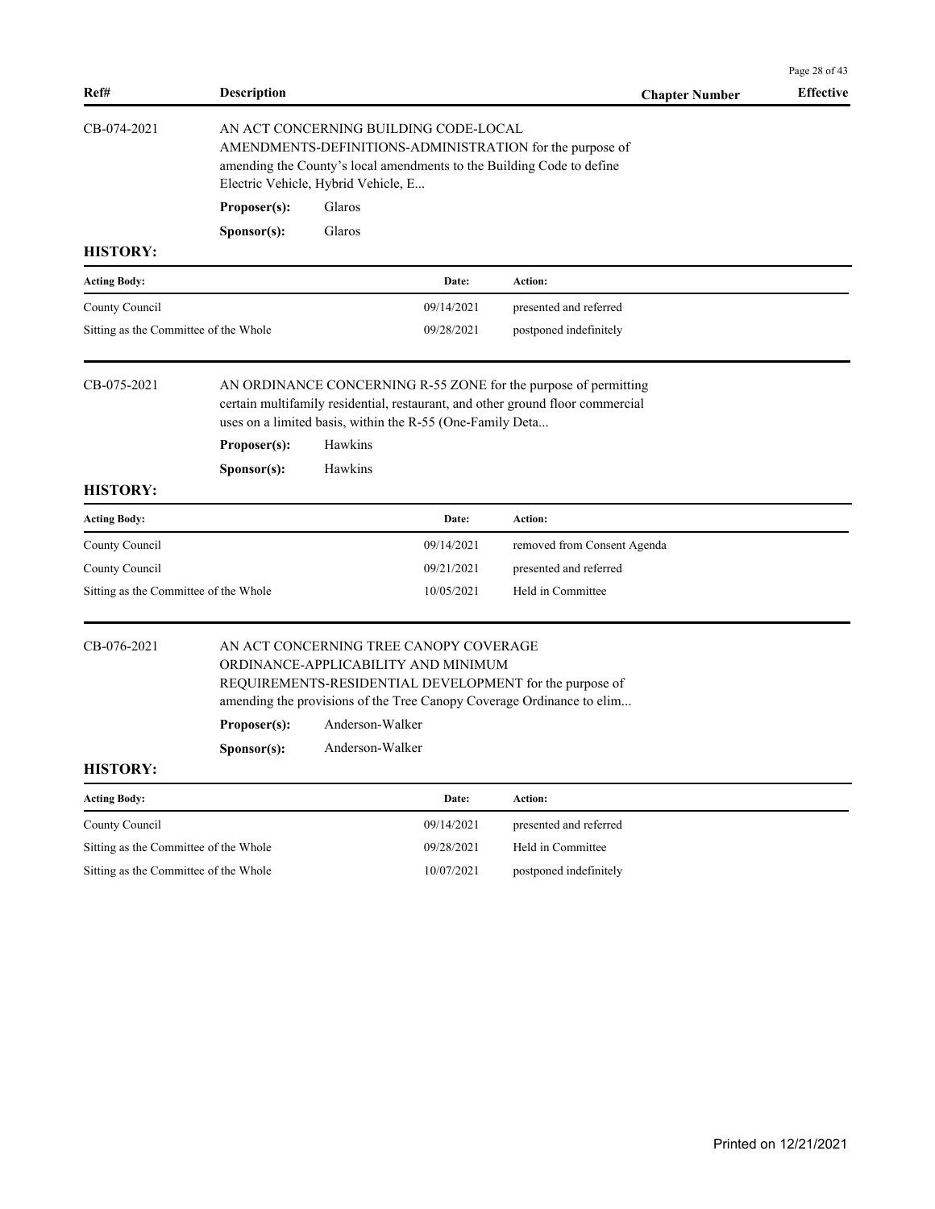| Ref# | Description | Chapter Number | Effective |
|---|---|---|---|

**CB-074-2021**

AN ACT CONCERNING BUILDING CODE-LOCAL AMENDMENTS-DEFINITIONS-ADMINISTRATION for the purpose of amending the County's local amendments to the Building Code to define Electric Vehicle, Hybrid Vehicle, E...

**Proposer(s):** Glaros

**Sponsor(s):** Glaros

**HISTORY:**

| Acting Body: | Date: | Action: |
|---|---|---|
| County Council | 09/14/2021 | presented and referred |
| Sitting as the Committee of the Whole | 09/28/2021 | postponed indefinitely |

**CB-075-2021**

AN ORDINANCE CONCERNING R-55 ZONE for the purpose of permitting certain multifamily residential, restaurant, and other ground floor commercial uses on a limited basis, within the R-55 (One-Family Deta...

**Proposer(s):** Hawkins

**Sponsor(s):** Hawkins

**HISTORY:**

| Acting Body: | Date: | Action: |
|---|---|---|
| County Council | 09/14/2021 | removed from Consent Agenda |
| County Council | 09/21/2021 | presented and referred |
| Sitting as the Committee of the Whole | 10/05/2021 | Held in Committee |

**CB-076-2021**

AN ACT CONCERNING TREE CANOPY COVERAGE ORDINANCE-APPLICABILITY AND MINIMUM REQUIREMENTS-RESIDENTIAL DEVELOPMENT for the purpose of amending the provisions of the Tree Canopy Coverage Ordinance to elim...

**Proposer(s):** Anderson-Walker

**Sponsor(s):** Anderson-Walker

**HISTORY:**

| Acting Body: | Date: | Action: |
|---|---|---|
| County Council | 09/14/2021 | presented and referred |
| Sitting as the Committee of the Whole | 09/28/2021 | Held in Committee |
| Sitting as the Committee of the Whole | 10/07/2021 | postponed indefinitely |

Printed on 12/21/2021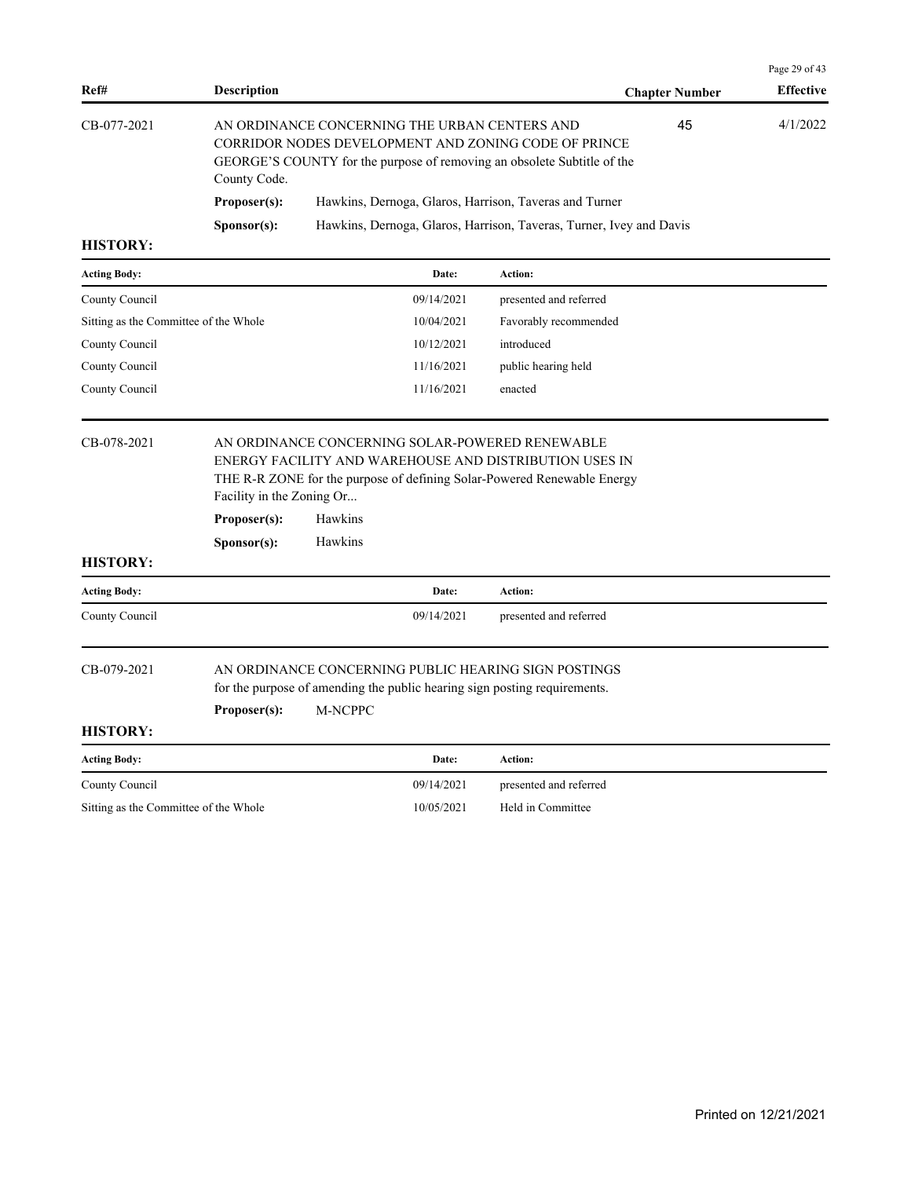| Ref# | Description | Chapter Number | Effective |
|---|---|---|---|
| CB-077-2021 | AN ORDINANCE CONCERNING THE URBAN CENTERS AND CORRIDOR NODES DEVELOPMENT AND ZONING CODE OF PRINCE GEORGE'S COUNTY for the purpose of removing an obsolete Subtitle of the County Code. | 45 | 4/1/2022 |

**Proposer(s):** Hawkins, Dernoga, Glaros, Harrison, Taveras and Turner

**Sponsor(s):** Hawkins, Dernoga, Glaros, Harrison, Taveras, Turner, Ivey and Davis

**HISTORY:**

| Acting Body: | Date: | Action: |
|---|---|---|
| County Council | 09/14/2021 | presented and referred |
| Sitting as the Committee of the Whole | 10/04/2021 | Favorably recommended |
| County Council | 10/12/2021 | introduced |
| County Council | 11/16/2021 | public hearing held |
| County Council | 11/16/2021 | enacted |

---

**CB-078-2021** — AN ORDINANCE CONCERNING SOLAR-POWERED RENEWABLE ENERGY FACILITY AND WAREHOUSE AND DISTRIBUTION USES IN THE R-R ZONE for the purpose of defining Solar-Powered Renewable Energy Facility in the Zoning Or...

**Proposer(s):** Hawkins

**Sponsor(s):** Hawkins

**HISTORY:**

| Acting Body: | Date: | Action: |
|---|---|---|
| County Council | 09/14/2021 | presented and referred |

---

**CB-079-2021** — AN ORDINANCE CONCERNING PUBLIC HEARING SIGN POSTINGS for the purpose of amending the public hearing sign posting requirements.

**Proposer(s):** M-NCPPC

**HISTORY:**

| Acting Body: | Date: | Action: |
|---|---|---|
| County Council | 09/14/2021 | presented and referred |
| Sitting as the Committee of the Whole | 10/05/2021 | Held in Committee |

Printed on 12/21/2021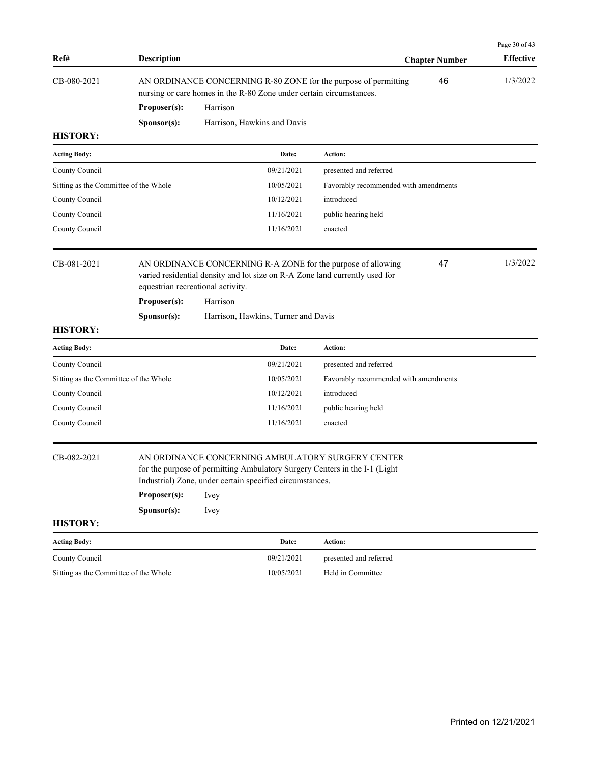| Ref# | Description | Chapter Number | Effective |
|---|---|---|---|
| CB-080-2021 | AN ORDINANCE CONCERNING R-80 ZONE for the purpose of permitting nursing or care homes in the R-80 Zone under certain circumstances. | 46 | 1/3/2022 |

**Proposer(s):** Harrison

**Sponsor(s):** Harrison, Hawkins and Davis

**HISTORY:**

| Acting Body: | Date: | Action: |
|---|---|---|
| County Council | 09/21/2021 | presented and referred |
| Sitting as the Committee of the Whole | 10/05/2021 | Favorably recommended with amendments |
| County Council | 10/12/2021 | introduced |
| County Council | 11/16/2021 | public hearing held |
| County Council | 11/16/2021 | enacted |

| Ref# | Description | Chapter Number | Effective |
|---|---|---|---|
| CB-081-2021 | AN ORDINANCE CONCERNING R-A ZONE for the purpose of allowing varied residential density and lot size on R-A Zone land currently used for equestrian recreational activity. | 47 | 1/3/2022 |

**Proposer(s):** Harrison

**Sponsor(s):** Harrison, Hawkins, Turner and Davis

**HISTORY:**

| Acting Body: | Date: | Action: |
|---|---|---|
| County Council | 09/21/2021 | presented and referred |
| Sitting as the Committee of the Whole | 10/05/2021 | Favorably recommended with amendments |
| County Council | 10/12/2021 | introduced |
| County Council | 11/16/2021 | public hearing held |
| County Council | 11/16/2021 | enacted |

| Ref# | Description | Chapter Number | Effective |
|---|---|---|---|
| CB-082-2021 | AN ORDINANCE CONCERNING AMBULATORY SURGERY CENTER for the purpose of permitting Ambulatory Surgery Centers in the I-1 (Light Industrial) Zone, under certain specified circumstances. | | |

**Proposer(s):** Ivey

**Sponsor(s):** Ivey

**HISTORY:**

| Acting Body: | Date: | Action: |
|---|---|---|
| County Council | 09/21/2021 | presented and referred |
| Sitting as the Committee of the Whole | 10/05/2021 | Held in Committee |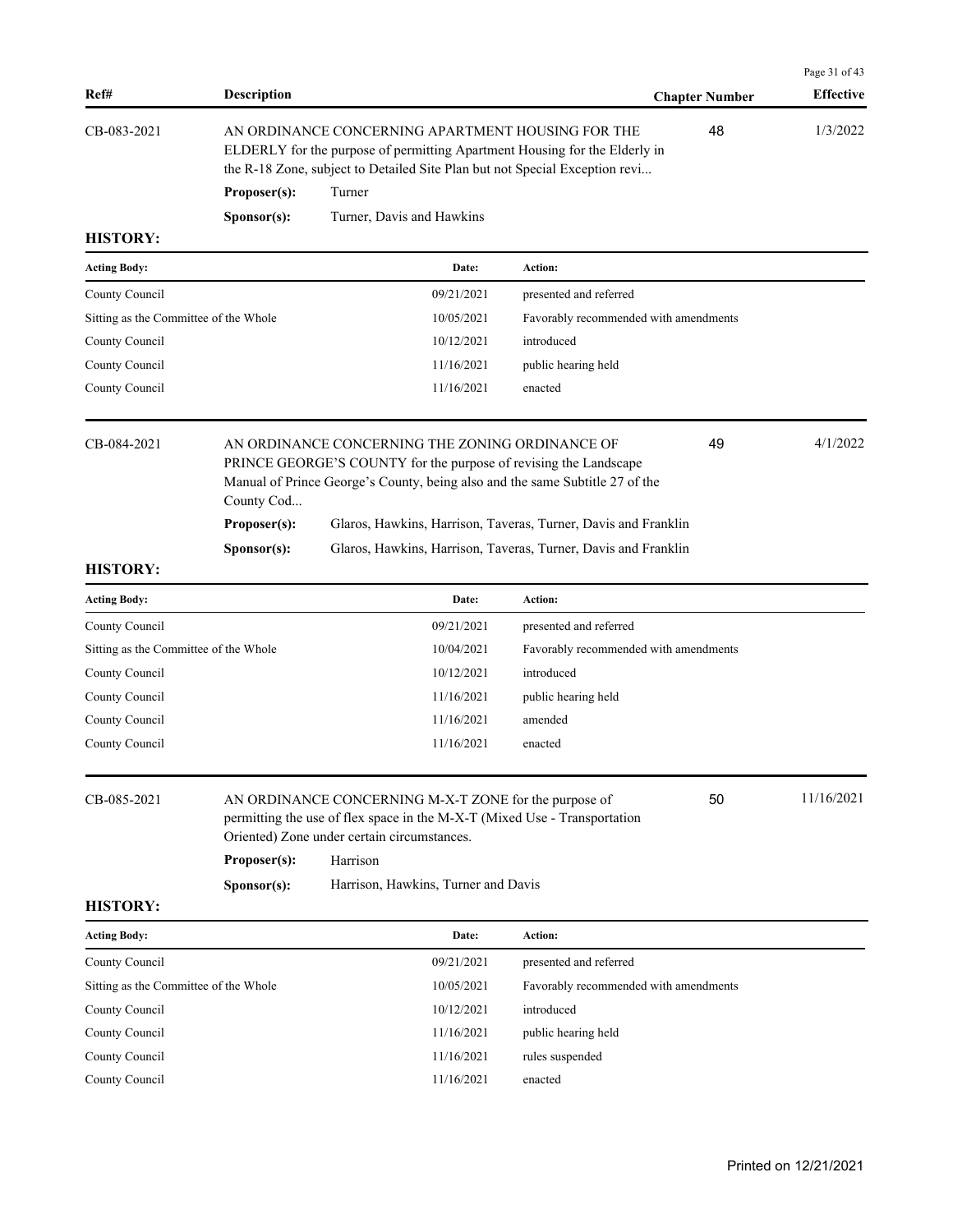| Ref# | Description | Chapter Number | Effective |
|---|---|---|---|
| CB-083-2021 | AN ORDINANCE CONCERNING APARTMENT HOUSING FOR THE ELDERLY for the purpose of permitting Apartment Housing for the Elderly in the R-18 Zone, subject to Detailed Site Plan but not Special Exception revi... | 48 | 1/3/2022 |

**Proposer(s):** Turner

**Sponsor(s):** Turner, Davis and Hawkins

**HISTORY:**

| Acting Body: | Date: | Action: |
|---|---|---|
| County Council | 09/21/2021 | presented and referred |
| Sitting as the Committee of the Whole | 10/05/2021 | Favorably recommended with amendments |
| County Council | 10/12/2021 | introduced |
| County Council | 11/16/2021 | public hearing held |
| County Council | 11/16/2021 | enacted |

| Ref# | Description | Chapter Number | Effective |
|---|---|---|---|
| CB-084-2021 | AN ORDINANCE CONCERNING THE ZONING ORDINANCE OF PRINCE GEORGE'S COUNTY for the purpose of revising the Landscape Manual of Prince George's County, being also and the same Subtitle 27 of the County Cod... | 49 | 4/1/2022 |

**Proposer(s):** Glaros, Hawkins, Harrison, Taveras, Turner, Davis and Franklin

**Sponsor(s):** Glaros, Hawkins, Harrison, Taveras, Turner, Davis and Franklin

**HISTORY:**

| Acting Body: | Date: | Action: |
|---|---|---|
| County Council | 09/21/2021 | presented and referred |
| Sitting as the Committee of the Whole | 10/04/2021 | Favorably recommended with amendments |
| County Council | 10/12/2021 | introduced |
| County Council | 11/16/2021 | public hearing held |
| County Council | 11/16/2021 | amended |
| County Council | 11/16/2021 | enacted |

| Ref# | Description | Chapter Number | Effective |
|---|---|---|---|
| CB-085-2021 | AN ORDINANCE CONCERNING M-X-T ZONE for the purpose of permitting the use of flex space in the M-X-T (Mixed Use - Transportation Oriented) Zone under certain circumstances. | 50 | 11/16/2021 |

**Proposer(s):** Harrison

**Sponsor(s):** Harrison, Hawkins, Turner and Davis

**HISTORY:**

| Acting Body: | Date: | Action: |
|---|---|---|
| County Council | 09/21/2021 | presented and referred |
| Sitting as the Committee of the Whole | 10/05/2021 | Favorably recommended with amendments |
| County Council | 10/12/2021 | introduced |
| County Council | 11/16/2021 | public hearing held |
| County Council | 11/16/2021 | rules suspended |
| County Council | 11/16/2021 | enacted |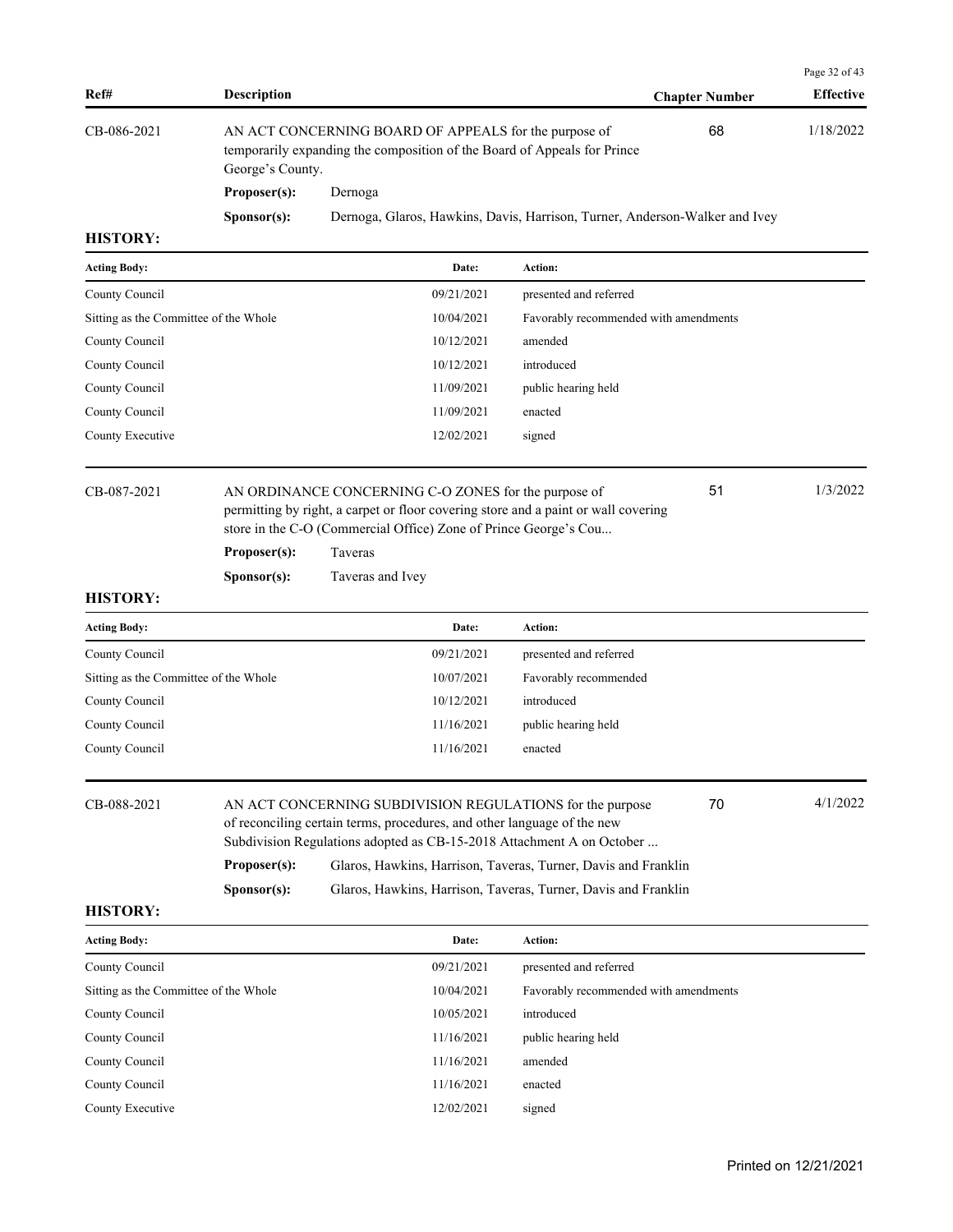| Ref# | Description | Chapter Number | Effective |
|---|---|---|---|
| CB-086-2021 | AN ACT CONCERNING BOARD OF APPEALS for the purpose of temporarily expanding the composition of the Board of Appeals for Prince George's County. | 68 | 1/18/2022 |

**Proposer(s):** Dernoga

**Sponsor(s):** Dernoga, Glaros, Hawkins, Davis, Harrison, Turner, Anderson-Walker and Ivey

**HISTORY:**

| Acting Body: | Date: | Action: |
|---|---|---|
| County Council | 09/21/2021 | presented and referred |
| Sitting as the Committee of the Whole | 10/04/2021 | Favorably recommended with amendments |
| County Council | 10/12/2021 | amended |
| County Council | 10/12/2021 | introduced |
| County Council | 11/09/2021 | public hearing held |
| County Council | 11/09/2021 | enacted |
| County Executive | 12/02/2021 | signed |

| Ref# | Description | Chapter Number | Effective |
|---|---|---|---|
| CB-087-2021 | AN ORDINANCE CONCERNING C-O ZONES for the purpose of permitting by right, a carpet or floor covering store and a paint or wall covering store in the C-O (Commercial Office) Zone of Prince George's Cou... | 51 | 1/3/2022 |

**Proposer(s):** Taveras

**Sponsor(s):** Taveras and Ivey

**HISTORY:**

| Acting Body: | Date: | Action: |
|---|---|---|
| County Council | 09/21/2021 | presented and referred |
| Sitting as the Committee of the Whole | 10/07/2021 | Favorably recommended |
| County Council | 10/12/2021 | introduced |
| County Council | 11/16/2021 | public hearing held |
| County Council | 11/16/2021 | enacted |

| Ref# | Description | Chapter Number | Effective |
|---|---|---|---|
| CB-088-2021 | AN ACT CONCERNING SUBDIVISION REGULATIONS for the purpose of reconciling certain terms, procedures, and other language of the new Subdivision Regulations adopted as CB-15-2018 Attachment A on October ... | 70 | 4/1/2022 |

**Proposer(s):** Glaros, Hawkins, Harrison, Taveras, Turner, Davis and Franklin

**Sponsor(s):** Glaros, Hawkins, Harrison, Taveras, Turner, Davis and Franklin

**HISTORY:**

| Acting Body: | Date: | Action: |
|---|---|---|
| County Council | 09/21/2021 | presented and referred |
| Sitting as the Committee of the Whole | 10/04/2021 | Favorably recommended with amendments |
| County Council | 10/05/2021 | introduced |
| County Council | 11/16/2021 | public hearing held |
| County Council | 11/16/2021 | amended |
| County Council | 11/16/2021 | enacted |
| County Executive | 12/02/2021 | signed |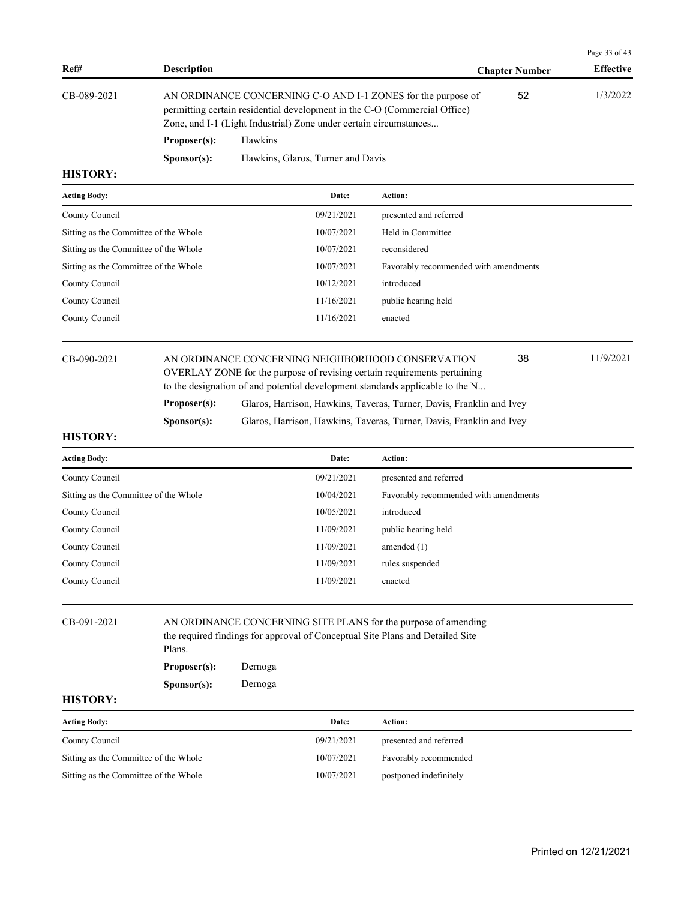| Ref# | Description | Chapter Number | Effective |
|---|---|---|---|
| CB-089-2021 | AN ORDINANCE CONCERNING C-O AND I-1 ZONES for the purpose of permitting certain residential development in the C-O (Commercial Office) Zone, and I-1 (Light Industrial) Zone under certain circumstances... | 52 | 1/3/2022 |

**Proposer(s):** Hawkins

**Sponsor(s):** Hawkins, Glaros, Turner and Davis

**HISTORY:**

| Acting Body: | Date: | Action: |
|---|---|---|
| County Council | 09/21/2021 | presented and referred |
| Sitting as the Committee of the Whole | 10/07/2021 | Held in Committee |
| Sitting as the Committee of the Whole | 10/07/2021 | reconsidered |
| Sitting as the Committee of the Whole | 10/07/2021 | Favorably recommended with amendments |
| County Council | 10/12/2021 | introduced |
| County Council | 11/16/2021 | public hearing held |
| County Council | 11/16/2021 | enacted |

| Ref# | Description | Chapter Number | Effective |
|---|---|---|---|
| CB-090-2021 | AN ORDINANCE CONCERNING NEIGHBORHOOD CONSERVATION OVERLAY ZONE for the purpose of revising certain requirements pertaining to the designation of and potential development standards applicable to the N... | 38 | 11/9/2021 |

**Proposer(s):** Glaros, Harrison, Hawkins, Taveras, Turner, Davis, Franklin and Ivey

**Sponsor(s):** Glaros, Harrison, Hawkins, Taveras, Turner, Davis, Franklin and Ivey

**HISTORY:**

| Acting Body: | Date: | Action: |
|---|---|---|
| County Council | 09/21/2021 | presented and referred |
| Sitting as the Committee of the Whole | 10/04/2021 | Favorably recommended with amendments |
| County Council | 10/05/2021 | introduced |
| County Council | 11/09/2021 | public hearing held |
| County Council | 11/09/2021 | amended (1) |
| County Council | 11/09/2021 | rules suspended |
| County Council | 11/09/2021 | enacted |

| Ref# | Description | Chapter Number | Effective |
|---|---|---|---|
| CB-091-2021 | AN ORDINANCE CONCERNING SITE PLANS for the purpose of amending the required findings for approval of Conceptual Site Plans and Detailed Site Plans. | | |

**Proposer(s):** Dernoga

**Sponsor(s):** Dernoga

**HISTORY:**

| Acting Body: | Date: | Action: |
|---|---|---|
| County Council | 09/21/2021 | presented and referred |
| Sitting as the Committee of the Whole | 10/07/2021 | Favorably recommended |
| Sitting as the Committee of the Whole | 10/07/2021 | postponed indefinitely |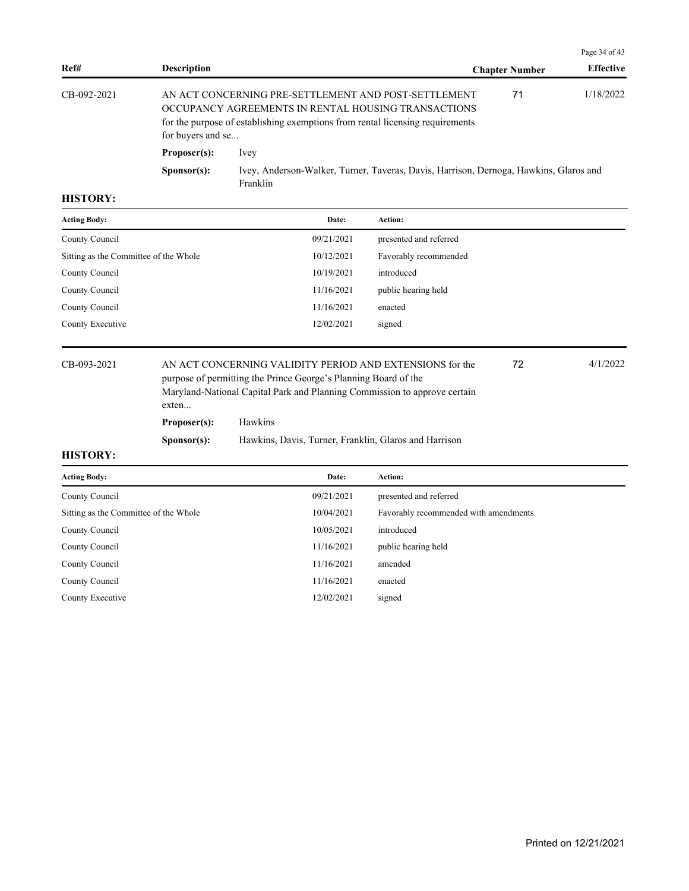| Ref# | Description | Chapter Number | Effective |
|---|---|---|---|
| CB-092-2021 | AN ACT CONCERNING PRE-SETTLEMENT AND POST-SETTLEMENT OCCUPANCY AGREEMENTS IN RENTAL HOUSING TRANSACTIONS for the purpose of establishing exemptions from rental licensing requirements for buyers and se... | 71 | 1/18/2022 |

**Proposer(s):** Ivey

**Sponsor(s):** Ivey, Anderson-Walker, Turner, Taveras, Davis, Harrison, Dernoga, Hawkins, Glaros and Franklin

**HISTORY:**

| Acting Body: | Date: | Action: |
|---|---|---|
| County Council | 09/21/2021 | presented and referred |
| Sitting as the Committee of the Whole | 10/12/2021 | Favorably recommended |
| County Council | 10/19/2021 | introduced |
| County Council | 11/16/2021 | public hearing held |
| County Council | 11/16/2021 | enacted |
| County Executive | 12/02/2021 | signed |

| Ref# | Description | Chapter Number | Effective |
|---|---|---|---|
| CB-093-2021 | AN ACT CONCERNING VALIDITY PERIOD AND EXTENSIONS for the purpose of permitting the Prince George's Planning Board of the Maryland-National Capital Park and Planning Commission to approve certain exten... | 72 | 4/1/2022 |

**Proposer(s):** Hawkins

**Sponsor(s):** Hawkins, Davis, Turner, Franklin, Glaros and Harrison

**HISTORY:**

| Acting Body: | Date: | Action: |
|---|---|---|
| County Council | 09/21/2021 | presented and referred |
| Sitting as the Committee of the Whole | 10/04/2021 | Favorably recommended with amendments |
| County Council | 10/05/2021 | introduced |
| County Council | 11/16/2021 | public hearing held |
| County Council | 11/16/2021 | amended |
| County Council | 11/16/2021 | enacted |
| County Executive | 12/02/2021 | signed |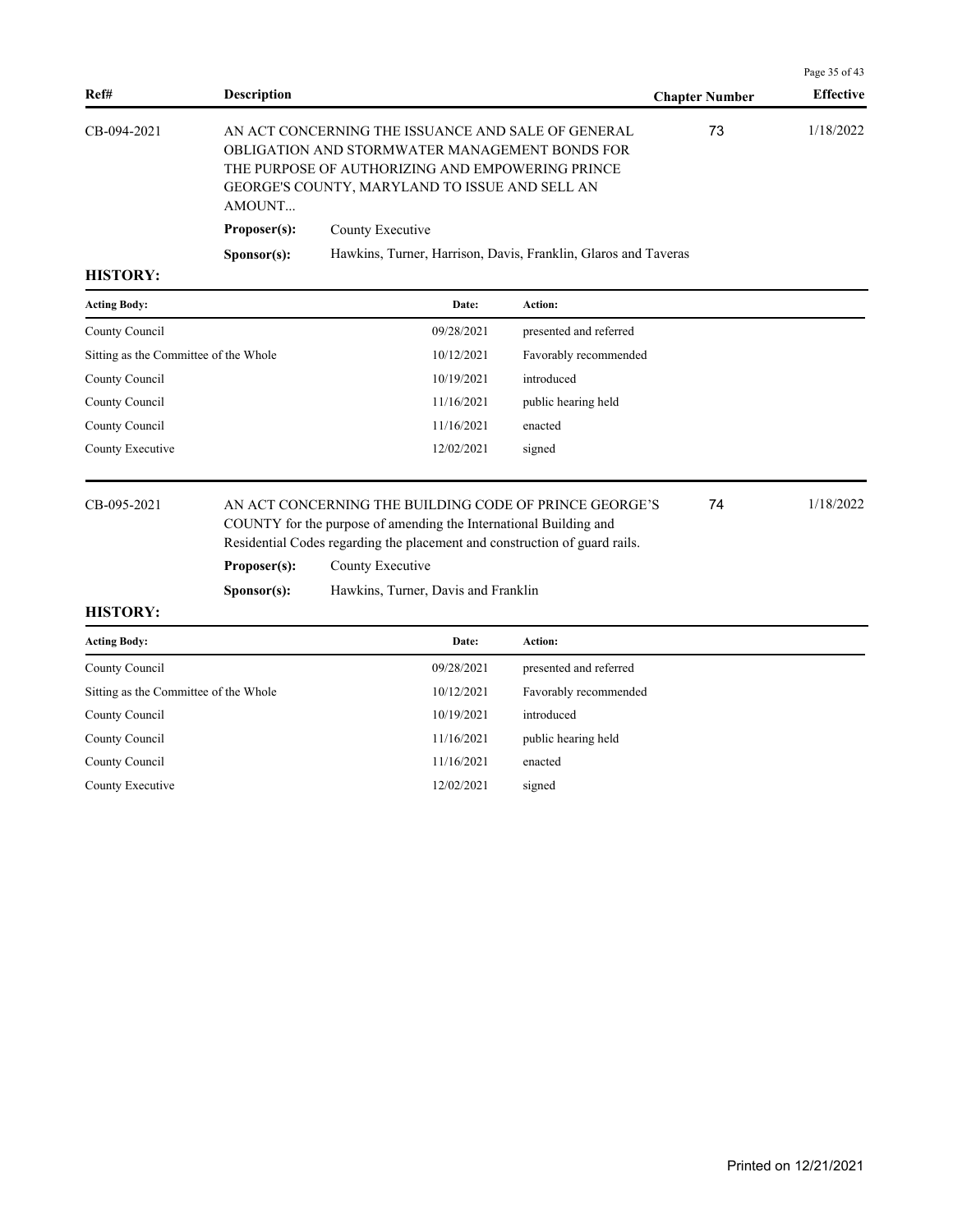| Ref# | Description | Chapter Number | Effective |
|---|---|---|---|
| CB-094-2021 | AN ACT CONCERNING THE ISSUANCE AND SALE OF GENERAL OBLIGATION AND STORMWATER MANAGEMENT BONDS FOR THE PURPOSE OF AUTHORIZING AND EMPOWERING PRINCE GEORGE'S COUNTY, MARYLAND TO ISSUE AND SELL AN AMOUNT... | 73 | 1/18/2022 |

**Proposer(s):** County Executive

**Sponsor(s):** Hawkins, Turner, Harrison, Davis, Franklin, Glaros and Taveras

**HISTORY:**

| Acting Body: | Date: | Action: |
|---|---|---|
| County Council | 09/28/2021 | presented and referred |
| Sitting as the Committee of the Whole | 10/12/2021 | Favorably recommended |
| County Council | 10/19/2021 | introduced |
| County Council | 11/16/2021 | public hearing held |
| County Council | 11/16/2021 | enacted |
| County Executive | 12/02/2021 | signed |

| Ref# | Description | Chapter Number | Effective |
|---|---|---|---|
| CB-095-2021 | AN ACT CONCERNING THE BUILDING CODE OF PRINCE GEORGE'S COUNTY for the purpose of amending the International Building and Residential Codes regarding the placement and construction of guard rails. | 74 | 1/18/2022 |

**Proposer(s):** County Executive

**Sponsor(s):** Hawkins, Turner, Davis and Franklin

**HISTORY:**

| Acting Body: | Date: | Action: |
|---|---|---|
| County Council | 09/28/2021 | presented and referred |
| Sitting as the Committee of the Whole | 10/12/2021 | Favorably recommended |
| County Council | 10/19/2021 | introduced |
| County Council | 11/16/2021 | public hearing held |
| County Council | 11/16/2021 | enacted |
| County Executive | 12/02/2021 | signed |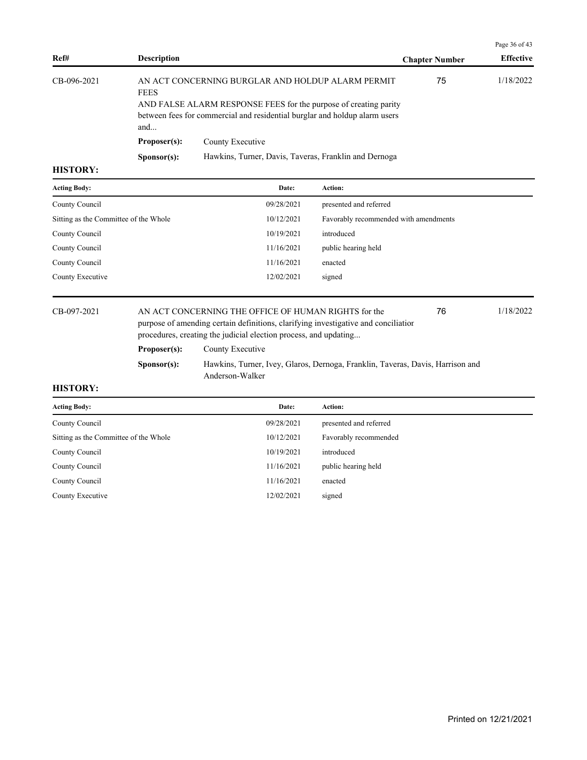| Ref# | Description | Chapter Number | Effective |
|---|---|---|---|
| CB-096-2021 | AN ACT CONCERNING BURGLAR AND HOLDUP ALARM PERMIT FEES AND FALSE ALARM RESPONSE FEES for the purpose of creating parity between fees for commercial and residential burglar and holdup alarm users and... | 75 | 1/18/2022 |

**Proposer(s):** County Executive

**Sponsor(s):** Hawkins, Turner, Davis, Taveras, Franklin and Dernoga

**HISTORY:**

| Acting Body: | Date: | Action: |
|---|---|---|
| County Council | 09/28/2021 | presented and referred |
| Sitting as the Committee of the Whole | 10/12/2021 | Favorably recommended with amendments |
| County Council | 10/19/2021 | introduced |
| County Council | 11/16/2021 | public hearing held |
| County Council | 11/16/2021 | enacted |
| County Executive | 12/02/2021 | signed |

| Ref# | Description | Chapter Number | Effective |
|---|---|---|---|
| CB-097-2021 | AN ACT CONCERNING THE OFFICE OF HUMAN RIGHTS for the purpose of amending certain definitions, clarifying investigative and conciliatior procedures, creating the judicial election process, and updating... | 76 | 1/18/2022 |

**Proposer(s):** County Executive

**Sponsor(s):** Hawkins, Turner, Ivey, Glaros, Dernoga, Franklin, Taveras, Davis, Harrison and Anderson-Walker

**HISTORY:**

| Acting Body: | Date: | Action: |
|---|---|---|
| County Council | 09/28/2021 | presented and referred |
| Sitting as the Committee of the Whole | 10/12/2021 | Favorably recommended |
| County Council | 10/19/2021 | introduced |
| County Council | 11/16/2021 | public hearing held |
| County Council | 11/16/2021 | enacted |
| County Executive | 12/02/2021 | signed |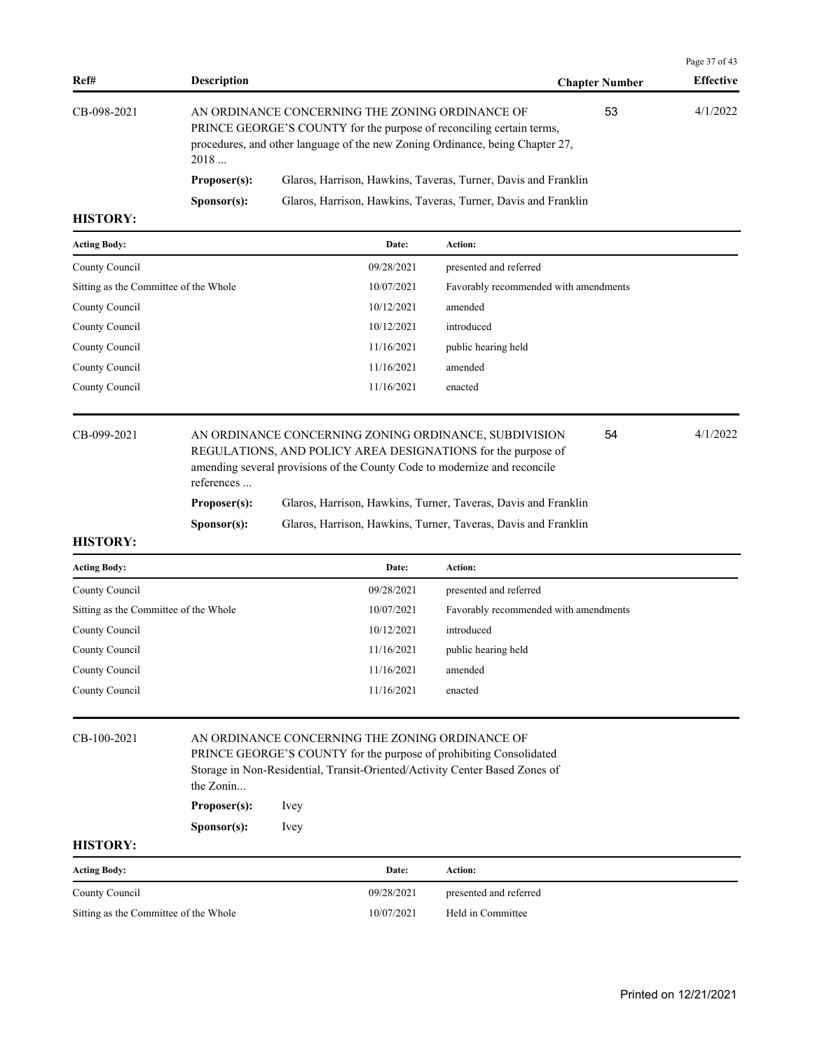| Ref# | Description | Chapter Number | Effective |
|---|---|---|---|
| CB-098-2021 | AN ORDINANCE CONCERNING THE ZONING ORDINANCE OF PRINCE GEORGE'S COUNTY for the purpose of reconciling certain terms, procedures, and other language of the new Zoning Ordinance, being Chapter 27, 2018 ... | 53 | 4/1/2022 |

**Proposer(s):** Glaros, Harrison, Hawkins, Taveras, Turner, Davis and Franklin

**Sponsor(s):** Glaros, Harrison, Hawkins, Taveras, Turner, Davis and Franklin

**HISTORY:**

| Acting Body: | Date: | Action: |
|---|---|---|
| County Council | 09/28/2021 | presented and referred |
| Sitting as the Committee of the Whole | 10/07/2021 | Favorably recommended with amendments |
| County Council | 10/12/2021 | amended |
| County Council | 10/12/2021 | introduced |
| County Council | 11/16/2021 | public hearing held |
| County Council | 11/16/2021 | amended |
| County Council | 11/16/2021 | enacted |

| Ref# | Description | Chapter Number | Effective |
|---|---|---|---|
| CB-099-2021 | AN ORDINANCE CONCERNING ZONING ORDINANCE, SUBDIVISION REGULATIONS, AND POLICY AREA DESIGNATIONS for the purpose of amending several provisions of the County Code to modernize and reconcile references ... | 54 | 4/1/2022 |

**Proposer(s):** Glaros, Harrison, Hawkins, Turner, Taveras, Davis and Franklin

**Sponsor(s):** Glaros, Harrison, Hawkins, Turner, Taveras, Davis and Franklin

**HISTORY:**

| Acting Body: | Date: | Action: |
|---|---|---|
| County Council | 09/28/2021 | presented and referred |
| Sitting as the Committee of the Whole | 10/07/2021 | Favorably recommended with amendments |
| County Council | 10/12/2021 | introduced |
| County Council | 11/16/2021 | public hearing held |
| County Council | 11/16/2021 | amended |
| County Council | 11/16/2021 | enacted |

| Ref# | Description | Chapter Number | Effective |
|---|---|---|---|
| CB-100-2021 | AN ORDINANCE CONCERNING THE ZONING ORDINANCE OF PRINCE GEORGE'S COUNTY for the purpose of prohibiting Consolidated Storage in Non-Residential, Transit-Oriented/Activity Center Based Zones of the Zonin... | | |

**Proposer(s):** Ivey

**Sponsor(s):** Ivey

**HISTORY:**

| Acting Body: | Date: | Action: |
|---|---|---|
| County Council | 09/28/2021 | presented and referred |
| Sitting as the Committee of the Whole | 10/07/2021 | Held in Committee |

Printed on 12/21/2021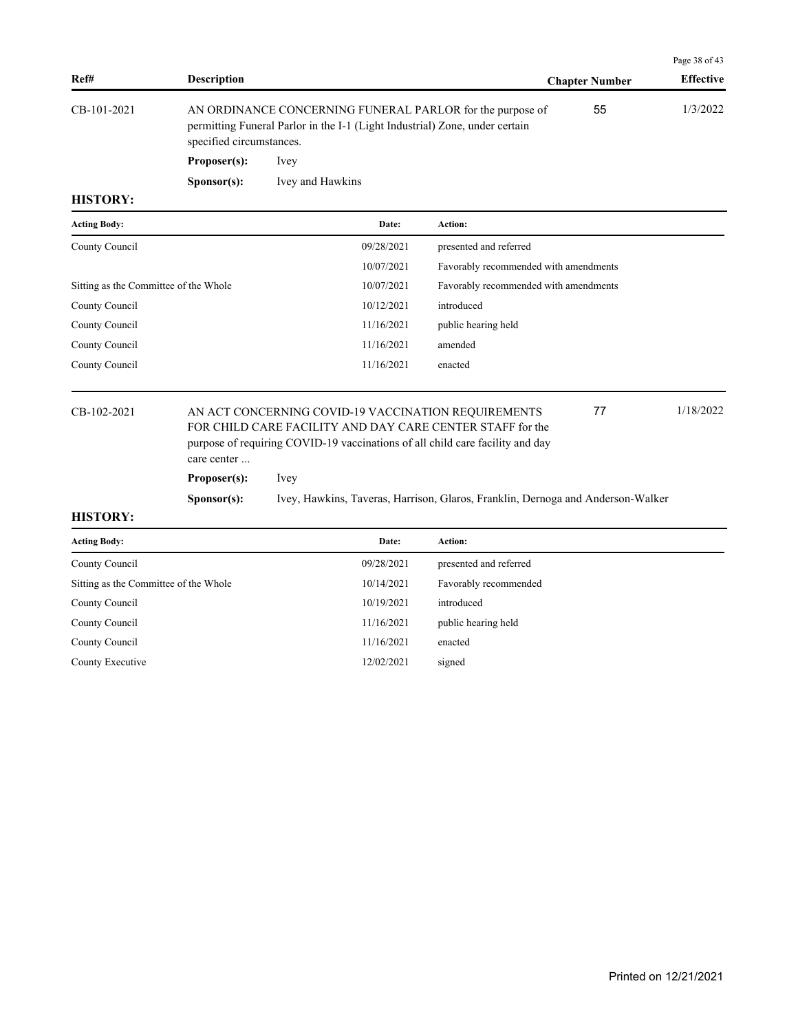| Ref# | Description | Chapter Number | Effective |
|---|---|---|---|
| CB-101-2021 | AN ORDINANCE CONCERNING FUNERAL PARLOR for the purpose of permitting Funeral Parlor in the I-1 (Light Industrial) Zone, under certain specified circumstances. | 55 | 1/3/2022 |

**Proposer(s):** Ivey

**Sponsor(s):** Ivey and Hawkins

**HISTORY:**

| Acting Body: | Date: | Action: |
|---|---|---|
| County Council | 09/28/2021 | presented and referred |
| | 10/07/2021 | Favorably recommended with amendments |
| Sitting as the Committee of the Whole | 10/07/2021 | Favorably recommended with amendments |
| County Council | 10/12/2021 | introduced |
| County Council | 11/16/2021 | public hearing held |
| County Council | 11/16/2021 | amended |
| County Council | 11/16/2021 | enacted |

| Ref# | Description | Chapter Number | Effective |
|---|---|---|---|
| CB-102-2021 | AN ACT CONCERNING COVID-19 VACCINATION REQUIREMENTS FOR CHILD CARE FACILITY AND DAY CARE CENTER STAFF for the purpose of requiring COVID-19 vaccinations of all child care facility and day care center ... | 77 | 1/18/2022 |

**Proposer(s):** Ivey

**Sponsor(s):** Ivey, Hawkins, Taveras, Harrison, Glaros, Franklin, Dernoga and Anderson-Walker

**HISTORY:**

| Acting Body: | Date: | Action: |
|---|---|---|
| County Council | 09/28/2021 | presented and referred |
| Sitting as the Committee of the Whole | 10/14/2021 | Favorably recommended |
| County Council | 10/19/2021 | introduced |
| County Council | 11/16/2021 | public hearing held |
| County Council | 11/16/2021 | enacted |
| County Executive | 12/02/2021 | signed |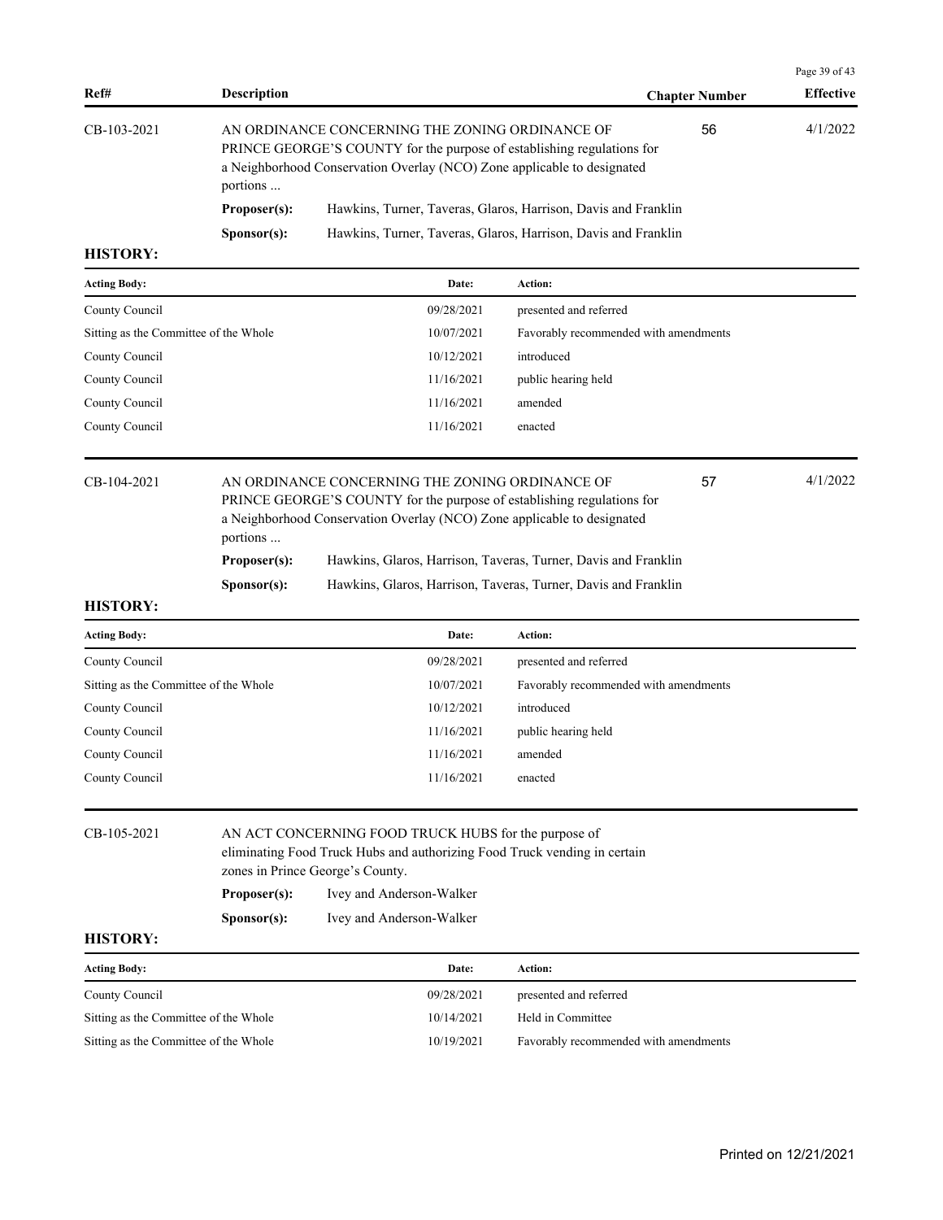| Ref# | Description | Chapter Number | Effective |
|---|---|---|---|
| CB-103-2021 | AN ORDINANCE CONCERNING THE ZONING ORDINANCE OF PRINCE GEORGE'S COUNTY for the purpose of establishing regulations for a Neighborhood Conservation Overlay (NCO) Zone applicable to designated portions ... | 56 | 4/1/2022 |

**Proposer(s):** Hawkins, Turner, Taveras, Glaros, Harrison, Davis and Franklin

**Sponsor(s):** Hawkins, Turner, Taveras, Glaros, Harrison, Davis and Franklin

**HISTORY:**

| Acting Body: | Date: | Action: |
|---|---|---|
| County Council | 09/28/2021 | presented and referred |
| Sitting as the Committee of the Whole | 10/07/2021 | Favorably recommended with amendments |
| County Council | 10/12/2021 | introduced |
| County Council | 11/16/2021 | public hearing held |
| County Council | 11/16/2021 | amended |
| County Council | 11/16/2021 | enacted |

| Ref# | Description | Chapter Number | Effective |
|---|---|---|---|
| CB-104-2021 | AN ORDINANCE CONCERNING THE ZONING ORDINANCE OF PRINCE GEORGE'S COUNTY for the purpose of establishing regulations for a Neighborhood Conservation Overlay (NCO) Zone applicable to designated portions ... | 57 | 4/1/2022 |

**Proposer(s):** Hawkins, Glaros, Harrison, Taveras, Turner, Davis and Franklin

**Sponsor(s):** Hawkins, Glaros, Harrison, Taveras, Turner, Davis and Franklin

**HISTORY:**

| Acting Body: | Date: | Action: |
|---|---|---|
| County Council | 09/28/2021 | presented and referred |
| Sitting as the Committee of the Whole | 10/07/2021 | Favorably recommended with amendments |
| County Council | 10/12/2021 | introduced |
| County Council | 11/16/2021 | public hearing held |
| County Council | 11/16/2021 | amended |
| County Council | 11/16/2021 | enacted |

| Ref# | Description | Chapter Number | Effective |
|---|---|---|---|
| CB-105-2021 | AN ACT CONCERNING FOOD TRUCK HUBS for the purpose of eliminating Food Truck Hubs and authorizing Food Truck vending in certain zones in Prince George's County. | | |

**Proposer(s):** Ivey and Anderson-Walker

**Sponsor(s):** Ivey and Anderson-Walker

**HISTORY:**

| Acting Body: | Date: | Action: |
|---|---|---|
| County Council | 09/28/2021 | presented and referred |
| Sitting as the Committee of the Whole | 10/14/2021 | Held in Committee |
| Sitting as the Committee of the Whole | 10/19/2021 | Favorably recommended with amendments |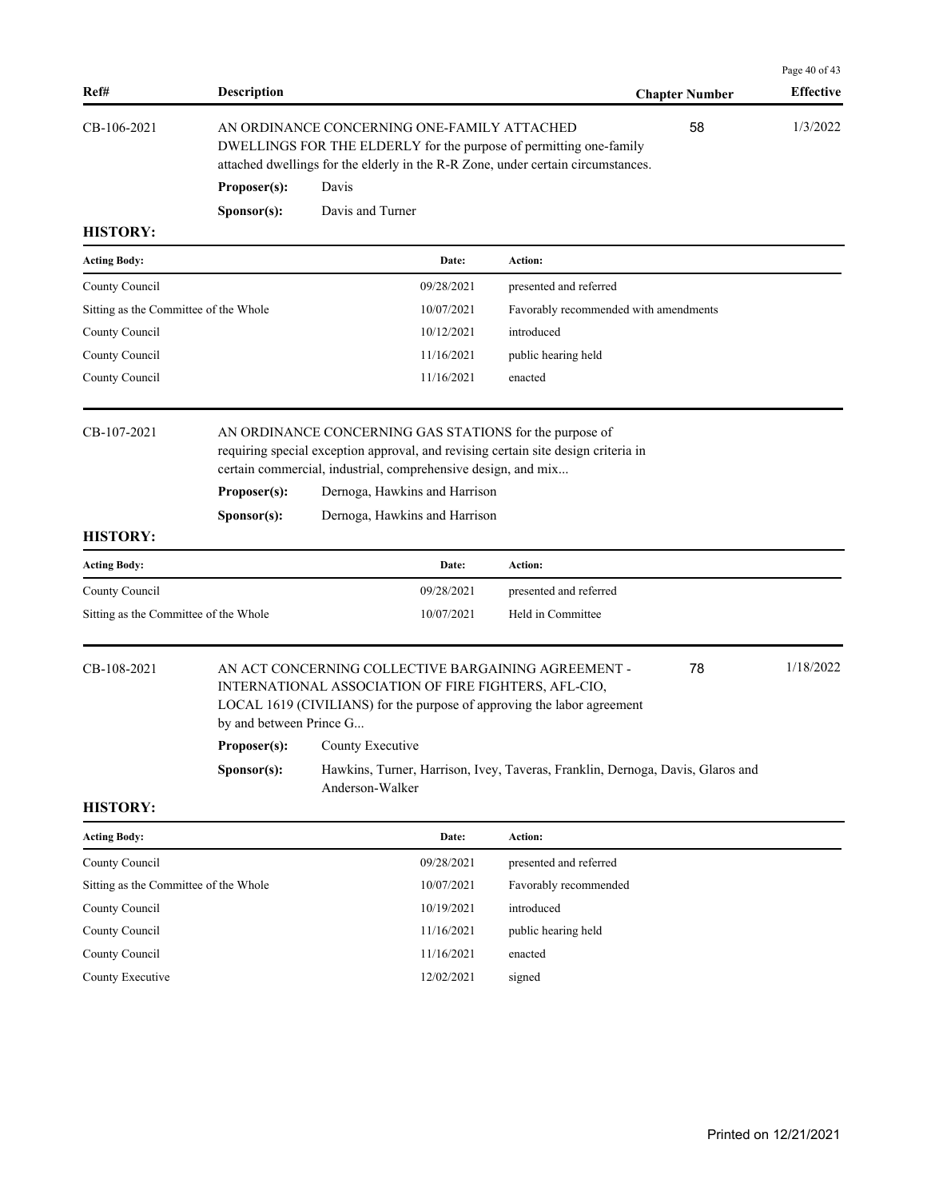| Ref# | Description | Chapter Number | Effective |
|---|---|---|---|
| CB-106-2021 | AN ORDINANCE CONCERNING ONE-FAMILY ATTACHED DWELLINGS FOR THE ELDERLY for the purpose of permitting one-family attached dwellings for the elderly in the R-R Zone, under certain circumstances. | 58 | 1/3/2022 |

**Proposer(s):** Davis

**Sponsor(s):** Davis and Turner

**HISTORY:**

| Acting Body: | Date: | Action: |
|---|---|---|
| County Council | 09/28/2021 | presented and referred |
| Sitting as the Committee of the Whole | 10/07/2021 | Favorably recommended with amendments |
| County Council | 10/12/2021 | introduced |
| County Council | 11/16/2021 | public hearing held |
| County Council | 11/16/2021 | enacted |

| Ref# | Description | Chapter Number | Effective |
|---|---|---|---|
| CB-107-2021 | AN ORDINANCE CONCERNING GAS STATIONS for the purpose of requiring special exception approval, and revising certain site design criteria in certain commercial, industrial, comprehensive design, and mix... | | |

**Proposer(s):** Dernoga, Hawkins and Harrison

**Sponsor(s):** Dernoga, Hawkins and Harrison

**HISTORY:**

| Acting Body: | Date: | Action: |
|---|---|---|
| County Council | 09/28/2021 | presented and referred |
| Sitting as the Committee of the Whole | 10/07/2021 | Held in Committee |

| Ref# | Description | Chapter Number | Effective |
|---|---|---|---|
| CB-108-2021 | AN ACT CONCERNING COLLECTIVE BARGAINING AGREEMENT - INTERNATIONAL ASSOCIATION OF FIRE FIGHTERS, AFL-CIO, LOCAL 1619 (CIVILIANS) for the purpose of approving the labor agreement by and between Prince G... | 78 | 1/18/2022 |

**Proposer(s):** County Executive

**Sponsor(s):** Hawkins, Turner, Harrison, Ivey, Taveras, Franklin, Dernoga, Davis, Glaros and Anderson-Walker

**HISTORY:**

| Acting Body: | Date: | Action: |
|---|---|---|
| County Council | 09/28/2021 | presented and referred |
| Sitting as the Committee of the Whole | 10/07/2021 | Favorably recommended |
| County Council | 10/19/2021 | introduced |
| County Council | 11/16/2021 | public hearing held |
| County Council | 11/16/2021 | enacted |
| County Executive | 12/02/2021 | signed |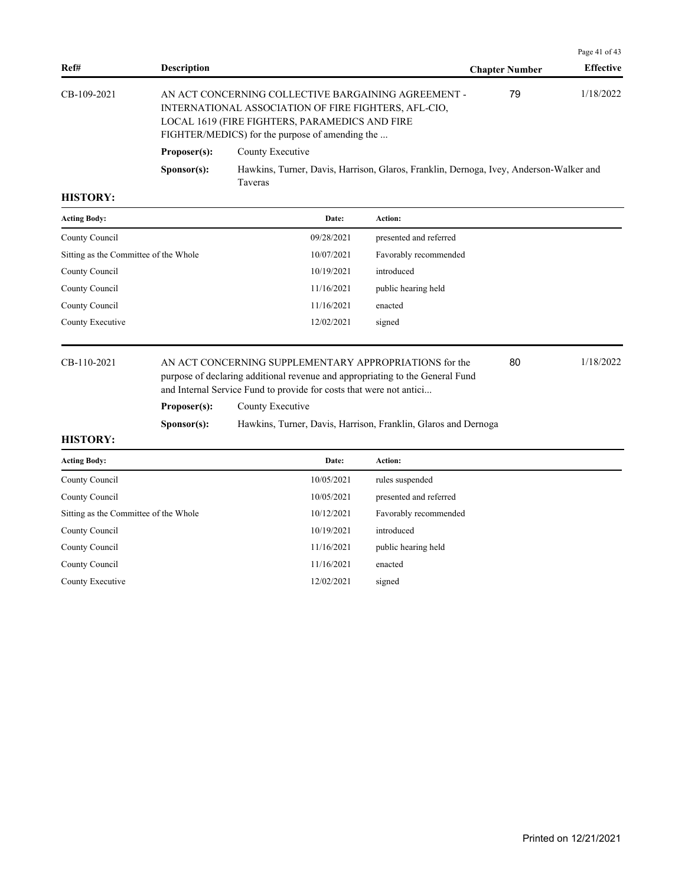| Ref# | Description | Chapter Number | Effective |
|---|---|---|---|
| CB-109-2021 | AN ACT CONCERNING COLLECTIVE BARGAINING AGREEMENT - INTERNATIONAL ASSOCIATION OF FIRE FIGHTERS, AFL-CIO, LOCAL 1619 (FIRE FIGHTERS, PARAMEDICS AND FIRE FIGHTER/MEDICS) for the purpose of amending the ... | 79 | 1/18/2022 |

**Proposer(s):** County Executive

**Sponsor(s):** Hawkins, Turner, Davis, Harrison, Glaros, Franklin, Dernoga, Ivey, Anderson-Walker and Taveras

**HISTORY:**

| Acting Body: | Date: | Action: |
|---|---|---|
| County Council | 09/28/2021 | presented and referred |
| Sitting as the Committee of the Whole | 10/07/2021 | Favorably recommended |
| County Council | 10/19/2021 | introduced |
| County Council | 11/16/2021 | public hearing held |
| County Council | 11/16/2021 | enacted |
| County Executive | 12/02/2021 | signed |

| Ref# | Description | Chapter Number | Effective |
|---|---|---|---|
| CB-110-2021 | AN ACT CONCERNING SUPPLEMENTARY APPROPRIATIONS for the purpose of declaring additional revenue and appropriating to the General Fund and Internal Service Fund to provide for costs that were not antici... | 80 | 1/18/2022 |

**Proposer(s):** County Executive

**Sponsor(s):** Hawkins, Turner, Davis, Harrison, Franklin, Glaros and Dernoga

**HISTORY:**

| Acting Body: | Date: | Action: |
|---|---|---|
| County Council | 10/05/2021 | rules suspended |
| County Council | 10/05/2021 | presented and referred |
| Sitting as the Committee of the Whole | 10/12/2021 | Favorably recommended |
| County Council | 10/19/2021 | introduced |
| County Council | 11/16/2021 | public hearing held |
| County Council | 11/16/2021 | enacted |
| County Executive | 12/02/2021 | signed |

Printed on 12/21/2021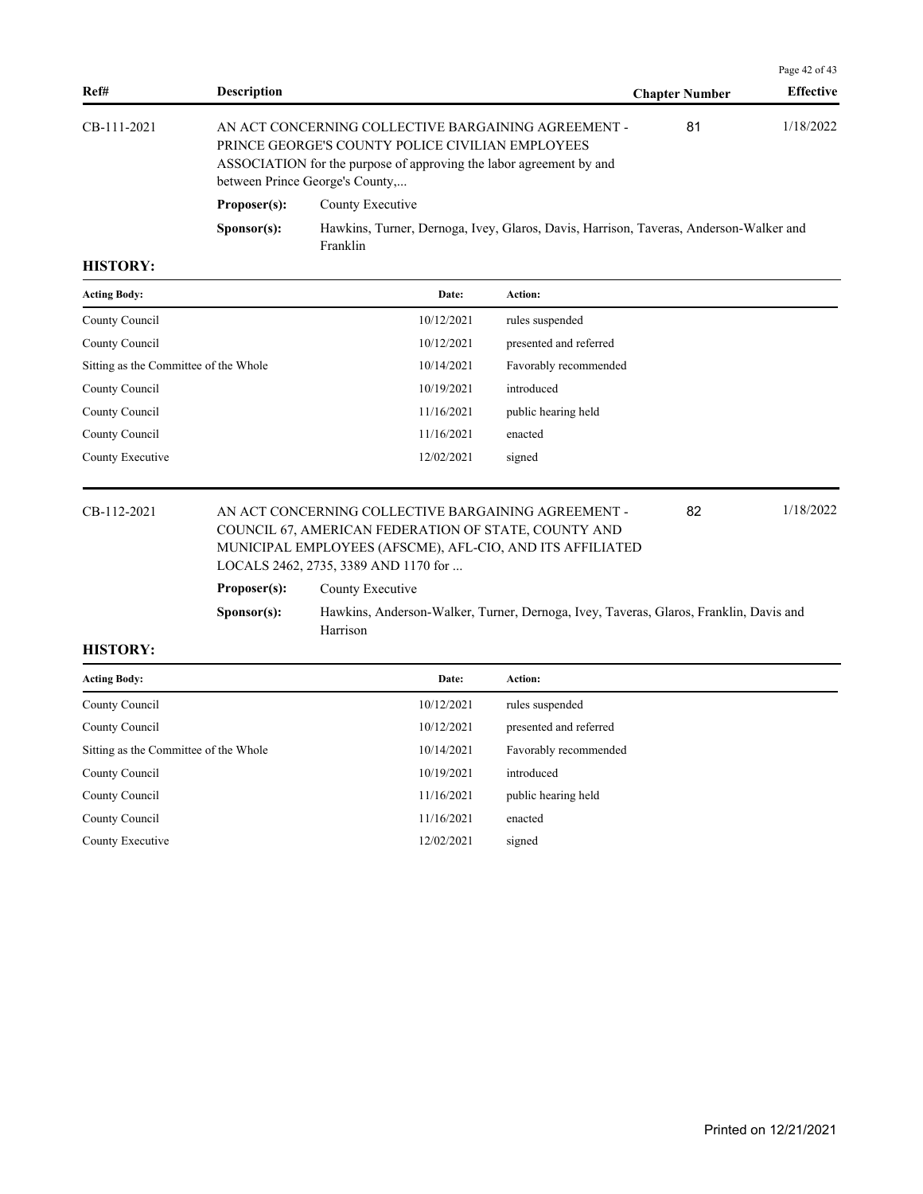| Ref# | Description | Chapter Number | Effective |
|---|---|---|---|
| CB-111-2021 | AN ACT CONCERNING COLLECTIVE BARGAINING AGREEMENT - PRINCE GEORGE'S COUNTY POLICE CIVILIAN EMPLOYEES ASSOCIATION for the purpose of approving the labor agreement by and between Prince George's County,... | 81 | 1/18/2022 |

**Proposer(s):** County Executive

**Sponsor(s):** Hawkins, Turner, Dernoga, Ivey, Glaros, Davis, Harrison, Taveras, Anderson-Walker and Franklin

**HISTORY:**

| Acting Body: | Date: | Action: |
|---|---|---|
| County Council | 10/12/2021 | rules suspended |
| County Council | 10/12/2021 | presented and referred |
| Sitting as the Committee of the Whole | 10/14/2021 | Favorably recommended |
| County Council | 10/19/2021 | introduced |
| County Council | 11/16/2021 | public hearing held |
| County Council | 11/16/2021 | enacted |
| County Executive | 12/02/2021 | signed |

| Ref# | Description | Chapter Number | Effective |
|---|---|---|---|
| CB-112-2021 | AN ACT CONCERNING COLLECTIVE BARGAINING AGREEMENT - COUNCIL 67, AMERICAN FEDERATION OF STATE, COUNTY AND MUNICIPAL EMPLOYEES (AFSCME), AFL-CIO, AND ITS AFFILIATED LOCALS 2462, 2735, 3389 AND 1170 for ... | 82 | 1/18/2022 |

**Proposer(s):** County Executive

**Sponsor(s):** Hawkins, Anderson-Walker, Turner, Dernoga, Ivey, Taveras, Glaros, Franklin, Davis and Harrison

**HISTORY:**

| Acting Body: | Date: | Action: |
|---|---|---|
| County Council | 10/12/2021 | rules suspended |
| County Council | 10/12/2021 | presented and referred |
| Sitting as the Committee of the Whole | 10/14/2021 | Favorably recommended |
| County Council | 10/19/2021 | introduced |
| County Council | 11/16/2021 | public hearing held |
| County Council | 11/16/2021 | enacted |
| County Executive | 12/02/2021 | signed |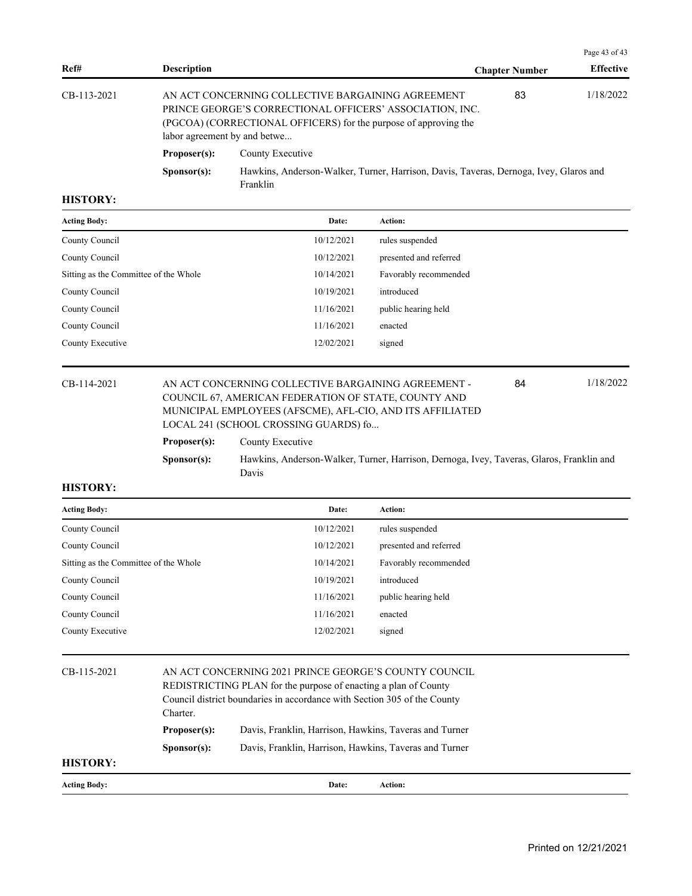| Ref# | Description | Chapter Number | Effective |
|---|---|---|---|
| CB-113-2021 | AN ACT CONCERNING COLLECTIVE BARGAINING AGREEMENT PRINCE GEORGE'S CORRECTIONAL OFFICERS' ASSOCIATION, INC. (PGCOA) (CORRECTIONAL OFFICERS) for the purpose of approving the labor agreement by and betwe... | 83 | 1/18/2022 |

**Proposer(s):** County Executive

**Sponsor(s):** Hawkins, Anderson-Walker, Turner, Harrison, Davis, Taveras, Dernoga, Ivey, Glaros and Franklin

**HISTORY:**

| Acting Body: | Date: | Action: |
|---|---|---|
| County Council | 10/12/2021 | rules suspended |
| County Council | 10/12/2021 | presented and referred |
| Sitting as the Committee of the Whole | 10/14/2021 | Favorably recommended |
| County Council | 10/19/2021 | introduced |
| County Council | 11/16/2021 | public hearing held |
| County Council | 11/16/2021 | enacted |
| County Executive | 12/02/2021 | signed |

| Ref# | Description | Chapter Number | Effective |
|---|---|---|---|
| CB-114-2021 | AN ACT CONCERNING COLLECTIVE BARGAINING AGREEMENT - COUNCIL 67, AMERICAN FEDERATION OF STATE, COUNTY AND MUNICIPAL EMPLOYEES (AFSCME), AFL-CIO, AND ITS AFFILIATED LOCAL 241 (SCHOOL CROSSING GUARDS) fo... | 84 | 1/18/2022 |

**Proposer(s):** County Executive

**Sponsor(s):** Hawkins, Anderson-Walker, Turner, Harrison, Dernoga, Ivey, Taveras, Glaros, Franklin and Davis

**HISTORY:**

| Acting Body: | Date: | Action: |
|---|---|---|
| County Council | 10/12/2021 | rules suspended |
| County Council | 10/12/2021 | presented and referred |
| Sitting as the Committee of the Whole | 10/14/2021 | Favorably recommended |
| County Council | 10/19/2021 | introduced |
| County Council | 11/16/2021 | public hearing held |
| County Council | 11/16/2021 | enacted |
| County Executive | 12/02/2021 | signed |

| Ref# | Description | Chapter Number | Effective |
|---|---|---|---|
| CB-115-2021 | AN ACT CONCERNING 2021 PRINCE GEORGE'S COUNTY COUNCIL REDISTRICTING PLAN for the purpose of enacting a plan of County Council district boundaries in accordance with Section 305 of the County Charter. | | |

**Proposer(s):** Davis, Franklin, Harrison, Hawkins, Taveras and Turner

**Sponsor(s):** Davis, Franklin, Harrison, Hawkins, Taveras and Turner

**HISTORY:**

| Acting Body: | Date: | Action: |
|---|---|---|

Printed on 12/21/2021